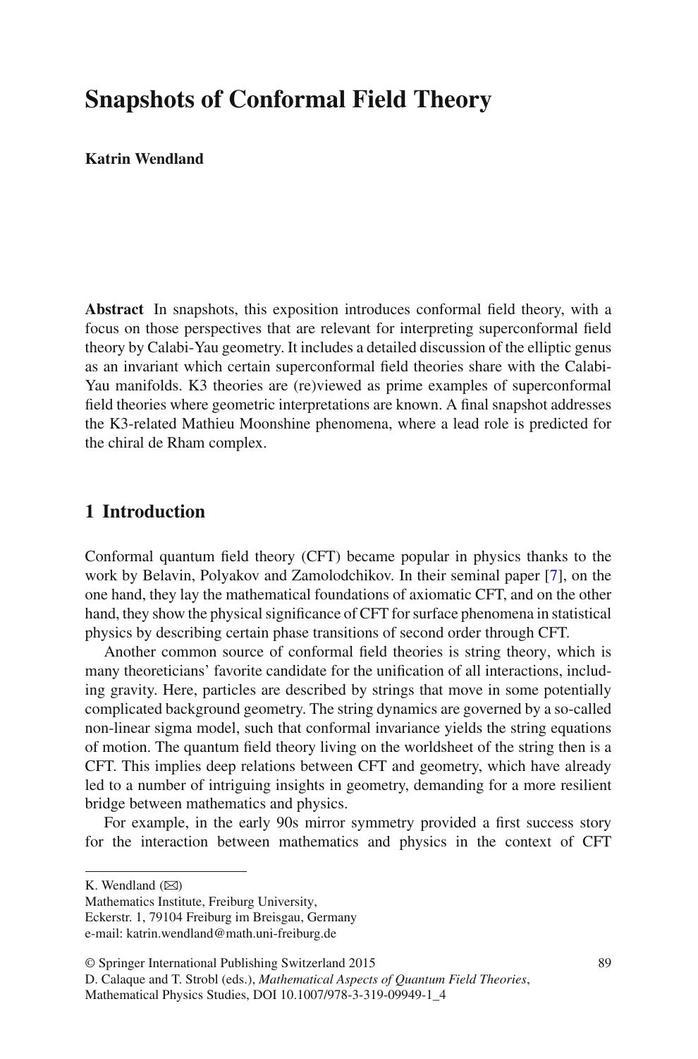# Snapshots of Conformal Field Theory

**Katrin Wendland**

**Abstract** In snapshots, this exposition introduces conformal field theory, with a focus on those perspectives that are relevant for interpreting superconformal field theory by Calabi-Yau geometry. It includes a detailed discussion of the elliptic genus as an invariant which certain superconformal field theories share with the Calabi-Yau manifolds. K3 theories are (re)viewed as prime examples of superconformal field theories where geometric interpretations are known. A final snapshot addresses the K3-related Mathieu Moonshine phenomena, where a lead role is predicted for the chiral de Rham complex.

## 1 Introduction

Conformal quantum field theory (CFT) became popular in physics thanks to the work by Belavin, Polyakov and Zamolodchikov. In their seminal paper [7], on the one hand, they lay the mathematical foundations of axiomatic CFT, and on the other hand, they show the physical significance of CFT for surface phenomena in statistical physics by describing certain phase transitions of second order through CFT.

Another common source of conformal field theories is string theory, which is many theoreticians' favorite candidate for the unification of all interactions, including gravity. Here, particles are described by strings that move in some potentially complicated background geometry. The string dynamics are governed by a so-called non-linear sigma model, such that conformal invariance yields the string equations of motion. The quantum field theory living on the worldsheet of the string then is a CFT. This implies deep relations between CFT and geometry, which have already led to a number of intriguing insights in geometry, demanding for a more resilient bridge between mathematics and physics.

For example, in the early 90s mirror symmetry provided a first success story for the interaction between mathematics and physics in the context of CFT

K. Wendland (✉)
Mathematics Institute, Freiburg University,
Eckerstr. 1, 79104 Freiburg im Breisgau, Germany
e-mail: katrin.wendland@math.uni-freiburg.de

© Springer International Publishing Switzerland 2015
D. Calaque and T. Strobl (eds.), *Mathematical Aspects of Quantum Field Theories*,
Mathematical Physics Studies, DOI 10.1007/978-3-319-09949-1_4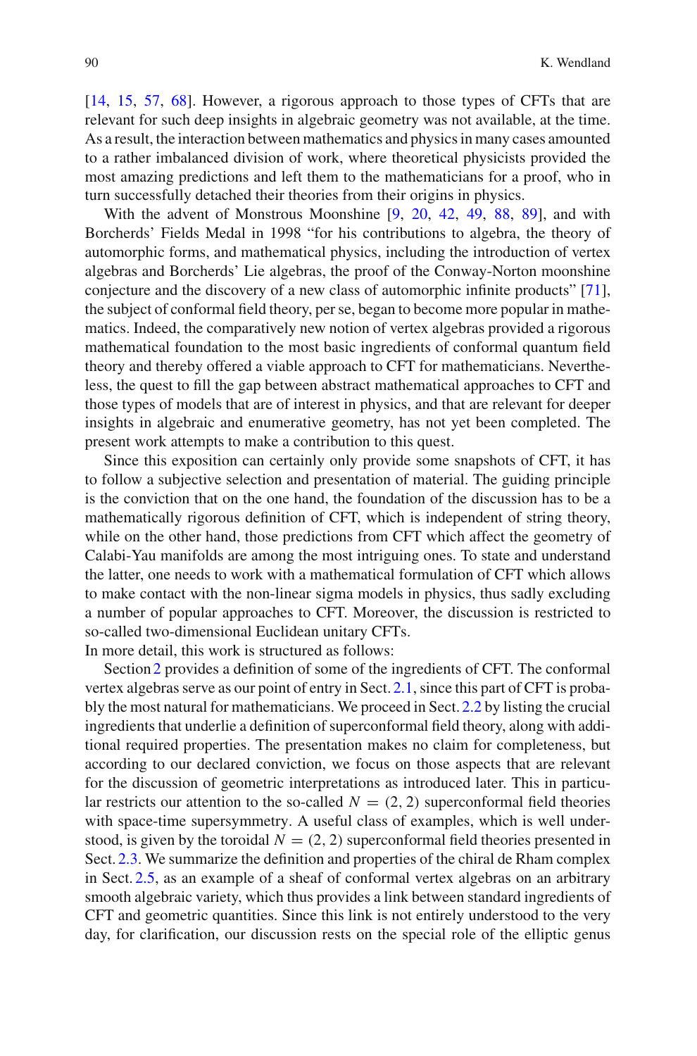[14, 15, 57, 68]. However, a rigorous approach to those types of CFTs that are relevant for such deep insights in algebraic geometry was not available, at the time. As a result, the interaction between mathematics and physics in many cases amounted to a rather imbalanced division of work, where theoretical physicists provided the most amazing predictions and left them to the mathematicians for a proof, who in turn successfully detached their theories from their origins in physics.

With the advent of Monstrous Moonshine [9, 20, 42, 49, 88, 89], and with Borcherds' Fields Medal in 1998 "for his contributions to algebra, the theory of automorphic forms, and mathematical physics, including the introduction of vertex algebras and Borcherds' Lie algebras, the proof of the Conway-Norton moonshine conjecture and the discovery of a new class of automorphic infinite products" [71], the subject of conformal field theory, per se, began to become more popular in mathematics. Indeed, the comparatively new notion of vertex algebras provided a rigorous mathematical foundation to the most basic ingredients of conformal quantum field theory and thereby offered a viable approach to CFT for mathematicians. Nevertheless, the quest to fill the gap between abstract mathematical approaches to CFT and those types of models that are of interest in physics, and that are relevant for deeper insights in algebraic and enumerative geometry, has not yet been completed. The present work attempts to make a contribution to this quest.

Since this exposition can certainly only provide some snapshots of CFT, it has to follow a subjective selection and presentation of material. The guiding principle is the conviction that on the one hand, the foundation of the discussion has to be a mathematically rigorous definition of CFT, which is independent of string theory, while on the other hand, those predictions from CFT which affect the geometry of Calabi-Yau manifolds are among the most intriguing ones. To state and understand the latter, one needs to work with a mathematical formulation of CFT which allows to make contact with the non-linear sigma models in physics, thus sadly excluding a number of popular approaches to CFT. Moreover, the discussion is restricted to so-called two-dimensional Euclidean unitary CFTs.

In more detail, this work is structured as follows:

Section 2 provides a definition of some of the ingredients of CFT. The conformal vertex algebras serve as our point of entry in Sect. 2.1, since this part of CFT is probably the most natural for mathematicians. We proceed in Sect. 2.2 by listing the crucial ingredients that underlie a definition of superconformal field theory, along with additional required properties. The presentation makes no claim for completeness, but according to our declared conviction, we focus on those aspects that are relevant for the discussion of geometric interpretations as introduced later. This in particular restricts our attention to the so-called $N = (2, 2)$ superconformal field theories with space-time supersymmetry. A useful class of examples, which is well understood, is given by the toroidal $N = (2, 2)$ superconformal field theories presented in Sect. 2.3. We summarize the definition and properties of the chiral de Rham complex in Sect. 2.5, as an example of a sheaf of conformal vertex algebras on an arbitrary smooth algebraic variety, which thus provides a link between standard ingredients of CFT and geometric quantities. Since this link is not entirely understood to the very day, for clarification, our discussion rests on the special role of the elliptic genus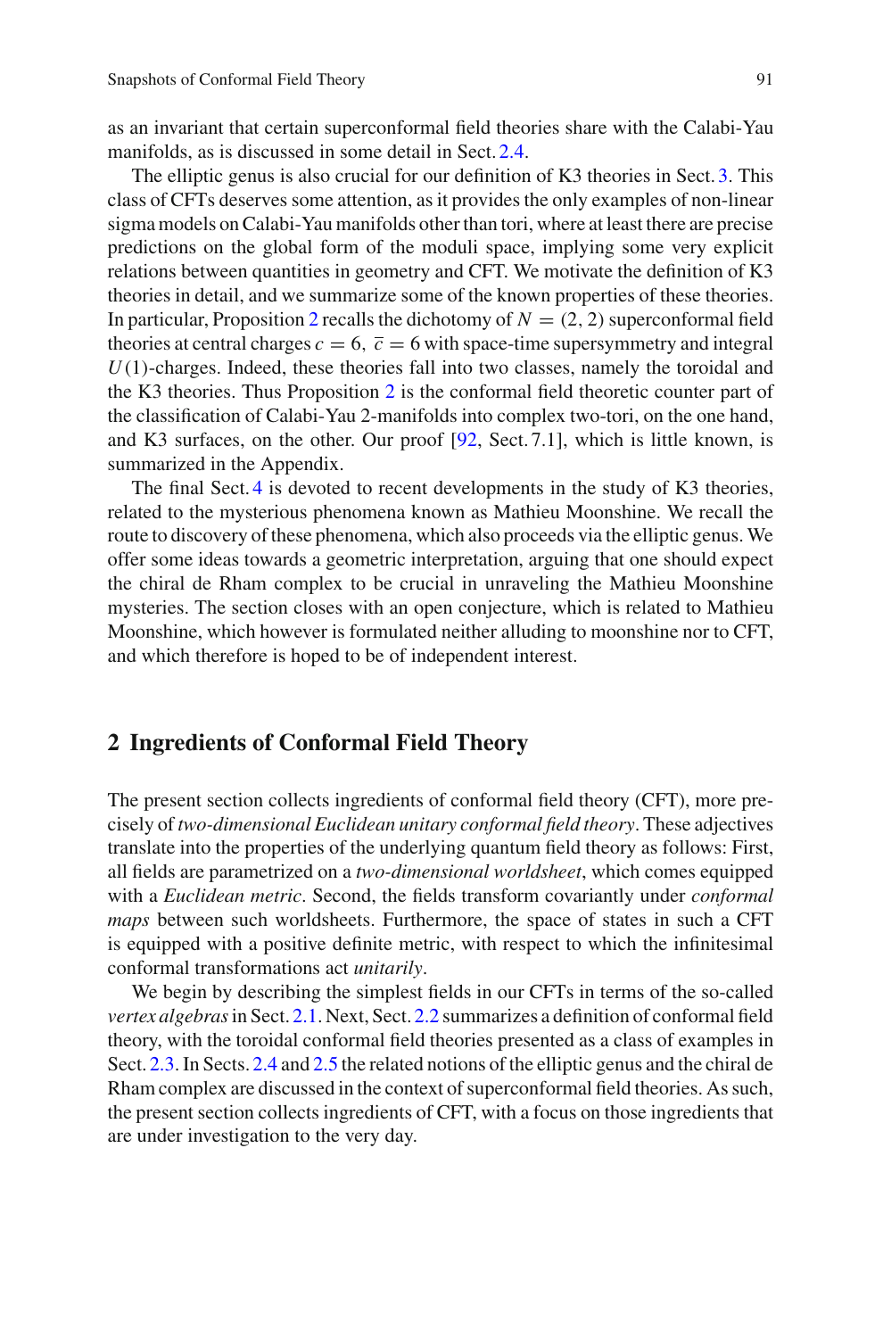as an invariant that certain superconformal field theories share with the Calabi-Yau manifolds, as is discussed in some detail in Sect. 2.4.

The elliptic genus is also crucial for our definition of K3 theories in Sect. 3. This class of CFTs deserves some attention, as it provides the only examples of non-linear sigma models on Calabi-Yau manifolds other than tori, where at least there are precise predictions on the global form of the moduli space, implying some very explicit relations between quantities in geometry and CFT. We motivate the definition of K3 theories in detail, and we summarize some of the known properties of these theories. In particular, Proposition 2 recalls the dichotomy of $N = (2, 2)$ superconformal field theories at central charges $c = 6,\ \overline{c} = 6$ with space-time supersymmetry and integral $U(1)$-charges. Indeed, these theories fall into two classes, namely the toroidal and the K3 theories. Thus Proposition 2 is the conformal field theoretic counter part of the classification of Calabi-Yau 2-manifolds into complex two-tori, on the one hand, and K3 surfaces, on the other. Our proof [92, Sect. 7.1], which is little known, is summarized in the Appendix.

The final Sect. 4 is devoted to recent developments in the study of K3 theories, related to the mysterious phenomena known as Mathieu Moonshine. We recall the route to discovery of these phenomena, which also proceeds via the elliptic genus. We offer some ideas towards a geometric interpretation, arguing that one should expect the chiral de Rham complex to be crucial in unraveling the Mathieu Moonshine mysteries. The section closes with an open conjecture, which is related to Mathieu Moonshine, which however is formulated neither alluding to moonshine nor to CFT, and which therefore is hoped to be of independent interest.

## 2 Ingredients of Conformal Field Theory

The present section collects ingredients of conformal field theory (CFT), more precisely of *two-dimensional Euclidean unitary conformal field theory*. These adjectives translate into the properties of the underlying quantum field theory as follows: First, all fields are parametrized on a *two-dimensional worldsheet*, which comes equipped with a *Euclidean metric*. Second, the fields transform covariantly under *conformal maps* between such worldsheets. Furthermore, the space of states in such a CFT is equipped with a positive definite metric, with respect to which the infinitesimal conformal transformations act *unitarily*.

We begin by describing the simplest fields in our CFTs in terms of the so-called *vertex algebras* in Sect. 2.1. Next, Sect. 2.2 summarizes a definition of conformal field theory, with the toroidal conformal field theories presented as a class of examples in Sect. 2.3. In Sects. 2.4 and 2.5 the related notions of the elliptic genus and the chiral de Rham complex are discussed in the context of superconformal field theories. As such, the present section collects ingredients of CFT, with a focus on those ingredients that are under investigation to the very day.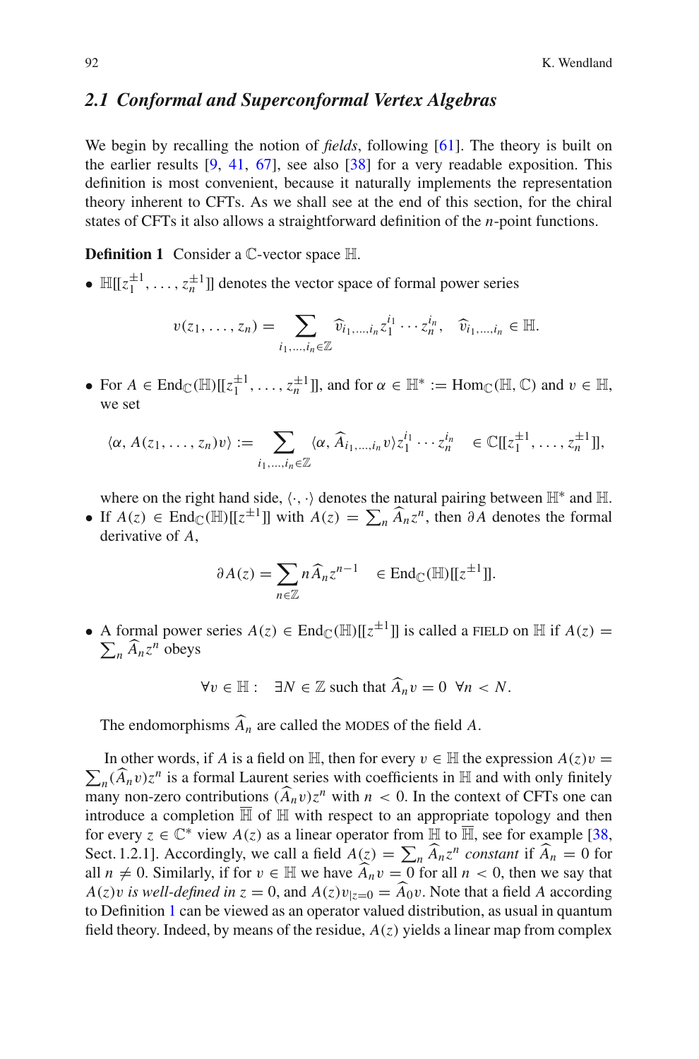## 2.1 Conformal and Superconformal Vertex Algebras

We begin by recalling the notion of *fields*, following [61]. The theory is built on the earlier results [9, 41, 67], see also [38] for a very readable exposition. This definition is most convenient, because it naturally implements the representation theory inherent to CFTs. As we shall see at the end of this section, for the chiral states of CFTs it also allows a straightforward definition of the $n$-point functions.

**Definition 1** Consider a $\mathbb{C}$-vector space $\mathbb{H}$.

- $\mathbb{H}[[z_1^{\pm 1}, \ldots, z_n^{\pm 1}]]$ denotes the vector space of formal power series

$$v(z_1, \ldots, z_n) = \sum_{i_1, \ldots, i_n \in \mathbb{Z}} \widehat{v}_{i_1, \ldots, i_n} z_1^{i_1} \cdots z_n^{i_n}, \quad \widehat{v}_{i_1, \ldots, i_n} \in \mathbb{H}.$$

- For $A \in \mathrm{End}_{\mathbb{C}}(\mathbb{H})[[z_1^{\pm 1}, \ldots, z_n^{\pm 1}]]$, and for $\alpha \in \mathbb{H}^* := \mathrm{Hom}_{\mathbb{C}}(\mathbb{H}, \mathbb{C})$ and $v \in \mathbb{H}$, we set

$$\langle \alpha, A(z_1, \ldots, z_n) v \rangle := \sum_{i_1, \ldots, i_n \in \mathbb{Z}} \langle \alpha, \widehat{A}_{i_1, \ldots, i_n} v \rangle z_1^{i_1} \cdots z_n^{i_n} \quad \in \mathbb{C}[[z_1^{\pm 1}, \ldots, z_n^{\pm 1}]],$$

  where on the right hand side, $\langle \cdot, \cdot \rangle$ denotes the natural pairing between $\mathbb{H}^*$ and $\mathbb{H}$.
- If $A(z) \in \mathrm{End}_{\mathbb{C}}(\mathbb{H})[[z^{\pm 1}]]$ with $A(z) = \sum_n \widehat{A}_n z^n$, then $\partial A$ denotes the formal derivative of $A$,

$$\partial A(z) = \sum_{n \in \mathbb{Z}} n \widehat{A}_n z^{n-1} \quad \in \mathrm{End}_{\mathbb{C}}(\mathbb{H})[[z^{\pm 1}]].$$

- A formal power series $A(z) \in \mathrm{End}_{\mathbb{C}}(\mathbb{H})[[z^{\pm 1}]]$ is called a FIELD on $\mathbb{H}$ if $A(z) = \sum_n \widehat{A}_n z^n$ obeys

$$\forall v \in \mathbb{H}: \quad \exists N \in \mathbb{Z} \text{ such that } \widehat{A}_n v = 0 \ \ \forall n < N.$$

  The endomorphisms $\widehat{A}_n$ are called the MODES of the field $A$.

In other words, if $A$ is a field on $\mathbb{H}$, then for every $v \in \mathbb{H}$ the expression $A(z)v = \sum_n (\widehat{A}_n v) z^n$ is a formal Laurent series with coefficients in $\mathbb{H}$ and with only finitely many non-zero contributions $(\widehat{A}_n v) z^n$ with $n < 0$. In the context of CFTs one can introduce a completion $\overline{\mathbb{H}}$ of $\mathbb{H}$ with respect to an appropriate topology and then for every $z \in \mathbb{C}^*$ view $A(z)$ as a linear operator from $\mathbb{H}$ to $\overline{\mathbb{H}}$, see for example [38, Sect. 1.2.1]. Accordingly, we call a field $A(z) = \sum_n \widehat{A}_n z^n$ *constant* if $\widehat{A}_n = 0$ for all $n \neq 0$. Similarly, if for $v \in \mathbb{H}$ we have $\widehat{A}_n v = 0$ for all $n < 0$, then we say that $A(z)v$ *is well-defined in* $z = 0$, and $A(z)v_{|z=0} = \widehat{A}_0 v$. Note that a field $A$ according to Definition 1 can be viewed as an operator valued distribution, as usual in quantum field theory. Indeed, by means of the residue, $A(z)$ yields a linear map from complex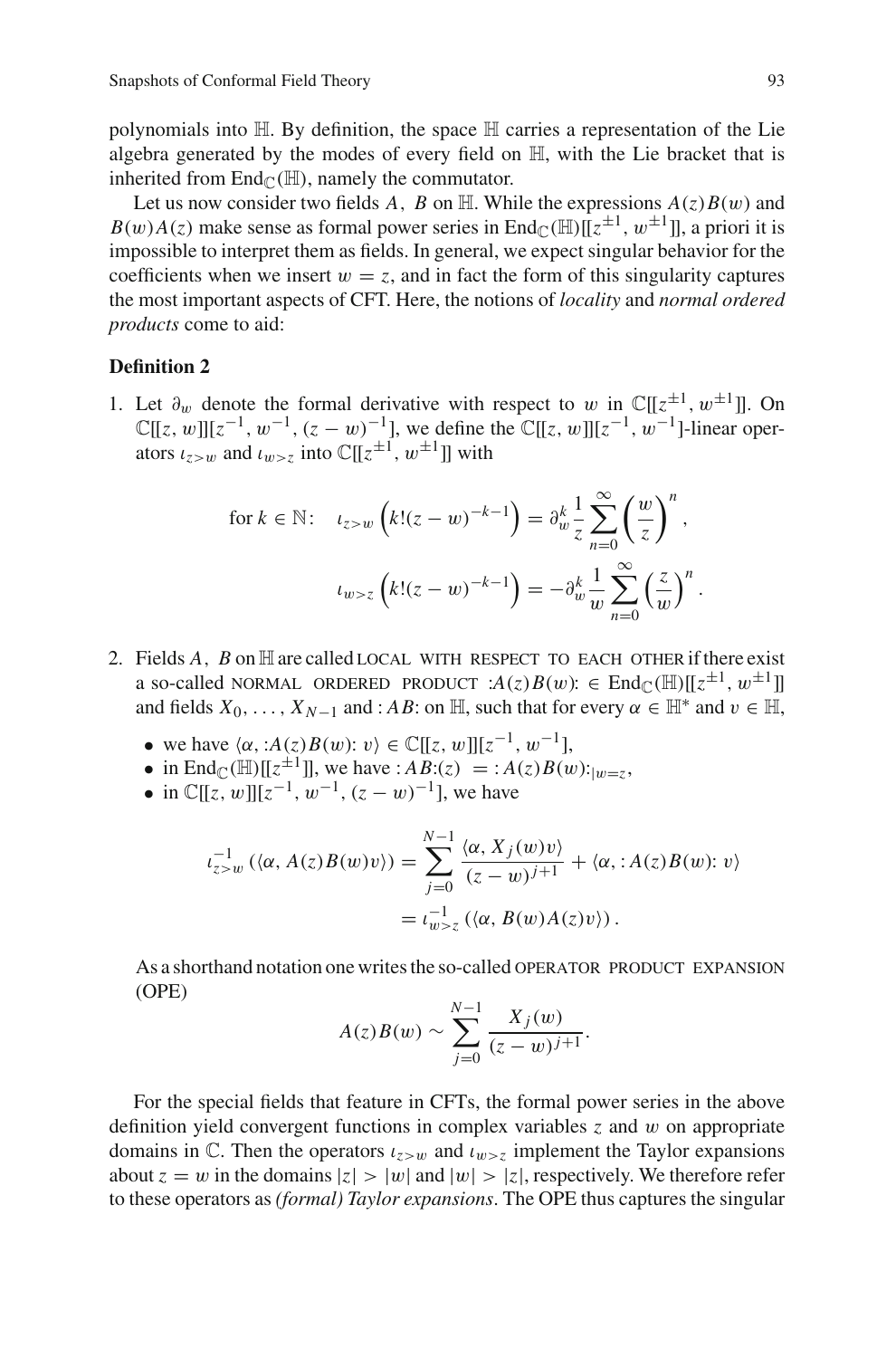polynomials into $\mathbb{H}$. By definition, the space $\mathbb{H}$ carries a representation of the Lie algebra generated by the modes of every field on $\mathbb{H}$, with the Lie bracket that is inherited from $\mathrm{End}_{\mathbb{C}}(\mathbb{H})$, namely the commutator.

Let us now consider two fields $A$, $B$ on $\mathbb{H}$. While the expressions $A(z)B(w)$ and $B(w)A(z)$ make sense as formal power series in $\mathrm{End}_{\mathbb{C}}(\mathbb{H})[[z^{\pm 1}, w^{\pm 1}]]$, a priori it is impossible to interpret them as fields. In general, we expect singular behavior for the coefficients when we insert $w = z$, and in fact the form of this singularity captures the most important aspects of CFT. Here, the notions of *locality* and *normal ordered products* come to aid:

**Definition 2**

1. Let $\partial_w$ denote the formal derivative with respect to $w$ in $\mathbb{C}[[z^{\pm 1}, w^{\pm 1}]]$. On $\mathbb{C}[[z, w]][z^{-1}, w^{-1}, (z-w)^{-1}]$, we define the $\mathbb{C}[[z, w]][z^{-1}, w^{-1}]$-linear operators $\iota_{z>w}$ and $\iota_{w>z}$ into $\mathbb{C}[[z^{\pm 1}, w^{\pm 1}]]$ with

$$\text{for } k \in \mathbb{N}: \quad \iota_{z>w}\left(k!(z-w)^{-k-1}\right) = \partial_w^k \frac{1}{z} \sum_{n=0}^{\infty} \left(\frac{w}{z}\right)^n,$$

$$\iota_{w>z}\left(k!(z-w)^{-k-1}\right) = -\partial_w^k \frac{1}{w} \sum_{n=0}^{\infty} \left(\frac{z}{w}\right)^n.$$

2. Fields $A$, $B$ on $\mathbb{H}$ are called LOCAL WITH RESPECT TO EACH OTHER if there exist a so-called NORMAL ORDERED PRODUCT $:A(z)B(w): \in \mathrm{End}_{\mathbb{C}}(\mathbb{H})[[z^{\pm 1}, w^{\pm 1}]]$ and fields $X_0, \ldots, X_{N-1}$ and $:AB:$ on $\mathbb{H}$, such that for every $\alpha \in \mathbb{H}^*$ and $v \in \mathbb{H}$,

   - we have $\langle \alpha, :A(z)B(w): v\rangle \in \mathbb{C}[[z, w]][z^{-1}, w^{-1}]$,
   - in $\mathrm{End}_{\mathbb{C}}(\mathbb{H})[[z^{\pm 1}]]$, we have $:AB:(z) \; = \; :A(z)B(w):_{|w=z}$,
   - in $\mathbb{C}[[z, w]][z^{-1}, w^{-1}, (z-w)^{-1}]$, we have

$$\iota_{z>w}^{-1}\left(\langle \alpha, A(z)B(w)v\rangle\right) = \sum_{j=0}^{N-1} \frac{\langle \alpha, X_j(w)v\rangle}{(z-w)^{j+1}} + \langle \alpha, :A(z)B(w): v\rangle$$

$$= \iota_{w>z}^{-1}\left(\langle \alpha, B(w)A(z)v\rangle\right).$$

As a shorthand notation one writes the so-called OPERATOR PRODUCT EXPANSION (OPE)

$$A(z)B(w) \sim \sum_{j=0}^{N-1} \frac{X_j(w)}{(z-w)^{j+1}}.$$

For the special fields that feature in CFTs, the formal power series in the above definition yield convergent functions in complex variables $z$ and $w$ on appropriate domains in $\mathbb{C}$. Then the operators $\iota_{z>w}$ and $\iota_{w>z}$ implement the Taylor expansions about $z = w$ in the domains $|z| > |w|$ and $|w| > |z|$, respectively. We therefore refer to these operators as *(formal) Taylor expansions*. The OPE thus captures the singular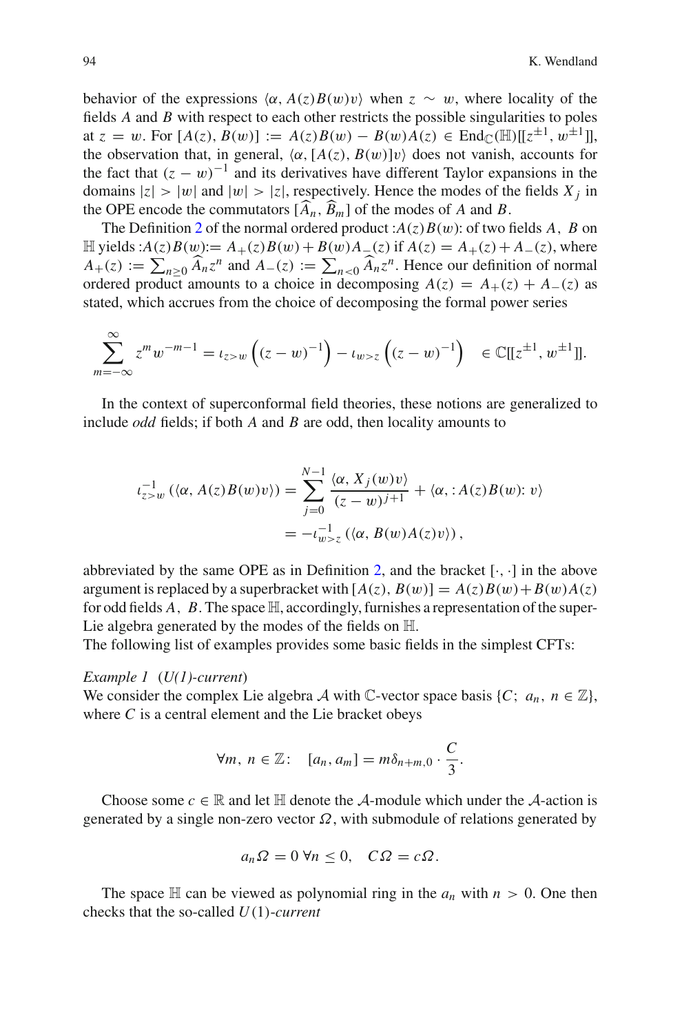behavior of the expressions $\langle \alpha, A(z)B(w)v\rangle$ when $z \sim w$, where locality of the fields $A$ and $B$ with respect to each other restricts the possible singularities to poles at $z = w$. For $[A(z), B(w)] := A(z)B(w) - B(w)A(z) \in \mathrm{End}_{\mathbb{C}}(\mathbb{H})[[z^{\pm 1}, w^{\pm 1}]]$, the observation that, in general, $\langle \alpha, [A(z), B(w)]v\rangle$ does not vanish, accounts for the fact that $(z-w)^{-1}$ and its derivatives have different Taylor expansions in the domains $|z| > |w|$ and $|w| > |z|$, respectively. Hence the modes of the fields $X_j$ in the OPE encode the commutators $[\widehat{A}_n, \widehat{B}_m]$ of the modes of $A$ and $B$.

The Definition 2 of the normal ordered product $:A(z)B(w):$ of two fields $A, B$ on $\mathbb{H}$ yields $:A(z)B(w):= A_+(z)B(w) + B(w)A_-(z)$ if $A(z) = A_+(z) + A_-(z)$, where $A_+(z) := \sum_{n\geq 0} \widehat{A}_n z^n$ and $A_-(z) := \sum_{n<0} \widehat{A}_n z^n$. Hence our definition of normal ordered product amounts to a choice in decomposing $A(z) = A_+(z) + A_-(z)$ as stated, which accrues from the choice of decomposing the formal power series

$$\sum_{m=-\infty}^{\infty} z^m w^{-m-1} = \iota_{z>w}\left((z-w)^{-1}\right) - \iota_{w>z}\left((z-w)^{-1}\right) \quad \in \mathbb{C}[[z^{\pm 1}, w^{\pm 1}]].$$

In the context of superconformal field theories, these notions are generalized to include *odd* fields; if both $A$ and $B$ are odd, then locality amounts to

$$\begin{aligned}
\iota_{z>w}^{-1}\left(\langle \alpha, A(z)B(w)v\rangle\right) &= \sum_{j=0}^{N-1} \frac{\langle \alpha, X_j(w)v\rangle}{(z-w)^{j+1}} + \langle \alpha, :A(z)B(w):\, v\rangle \\
&= -\iota_{w>z}^{-1}\left(\langle \alpha, B(w)A(z)v\rangle\right),
\end{aligned}$$

abbreviated by the same OPE as in Definition 2, and the bracket $[\cdot,\cdot]$ in the above argument is replaced by a superbracket with $[A(z), B(w)] = A(z)B(w) + B(w)A(z)$ for odd fields $A, B$. The space $\mathbb{H}$, accordingly, furnishes a representation of the super-Lie algebra generated by the modes of the fields on $\mathbb{H}$.

The following list of examples provides some basic fields in the simplest CFTs:

*Example 1* (*U(1)-current*)
We consider the complex Lie algebra $\mathcal{A}$ with $\mathbb{C}$-vector space basis $\{C;\ a_n,\ n \in \mathbb{Z}\}$, where $C$ is a central element and the Lie bracket obeys

$$\forall m, n \in \mathbb{Z}: \quad [a_n, a_m] = m\delta_{n+m,0} \cdot \frac{C}{3}.$$

Choose some $c \in \mathbb{R}$ and let $\mathbb{H}$ denote the $\mathcal{A}$-module which under the $\mathcal{A}$-action is generated by a single non-zero vector $\Omega$, with submodule of relations generated by

$$a_n\Omega = 0 \ \forall n \leq 0, \quad C\Omega = c\Omega.$$

The space $\mathbb{H}$ can be viewed as polynomial ring in the $a_n$ with $n > 0$. One then checks that the so-called $U(1)$-*current*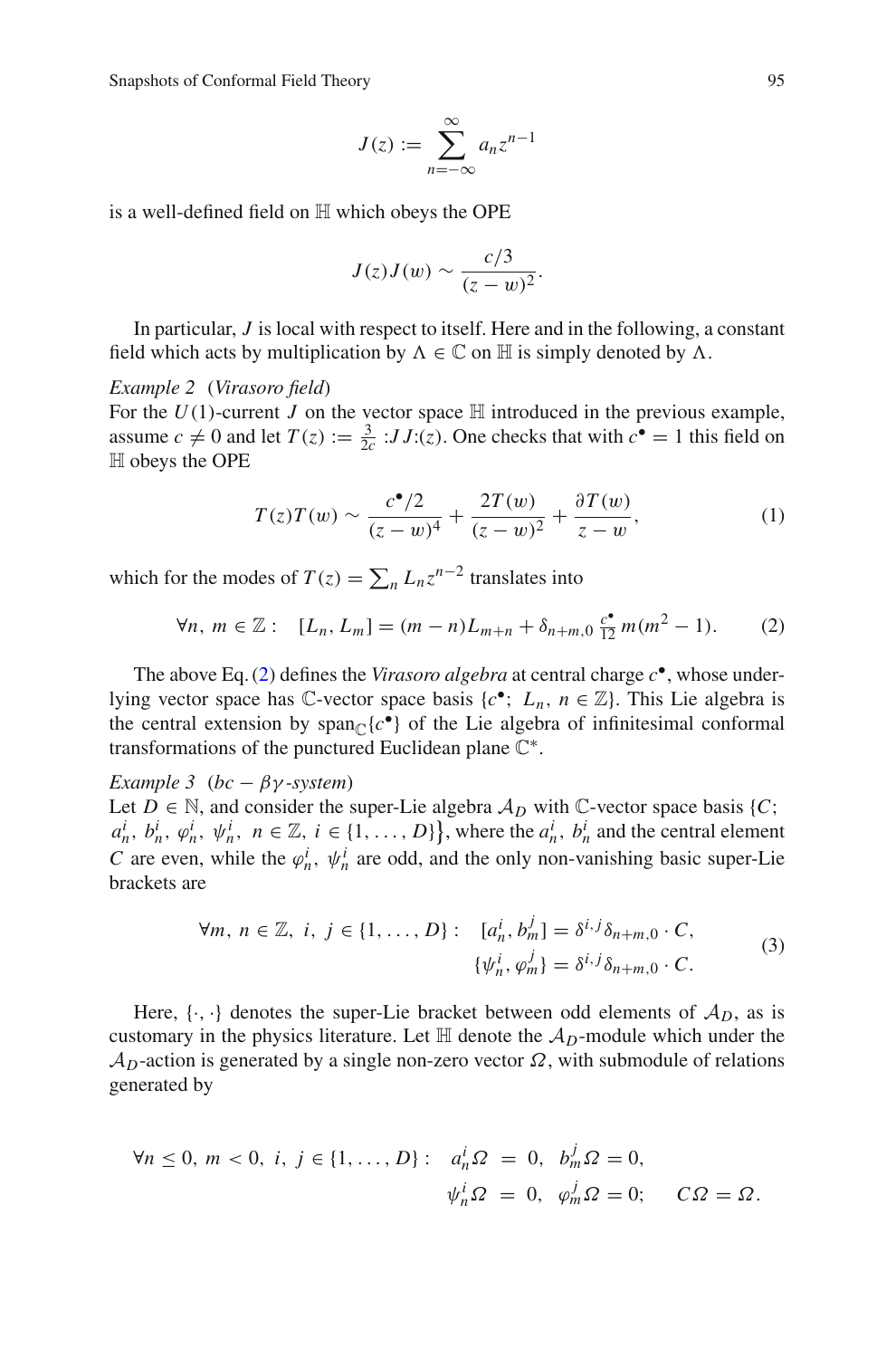$$J(z) := \sum_{n=-\infty}^{\infty} a_n z^{n-1}$$

is a well-defined field on $\mathbb{H}$ which obeys the OPE

$$J(z)J(w) \sim \frac{c/3}{(z-w)^2}.$$

In particular, $J$ is local with respect to itself. Here and in the following, a constant field which acts by multiplication by $\Lambda \in \mathbb{C}$ on $\mathbb{H}$ is simply denoted by $\Lambda$.

*Example 2* (*Virasoro field*)
For the $U(1)$-current $J$ on the vector space $\mathbb{H}$ introduced in the previous example, assume $c \neq 0$ and let $T(z) := \frac{3}{2c} :JJ:(z)$. One checks that with $c^\bullet = 1$ this field on $\mathbb{H}$ obeys the OPE

$$T(z)T(w) \sim \frac{c^\bullet/2}{(z-w)^4} + \frac{2T(w)}{(z-w)^2} + \frac{\partial T(w)}{z-w}, \tag{1}$$

which for the modes of $T(z) = \sum_n L_n z^{n-2}$ translates into

$$\forall n, m \in \mathbb{Z}: \quad [L_n, L_m] = (m-n)L_{m+n} + \delta_{n+m,0} \tfrac{c^\bullet}{12} m(m^2-1). \tag{2}$$

The above Eq. (2) defines the *Virasoro algebra* at central charge $c^\bullet$, whose underlying vector space has $\mathbb{C}$-vector space basis $\{c^\bullet;\ L_n,\ n \in \mathbb{Z}\}$. This Lie algebra is the central extension by $\text{span}_\mathbb{C}\{c^\bullet\}$ of the Lie algebra of infinitesimal conformal transformations of the punctured Euclidean plane $\mathbb{C}^*$.

*Example 3* (*$bc - \beta\gamma$-system*)
Let $D \in \mathbb{N}$, and consider the super-Lie algebra $\mathcal{A}_D$ with $\mathbb{C}$-vector space basis $\{C;\ a_n^i,\ b_n^i,\ \varphi_n^i,\ \psi_n^i,\ n \in \mathbb{Z},\ i \in \{1, \ldots, D\}\}$, where the $a_n^i$, $b_n^i$ and the central element $C$ are even, while the $\varphi_n^i$, $\psi_n^i$ are odd, and the only non-vanishing basic super-Lie brackets are

$$\begin{aligned}
\forall m, n \in \mathbb{Z},\ i, j \in \{1, \ldots, D\}: \quad [a_n^i, b_m^j] &= \delta^{i,j}\delta_{n+m,0} \cdot C, \\
\{\psi_n^i, \varphi_m^j\} &= \delta^{i,j}\delta_{n+m,0} \cdot C.
\end{aligned} \tag{3}$$

Here, $\{\cdot,\cdot\}$ denotes the super-Lie bracket between odd elements of $\mathcal{A}_D$, as is customary in the physics literature. Let $\mathbb{H}$ denote the $\mathcal{A}_D$-module which under the $\mathcal{A}_D$-action is generated by a single non-zero vector $\Omega$, with submodule of relations generated by

$$\begin{aligned}
\forall n \leq 0,\ m < 0,\ i, j \in \{1, \ldots, D\}: \quad a_n^i \Omega &= 0, \quad b_m^j \Omega = 0, \\
\psi_n^i \Omega &= 0, \quad \varphi_m^j \Omega = 0; \qquad C\Omega = \Omega.
\end{aligned}$$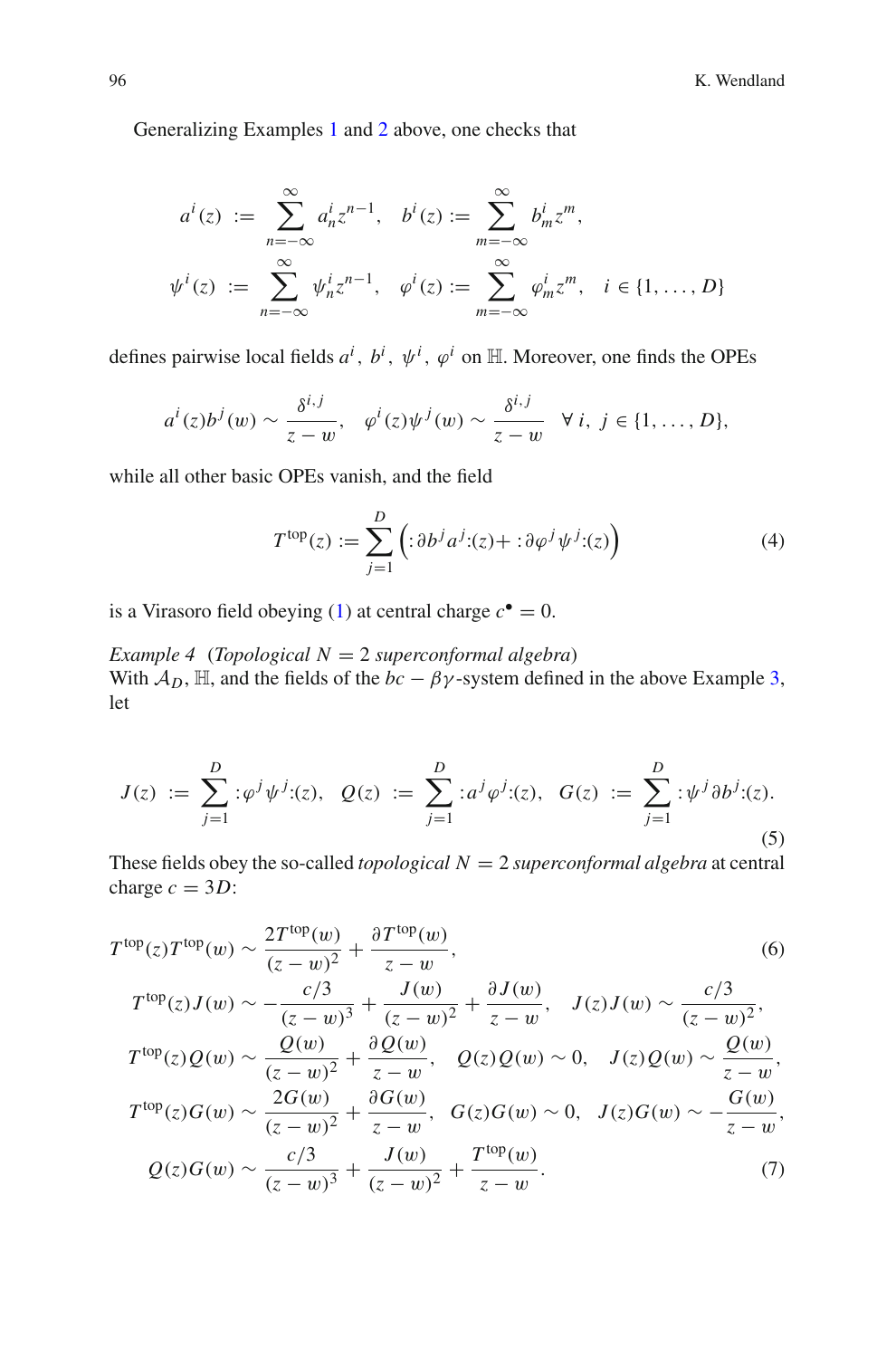Generalizing Examples 1 and 2 above, one checks that

$$
\begin{aligned}
a^i(z) &:= \sum_{n=-\infty}^{\infty} a_n^i z^{n-1}, \quad b^i(z) := \sum_{m=-\infty}^{\infty} b_m^i z^m, \\
\psi^i(z) &:= \sum_{n=-\infty}^{\infty} \psi_n^i z^{n-1}, \quad \varphi^i(z) := \sum_{m=-\infty}^{\infty} \varphi_m^i z^m, \quad i \in \{1, \dots, D\}
\end{aligned}
$$

defines pairwise local fields $a^i,\ b^i,\ \psi^i,\ \varphi^i$ on $\mathbb{H}$. Moreover, one finds the OPEs

$$
a^i(z) b^j(w) \sim \frac{\delta^{i,j}}{z-w}, \quad \varphi^i(z)\psi^j(w) \sim \frac{\delta^{i,j}}{z-w} \quad \forall\, i,\ j \in \{1, \dots, D\},
$$

while all other basic OPEs vanish, and the field

$$
T^{\text{top}}(z) := \sum_{j=1}^{D} \Big( :\partial b^j a^j:(z) + :\partial \varphi^j \psi^j:(z) \Big) \tag{4}
$$

is a Virasoro field obeying (1) at central charge $c^\bullet = 0$.

*Example 4* (*Topological $N = 2$ superconformal algebra*)
With $\mathcal{A}_D$, $\mathbb{H}$, and the fields of the $bc - \beta\gamma$-system defined in the above Example 3, let

$$
J(z) := \sum_{j=1}^{D} :\varphi^j \psi^j:(z), \quad Q(z) := \sum_{j=1}^{D} :a^j \varphi^j:(z), \quad G(z) := \sum_{j=1}^{D} :\psi^j \partial b^j:(z). \tag{5}
$$

These fields obey the so-called *topological $N = 2$ superconformal algebra* at central charge $c = 3D$:

$$
T^{\text{top}}(z) T^{\text{top}}(w) \sim \frac{2T^{\text{top}}(w)}{(z-w)^2} + \frac{\partial T^{\text{top}}(w)}{z-w}, \tag{6}
$$

$$
\begin{aligned}
T^{\text{top}}(z) J(w) &\sim -\frac{c/3}{(z-w)^3} + \frac{J(w)}{(z-w)^2} + \frac{\partial J(w)}{z-w}, \quad J(z)J(w) \sim \frac{c/3}{(z-w)^2}, \\
T^{\text{top}}(z) Q(w) &\sim \frac{Q(w)}{(z-w)^2} + \frac{\partial Q(w)}{z-w}, \quad Q(z)Q(w) \sim 0, \quad J(z)Q(w) \sim \frac{Q(w)}{z-w}, \\
T^{\text{top}}(z) G(w) &\sim \frac{2G(w)}{(z-w)^2} + \frac{\partial G(w)}{z-w}, \quad G(z)G(w) \sim 0, \quad J(z)G(w) \sim -\frac{G(w)}{z-w},
\end{aligned}
$$

$$
Q(z)G(w) \sim \frac{c/3}{(z-w)^3} + \frac{J(w)}{(z-w)^2} + \frac{T^{\text{top}}(w)}{z-w}. \tag{7}
$$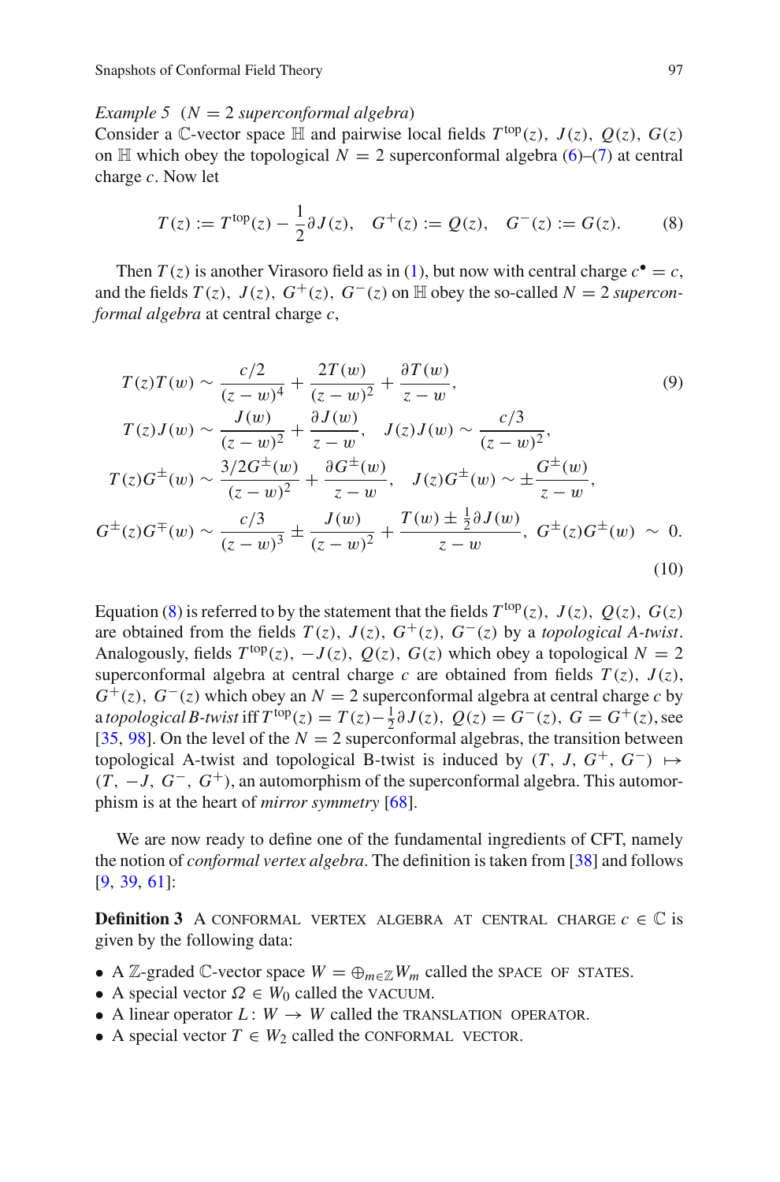*Example 5* ($N = 2$ *superconformal algebra*)
Consider a $\mathbb{C}$-vector space $\mathbb{H}$ and pairwise local fields $T^{\text{top}}(z),\ J(z),\ Q(z),\ G(z)$ on $\mathbb{H}$ which obey the topological $N = 2$ superconformal algebra (6)–(7) at central charge $c$. Now let

$$T(z) := T^{\text{top}}(z) - \frac{1}{2}\partial J(z), \quad G^+(z) := Q(z), \quad G^-(z) := G(z). \tag{8}$$

Then $T(z)$ is another Virasoro field as in (1), but now with central charge $c^\bullet = c$, and the fields $T(z),\ J(z),\ G^+(z),\ G^-(z)$ on $\mathbb{H}$ obey the so-called $N = 2$ *superconformal algebra* at central charge $c$,

$$T(z)T(w) \sim \frac{c/2}{(z-w)^4} + \frac{2T(w)}{(z-w)^2} + \frac{\partial T(w)}{z-w}, \tag{9}$$

$$T(z)J(w) \sim \frac{J(w)}{(z-w)^2} + \frac{\partial J(w)}{z-w}, \quad J(z)J(w) \sim \frac{c/3}{(z-w)^2},$$

$$T(z)G^\pm(w) \sim \frac{3/2G^\pm(w)}{(z-w)^2} + \frac{\partial G^\pm(w)}{z-w}, \quad J(z)G^\pm(w) \sim \pm\frac{G^\pm(w)}{z-w},$$

$$G^\pm(z)G^\mp(w) \sim \frac{c/3}{(z-w)^3} \pm \frac{J(w)}{(z-w)^2} + \frac{T(w) \pm \frac{1}{2}\partial J(w)}{z-w}, \quad G^\pm(z)G^\pm(w) \sim 0. \tag{10}$$

Equation (8) is referred to by the statement that the fields $T^{\text{top}}(z),\ J(z),\ Q(z),\ G(z)$ are obtained from the fields $T(z),\ J(z),\ G^+(z),\ G^-(z)$ by a *topological A-twist*. Analogously, fields $T^{\text{top}}(z),\ -J(z),\ Q(z),\ G(z)$ which obey a topological $N = 2$ superconformal algebra at central charge $c$ are obtained from fields $T(z),\ J(z),\ G^+(z),\ G^-(z)$ which obey an $N = 2$ superconformal algebra at central charge $c$ by a *topological B-twist* iff $T^{\text{top}}(z) = T(z) - \frac{1}{2}\partial J(z),\ Q(z) = G^-(z),\ G = G^+(z)$, see [35, 98]. On the level of the $N = 2$ superconformal algebras, the transition between topological A-twist and topological B-twist is induced by $(T,\ J,\ G^+,\ G^-) \mapsto (T,\ -J,\ G^-,\ G^+)$, an automorphism of the superconformal algebra. This automorphism is at the heart of *mirror symmetry* [68].

We are now ready to define one of the fundamental ingredients of CFT, namely the notion of *conformal vertex algebra*. The definition is taken from [38] and follows [9, 39, 61]:

**Definition 3** A CONFORMAL VERTEX ALGEBRA AT CENTRAL CHARGE $c \in \mathbb{C}$ is given by the following data:

- A $\mathbb{Z}$-graded $\mathbb{C}$-vector space $W = \oplus_{m\in\mathbb{Z}} W_m$ called the SPACE OF STATES.
- A special vector $\Omega \in W_0$ called the VACUUM.
- A linear operator $L\colon W \to W$ called the TRANSLATION OPERATOR.
- A special vector $T \in W_2$ called the CONFORMAL VECTOR.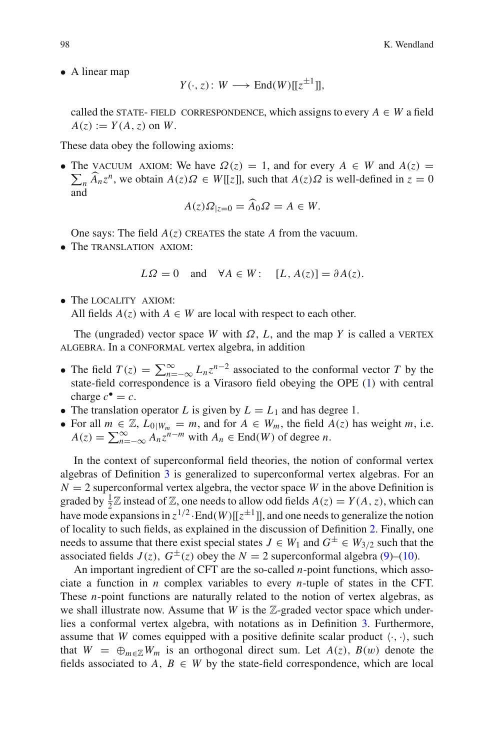- A linear map

$$Y(\cdot, z)\colon W \longrightarrow \mathrm{End}(W)[[z^{\pm 1}]],$$

  called the STATE- FIELD CORRESPONDENCE, which assigns to every $A \in W$ a field $A(z) := Y(A, z)$ on $W$.

These data obey the following axioms:

- The VACUUM AXIOM: We have $\Omega(z) = 1$, and for every $A \in W$ and $A(z) = \sum_n \widehat{A}_n z^n$, we obtain $A(z)\Omega \in W[[z]]$, such that $A(z)\Omega$ is well-defined in $z = 0$ and

$$A(z)\Omega_{|z=0} = \widehat{A}_0 \Omega = A \in W.$$

  One says: The field $A(z)$ CREATES the state $A$ from the vacuum.
- The TRANSLATION AXIOM:

$$L\Omega = 0 \quad \text{and} \quad \forall A \in W\colon \quad [L, A(z)] = \partial A(z).$$

- The LOCALITY AXIOM:
  All fields $A(z)$ with $A \in W$ are local with respect to each other.

The (ungraded) vector space $W$ with $\Omega$, $L$, and the map $Y$ is called a VERTEX ALGEBRA. In a CONFORMAL vertex algebra, in addition

- The field $T(z) = \sum_{n=-\infty}^{\infty} L_n z^{n-2}$ associated to the conformal vector $T$ by the state-field correspondence is a Virasoro field obeying the OPE (1) with central charge $c^\bullet = c$.
- The translation operator $L$ is given by $L = L_1$ and has degree 1.
- For all $m \in \mathbb{Z}$, $L_{0|W_m} = m$, and for $A \in W_m$, the field $A(z)$ has weight $m$, i.e. $A(z) = \sum_{n=-\infty}^{\infty} A_n z^{n-m}$ with $A_n \in \mathrm{End}(W)$ of degree $n$.

In the context of superconformal field theories, the notion of conformal vertex algebras of Definition 3 is generalized to superconformal vertex algebras. For an $N = 2$ superconformal vertex algebra, the vector space $W$ in the above Definition is graded by $\frac{1}{2}\mathbb{Z}$ instead of $\mathbb{Z}$, one needs to allow odd fields $A(z) = Y(A, z)$, which can have mode expansions in $z^{1/2} \cdot \mathrm{End}(W)[[z^{\pm 1}]]$, and one needs to generalize the notion of locality to such fields, as explained in the discussion of Definition 2. Finally, one needs to assume that there exist special states $J \in W_1$ and $G^\pm \in W_{3/2}$ such that the associated fields $J(z)$, $G^\pm(z)$ obey the $N = 2$ superconformal algebra (9)–(10).

An important ingredient of CFT are the so-called $n$-point functions, which associate a function in $n$ complex variables to every $n$-tuple of states in the CFT. These $n$-point functions are naturally related to the notion of vertex algebras, as we shall illustrate now. Assume that $W$ is the $\mathbb{Z}$-graded vector space which underlies a conformal vertex algebra, with notations as in Definition 3. Furthermore, assume that $W$ comes equipped with a positive definite scalar product $\langle \cdot, \cdot \rangle$, such that $W = \oplus_{m\in\mathbb{Z}} W_m$ is an orthogonal direct sum. Let $A(z)$, $B(w)$ denote the fields associated to $A, B \in W$ by the state-field correspondence, which are local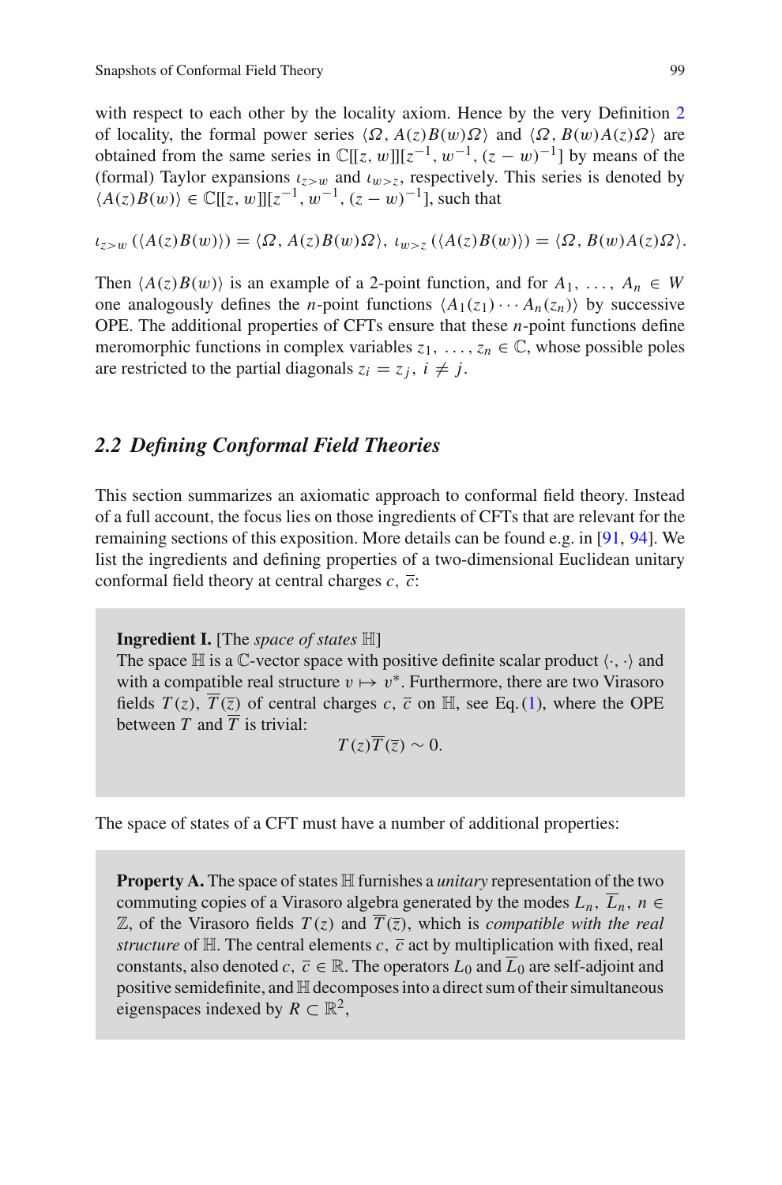with respect to each other by the locality axiom. Hence by the very Definition 2 of locality, the formal power series $\langle \Omega, A(z)B(w)\Omega \rangle$ and $\langle \Omega, B(w)A(z)\Omega \rangle$ are obtained from the same series in $\mathbb{C}[[z, w]][z^{-1}, w^{-1}, (z - w)^{-1}]$ by means of the (formal) Taylor expansions $\iota_{z>w}$ and $\iota_{w>z}$, respectively. This series is denoted by $\langle A(z)B(w) \rangle \in \mathbb{C}[[z, w]][z^{-1}, w^{-1}, (z - w)^{-1}]$, such that

$$\iota_{z>w}\left(\langle A(z)B(w)\rangle\right) = \langle \Omega, A(z)B(w)\Omega \rangle, \; \iota_{w>z}\left(\langle A(z)B(w)\rangle\right) = \langle \Omega, B(w)A(z)\Omega \rangle.$$

Then $\langle A(z)B(w) \rangle$ is an example of a 2-point function, and for $A_1, \ldots, A_n \in W$ one analogously defines the $n$-point functions $\langle A_1(z_1) \cdots A_n(z_n) \rangle$ by successive OPE. The additional properties of CFTs ensure that these $n$-point functions define meromorphic functions in complex variables $z_1, \ldots, z_n \in \mathbb{C}$, whose possible poles are restricted to the partial diagonals $z_i = z_j$, $i \neq j$.

## *2.2 Defining Conformal Field Theories*

This section summarizes an axiomatic approach to conformal field theory. Instead of a full account, the focus lies on those ingredients of CFTs that are relevant for the remaining sections of this exposition. More details can be found e.g. in [91, 94]. We list the ingredients and defining properties of a two-dimensional Euclidean unitary conformal field theory at central charges $c$, $\overline{c}$:

**Ingredient I.** [The *space of states* $\mathbb{H}$]
The space $\mathbb{H}$ is a $\mathbb{C}$-vector space with positive definite scalar product $\langle \cdot, \cdot \rangle$ and with a compatible real structure $v \mapsto v^*$. Furthermore, there are two Virasoro fields $T(z)$, $\overline{T}(\overline{z})$ of central charges $c$, $\overline{c}$ on $\mathbb{H}$, see Eq. (1), where the OPE between $T$ and $\overline{T}$ is trivial:

$$T(z)\overline{T}(\overline{z}) \sim 0.$$

The space of states of a CFT must have a number of additional properties:

**Property A.** The space of states $\mathbb{H}$ furnishes a *unitary* representation of the two commuting copies of a Virasoro algebra generated by the modes $L_n$, $\overline{L}_n$, $n \in \mathbb{Z}$, of the Virasoro fields $T(z)$ and $\overline{T}(\overline{z})$, which is *compatible with the real structure* of $\mathbb{H}$. The central elements $c$, $\overline{c}$ act by multiplication with fixed, real constants, also denoted $c$, $\overline{c} \in \mathbb{R}$. The operators $L_0$ and $\overline{L}_0$ are self-adjoint and positive semidefinite, and $\mathbb{H}$ decomposes into a direct sum of their simultaneous eigenspaces indexed by $R \subset \mathbb{R}^2$,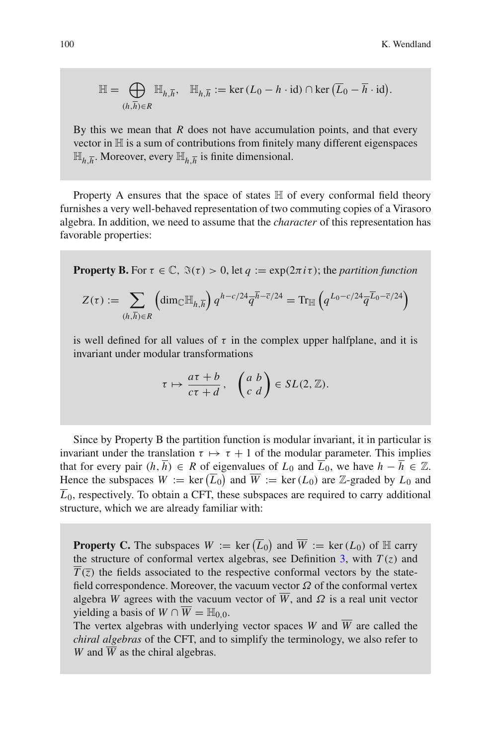$$\mathbb{H} = \bigoplus_{(h,\overline{h})\in R} \mathbb{H}_{h,\overline{h}}, \quad \mathbb{H}_{h,\overline{h}} := \ker\left(L_0 - h\cdot \mathrm{id}\right) \cap \ker\left(\overline{L}_0 - \overline{h}\cdot \mathrm{id}\right).$$

By this we mean that $R$ does not have accumulation points, and that every vector in $\mathbb{H}$ is a sum of contributions from finitely many different eigenspaces $\mathbb{H}_{h,\overline{h}}$. Moreover, every $\mathbb{H}_{h,\overline{h}}$ is finite dimensional.

Property A ensures that the space of states $\mathbb{H}$ of every conformal field theory furnishes a very well-behaved representation of two commuting copies of a Virasoro algebra. In addition, we need to assume that the *character* of this representation has favorable properties:

**Property B.** For $\tau \in \mathbb{C}$, $\Im(\tau) > 0$, let $q := \exp(2\pi i\tau)$; the *partition function*

$$Z(\tau) := \sum_{(h,\overline{h})\in R} \left(\dim_{\mathbb{C}}\mathbb{H}_{h,\overline{h}}\right) q^{h-c/24}\overline{q}^{\overline{h}-\overline{c}/24} = \mathrm{Tr}_{\mathbb{H}}\left(q^{L_0-c/24}\overline{q}^{\overline{L}_0-\overline{c}/24}\right)$$

is well defined for all values of $\tau$ in the complex upper halfplane, and it is invariant under modular transformations

$$\tau \mapsto \frac{a\tau+b}{c\tau+d}, \quad \begin{pmatrix} a & b \\ c & d \end{pmatrix} \in SL(2,\mathbb{Z}).$$

Since by Property B the partition function is modular invariant, it in particular is invariant under the translation $\tau \mapsto \tau+1$ of the modular parameter. This implies that for every pair $(h,\overline{h}) \in R$ of eigenvalues of $L_0$ and $\overline{L}_0$, we have $h-\overline{h} \in \mathbb{Z}$. Hence the subspaces $W := \ker\left(\overline{L}_0\right)$ and $\overline{W} := \ker\left(L_0\right)$ are $\mathbb{Z}$-graded by $L_0$ and $\overline{L}_0$, respectively. To obtain a CFT, these subspaces are required to carry additional structure, which we are already familiar with:

**Property C.** The subspaces $W := \ker\left(\overline{L}_0\right)$ and $\overline{W} := \ker\left(L_0\right)$ of $\mathbb{H}$ carry the structure of conformal vertex algebras, see Definition 3, with $T(z)$ and $\overline{T}(\overline{z})$ the fields associated to the respective conformal vectors by the state-field correspondence. Moreover, the vacuum vector $\Omega$ of the conformal vertex algebra $W$ agrees with the vacuum vector of $\overline{W}$, and $\Omega$ is a real unit vector yielding a basis of $W \cap \overline{W} = \mathbb{H}_{0,0}$.
The vertex algebras with underlying vector spaces $W$ and $\overline{W}$ are called the *chiral algebras* of the CFT, and to simplify the terminology, we also refer to $W$ and $\overline{W}$ as the chiral algebras.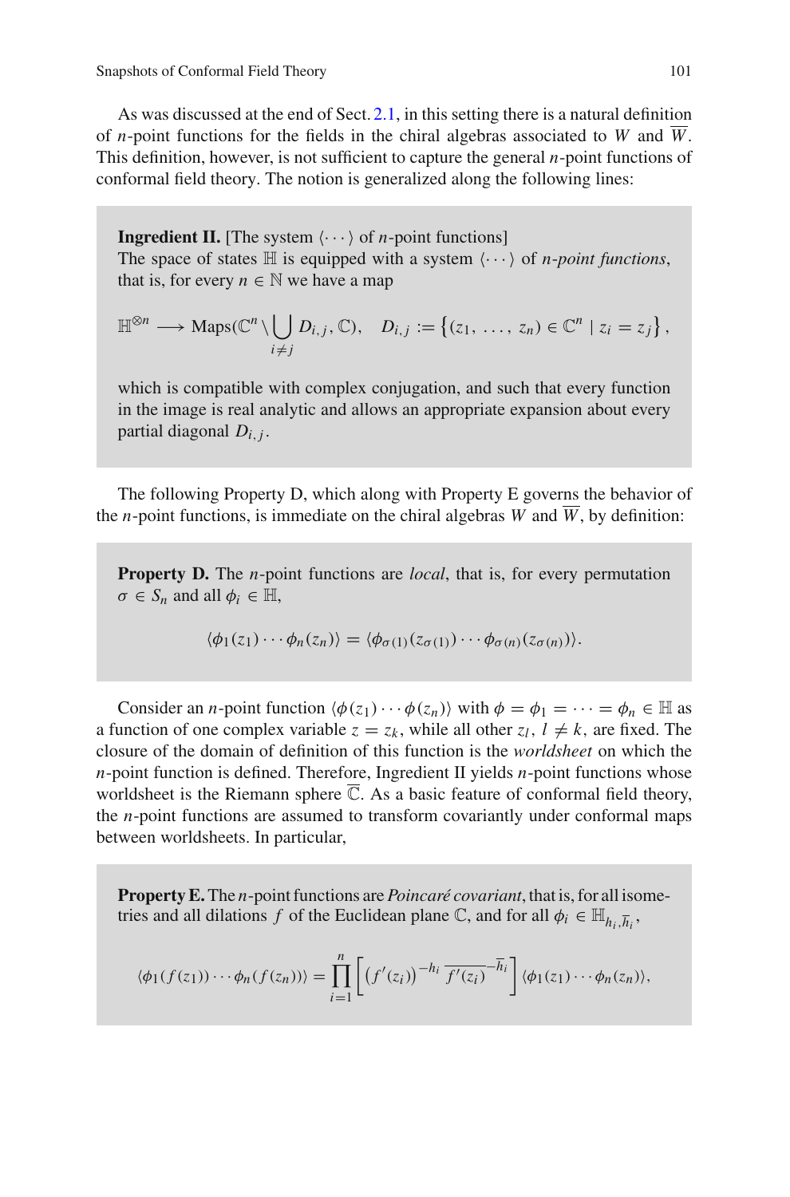As was discussed at the end of Sect. 2.1, in this setting there is a natural definition of $n$-point functions for the fields in the chiral algebras associated to $W$ and $\overline{W}$. This definition, however, is not sufficient to capture the general $n$-point functions of conformal field theory. The notion is generalized along the following lines:

> **Ingredient II.** [The system $\langle \cdots \rangle$ of $n$-point functions]
> The space of states $\mathbb{H}$ is equipped with a system $\langle \cdots \rangle$ of *n-point functions*, that is, for every $n \in \mathbb{N}$ we have a map
>
> $$\mathbb{H}^{\otimes n} \longrightarrow \mathrm{Maps}(\mathbb{C}^n \setminus \bigcup_{i \neq j} D_{i,j}, \mathbb{C}), \quad D_{i,j} := \left\{ (z_1, \ldots, z_n) \in \mathbb{C}^n \mid z_i = z_j \right\},$$
>
> which is compatible with complex conjugation, and such that every function in the image is real analytic and allows an appropriate expansion about every partial diagonal $D_{i,j}$.

The following Property D, which along with Property E governs the behavior of the $n$-point functions, is immediate on the chiral algebras $W$ and $\overline{W}$, by definition:

> **Property D.** The $n$-point functions are *local*, that is, for every permutation $\sigma \in S_n$ and all $\phi_i \in \mathbb{H}$,
>
> $$\langle \phi_1(z_1) \cdots \phi_n(z_n) \rangle = \langle \phi_{\sigma(1)}(z_{\sigma(1)}) \cdots \phi_{\sigma(n)}(z_{\sigma(n)}) \rangle.$$

Consider an $n$-point function $\langle \phi(z_1) \cdots \phi(z_n) \rangle$ with $\phi = \phi_1 = \cdots = \phi_n \in \mathbb{H}$ as a function of one complex variable $z = z_k$, while all other $z_l$, $l \neq k$, are fixed. The closure of the domain of definition of this function is the *worldsheet* on which the $n$-point function is defined. Therefore, Ingredient II yields $n$-point functions whose worldsheet is the Riemann sphere $\overline{\mathbb{C}}$. As a basic feature of conformal field theory, the $n$-point functions are assumed to transform covariantly under conformal maps between worldsheets. In particular,

> **Property E.** The $n$-point functions are *Poincaré covariant*, that is, for all isometries and all dilations $f$ of the Euclidean plane $\mathbb{C}$, and for all $\phi_i \in \mathbb{H}_{h_i, \overline{h}_i}$,
>
> $$\langle \phi_1(f(z_1)) \cdots \phi_n(f(z_n)) \rangle = \prod_{i=1}^{n} \left[ \left( f'(z_i) \right)^{-h_i} \overline{f'(z_i)}^{-\overline{h}_i} \right] \langle \phi_1(z_1) \cdots \phi_n(z_n) \rangle,$$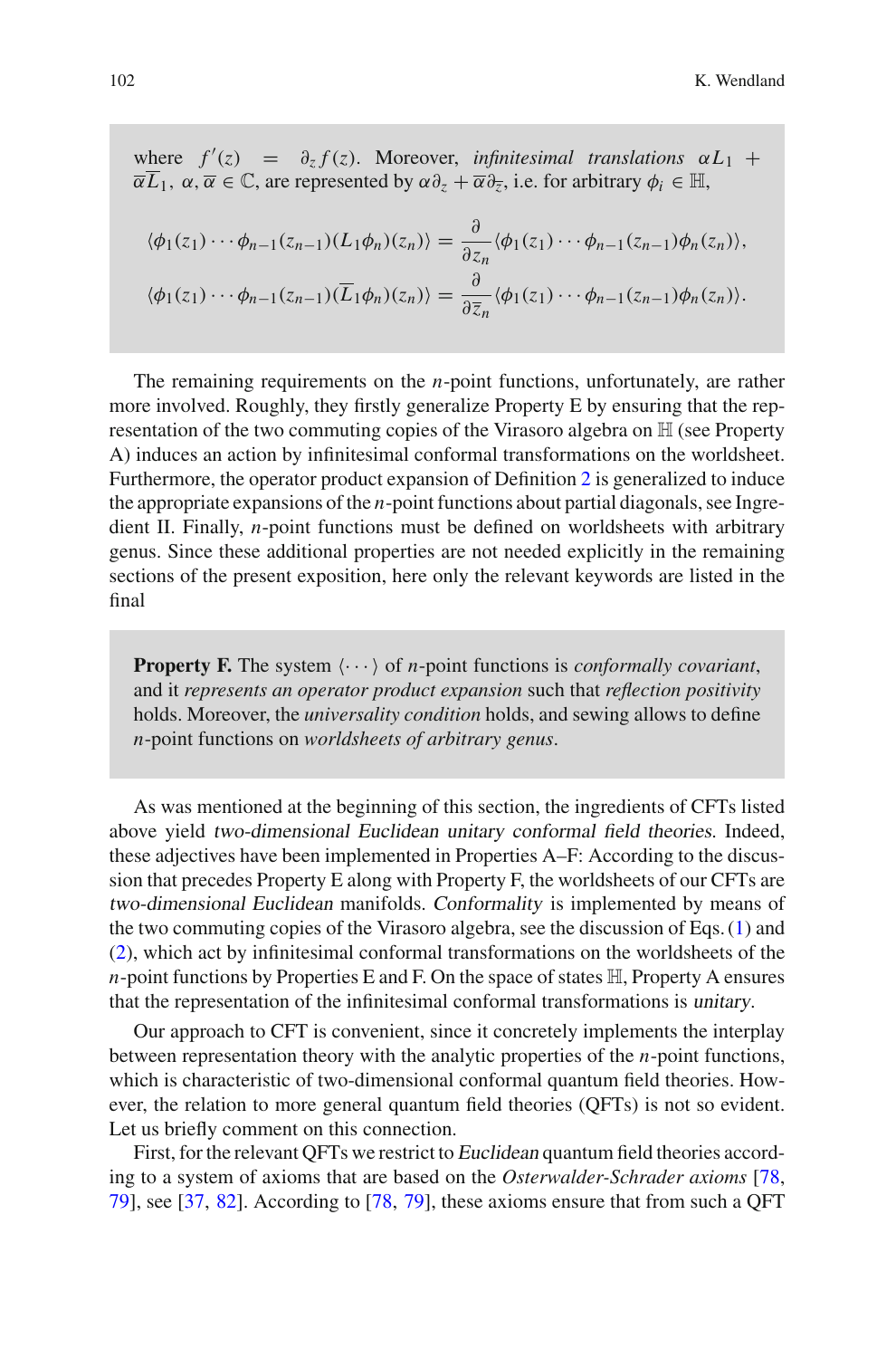where $f'(z) = \partial_z f(z)$. Moreover, *infinitesimal translations* $\alpha L_1 + \overline{\alpha}\overline{L}_1$, $\alpha, \overline{\alpha} \in \mathbb{C}$, are represented by $\alpha\partial_z + \overline{\alpha}\partial_{\overline{z}}$, i.e. for arbitrary $\phi_i \in \mathbb{H}$,

$$\langle \phi_1(z_1) \cdots \phi_{n-1}(z_{n-1})(L_1\phi_n)(z_n)\rangle = \frac{\partial}{\partial z_n}\langle \phi_1(z_1) \cdots \phi_{n-1}(z_{n-1})\phi_n(z_n)\rangle,$$
$$\langle \phi_1(z_1) \cdots \phi_{n-1}(z_{n-1})(\overline{L}_1\phi_n)(z_n)\rangle = \frac{\partial}{\partial \overline{z}_n}\langle \phi_1(z_1) \cdots \phi_{n-1}(z_{n-1})\phi_n(z_n)\rangle.$$

The remaining requirements on the $n$-point functions, unfortunately, are rather more involved. Roughly, they firstly generalize Property E by ensuring that the representation of the two commuting copies of the Virasoro algebra on $\mathbb{H}$ (see Property A) induces an action by infinitesimal conformal transformations on the worldsheet. Furthermore, the operator product expansion of Definition 2 is generalized to induce the appropriate expansions of the $n$-point functions about partial diagonals, see Ingredient II. Finally, $n$-point functions must be defined on worldsheets with arbitrary genus. Since these additional properties are not needed explicitly in the remaining sections of the present exposition, here only the relevant keywords are listed in the final

**Property F.** The system $\langle \cdots \rangle$ of $n$-point functions is *conformally covariant*, and it *represents an operator product expansion* such that *reflection positivity* holds. Moreover, the *universality condition* holds, and sewing allows to define $n$-point functions on *worldsheets of arbitrary genus*.

As was mentioned at the beginning of this section, the ingredients of CFTs listed above yield *two-dimensional Euclidean unitary conformal field theories*. Indeed, these adjectives have been implemented in Properties A–F: According to the discussion that precedes Property E along with Property F, the worldsheets of our CFTs are *two-dimensional Euclidean* manifolds. *Conformality* is implemented by means of the two commuting copies of the Virasoro algebra, see the discussion of Eqs. (1) and (2), which act by infinitesimal conformal transformations on the worldsheets of the $n$-point functions by Properties E and F. On the space of states $\mathbb{H}$, Property A ensures that the representation of the infinitesimal conformal transformations is *unitary*.

Our approach to CFT is convenient, since it concretely implements the interplay between representation theory with the analytic properties of the $n$-point functions, which is characteristic of two-dimensional conformal quantum field theories. However, the relation to more general quantum field theories (QFTs) is not so evident. Let us briefly comment on this connection.

First, for the relevant QFTs we restrict to *Euclidean* quantum field theories according to a system of axioms that are based on the *Osterwalder-Schrader axioms* [78, 79], see [37, 82]. According to [78, 79], these axioms ensure that from such a QFT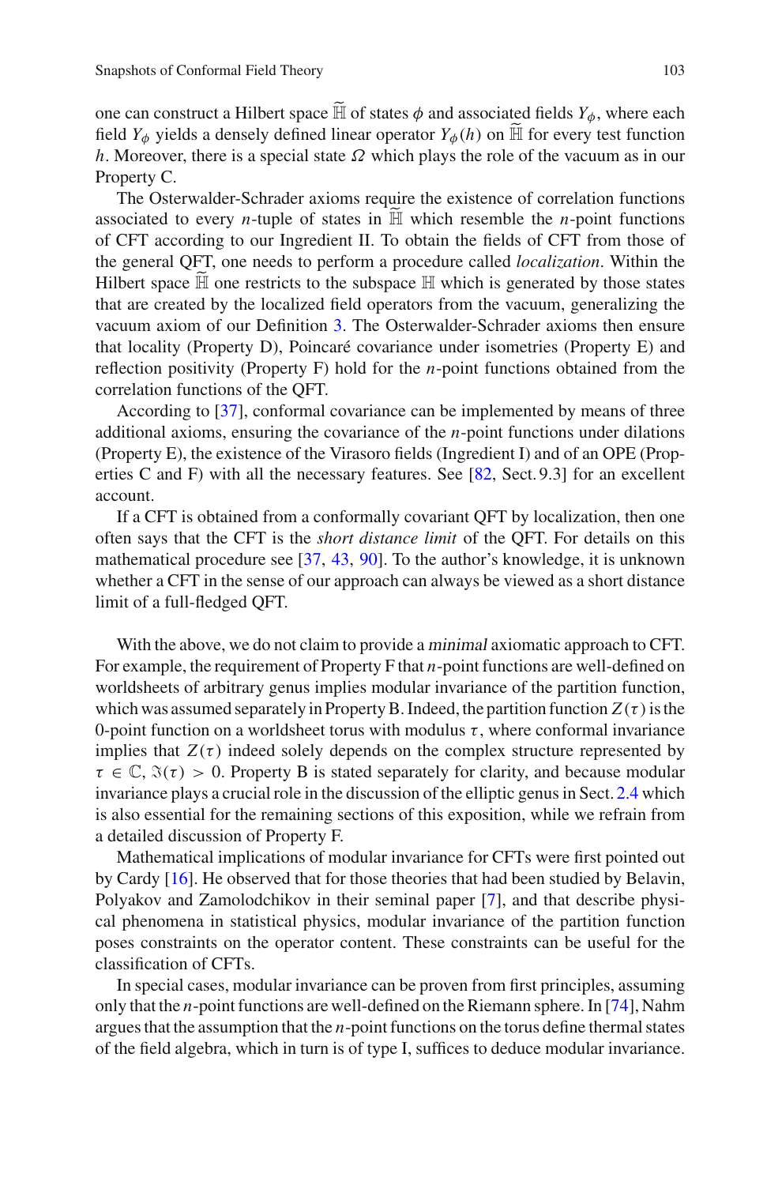one can construct a Hilbert space $\widetilde{\mathbb{H}}$ of states $\phi$ and associated fields $Y_\phi$, where each field $Y_\phi$ yields a densely defined linear operator $Y_\phi(h)$ on $\widetilde{\mathbb{H}}$ for every test function $h$. Moreover, there is a special state $\Omega$ which plays the role of the vacuum as in our Property C.

The Osterwalder-Schrader axioms require the existence of correlation functions associated to every $n$-tuple of states in $\widetilde{\mathbb{H}}$ which resemble the $n$-point functions of CFT according to our Ingredient II. To obtain the fields of CFT from those of the general QFT, one needs to perform a procedure called *localization*. Within the Hilbert space $\widetilde{\mathbb{H}}$ one restricts to the subspace $\mathbb{H}$ which is generated by those states that are created by the localized field operators from the vacuum, generalizing the vacuum axiom of our Definition 3. The Osterwalder-Schrader axioms then ensure that locality (Property D), Poincaré covariance under isometries (Property E) and reflection positivity (Property F) hold for the $n$-point functions obtained from the correlation functions of the QFT.

According to [37], conformal covariance can be implemented by means of three additional axioms, ensuring the covariance of the $n$-point functions under dilations (Property E), the existence of the Virasoro fields (Ingredient I) and of an OPE (Properties C and F) with all the necessary features. See [82, Sect. 9.3] for an excellent account.

If a CFT is obtained from a conformally covariant QFT by localization, then one often says that the CFT is the *short distance limit* of the QFT. For details on this mathematical procedure see [37, 43, 90]. To the author's knowledge, it is unknown whether a CFT in the sense of our approach can always be viewed as a short distance limit of a full-fledged QFT.

With the above, we do not claim to provide a *minimal* axiomatic approach to CFT. For example, the requirement of Property F that $n$-point functions are well-defined on worldsheets of arbitrary genus implies modular invariance of the partition function, which was assumed separately in Property B. Indeed, the partition function $Z(\tau)$ is the 0-point function on a worldsheet torus with modulus $\tau$, where conformal invariance implies that $Z(\tau)$ indeed solely depends on the complex structure represented by $\tau \in \mathbb{C}$, $\Im(\tau) > 0$. Property B is stated separately for clarity, and because modular invariance plays a crucial role in the discussion of the elliptic genus in Sect. 2.4 which is also essential for the remaining sections of this exposition, while we refrain from a detailed discussion of Property F.

Mathematical implications of modular invariance for CFTs were first pointed out by Cardy [16]. He observed that for those theories that had been studied by Belavin, Polyakov and Zamolodchikov in their seminal paper [7], and that describe physical phenomena in statistical physics, modular invariance of the partition function poses constraints on the operator content. These constraints can be useful for the classification of CFTs.

In special cases, modular invariance can be proven from first principles, assuming only that the $n$-point functions are well-defined on the Riemann sphere. In [74], Nahm argues that the assumption that the $n$-point functions on the torus define thermal states of the field algebra, which in turn is of type I, suffices to deduce modular invariance.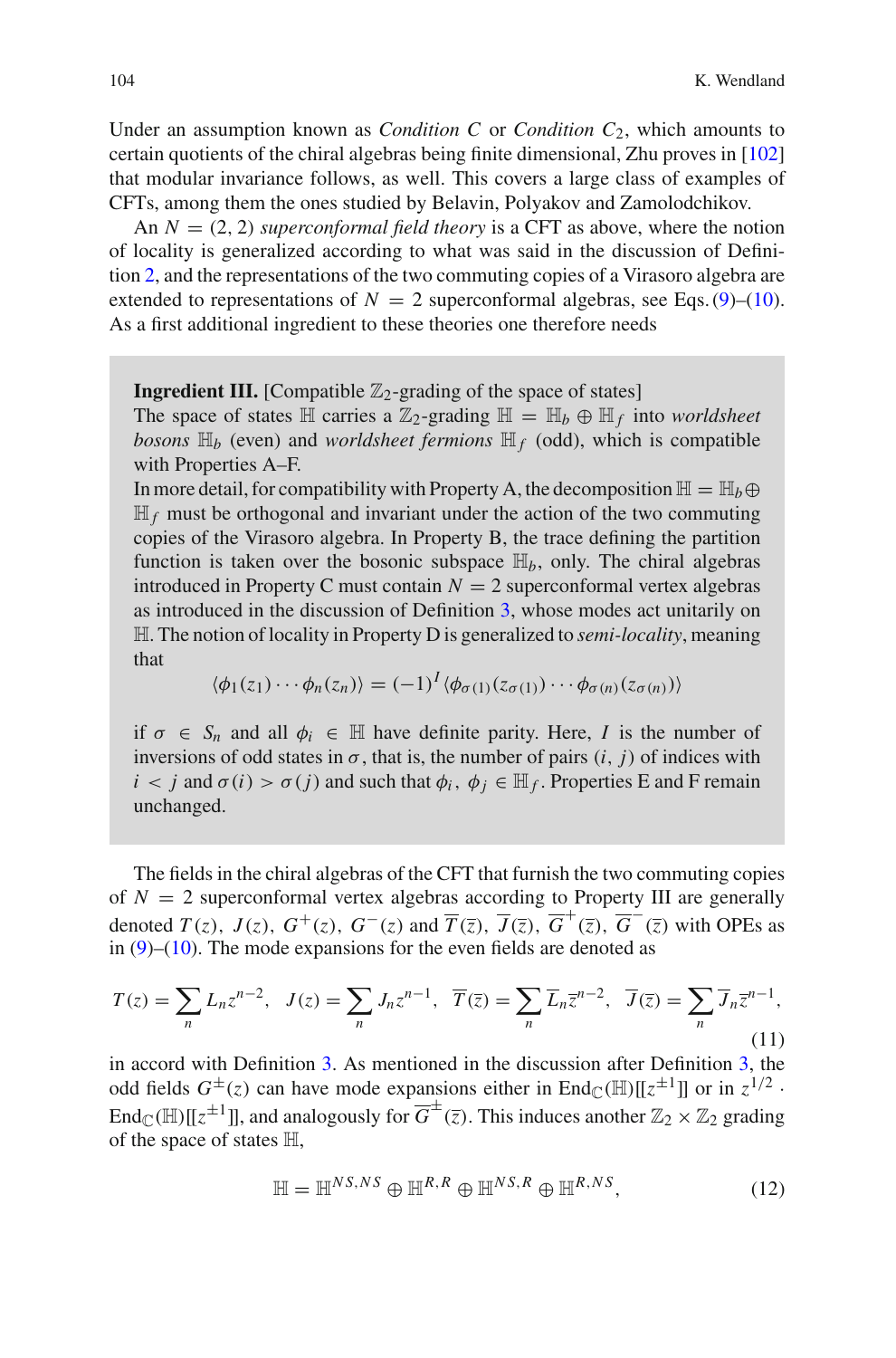Under an assumption known as *Condition C* or *Condition* $C_2$, which amounts to certain quotients of the chiral algebras being finite dimensional, Zhu proves in [102] that modular invariance follows, as well. This covers a large class of examples of CFTs, among them the ones studied by Belavin, Polyakov and Zamolodchikov.

An $N = (2, 2)$ *superconformal field theory* is a CFT as above, where the notion of locality is generalized according to what was said in the discussion of Definition 2, and the representations of the two commuting copies of a Virasoro algebra are extended to representations of $N = 2$ superconformal algebras, see Eqs. (9)–(10). As a first additional ingredient to these theories one therefore needs

> **Ingredient III.** [Compatible $\mathbb{Z}_2$-grading of the space of states]
> The space of states $\mathbb{H}$ carries a $\mathbb{Z}_2$-grading $\mathbb{H} = \mathbb{H}_b \oplus \mathbb{H}_f$ into *worldsheet bosons* $\mathbb{H}_b$ (even) and *worldsheet fermions* $\mathbb{H}_f$ (odd), which is compatible with Properties A–F.
> In more detail, for compatibility with Property A, the decomposition $\mathbb{H} = \mathbb{H}_b \oplus \mathbb{H}_f$ must be orthogonal and invariant under the action of the two commuting copies of the Virasoro algebra. In Property B, the trace defining the partition function is taken over the bosonic subspace $\mathbb{H}_b$, only. The chiral algebras introduced in Property C must contain $N = 2$ superconformal vertex algebras as introduced in the discussion of Definition 3, whose modes act unitarily on $\mathbb{H}$. The notion of locality in Property D is generalized to *semi-locality*, meaning that
>
> $$\langle \phi_1(z_1) \cdots \phi_n(z_n) \rangle = (-1)^I \langle \phi_{\sigma(1)}(z_{\sigma(1)}) \cdots \phi_{\sigma(n)}(z_{\sigma(n)}) \rangle$$
>
> if $\sigma \in S_n$ and all $\phi_i \in \mathbb{H}$ have definite parity. Here, $I$ is the number of inversions of odd states in $\sigma$, that is, the number of pairs $(i, j)$ of indices with $i < j$ and $\sigma(i) > \sigma(j)$ and such that $\phi_i, \phi_j \in \mathbb{H}_f$. Properties E and F remain unchanged.

The fields in the chiral algebras of the CFT that furnish the two commuting copies of $N = 2$ superconformal vertex algebras according to Property III are generally denoted $T(z)$, $J(z)$, $G^+(z)$, $G^-(z)$ and $\overline{T}(\overline{z})$, $\overline{J}(\overline{z})$, $\overline{G}^+(\overline{z})$, $\overline{G}^-(\overline{z})$ with OPEs as in (9)–(10). The mode expansions for the even fields are denoted as

$$T(z) = \sum_n L_n z^{n-2}, \quad J(z) = \sum_n J_n z^{n-1}, \quad \overline{T}(\overline{z}) = \sum_n \overline{L}_n \overline{z}^{n-2}, \quad \overline{J}(\overline{z}) = \sum_n \overline{J}_n \overline{z}^{n-1}, \tag{11}$$

in accord with Definition 3. As mentioned in the discussion after Definition 3, the odd fields $G^\pm(z)$ can have mode expansions either in $\mathrm{End}_\mathbb{C}(\mathbb{H})[[z^{\pm 1}]]$ or in $z^{1/2} \cdot \mathrm{End}_\mathbb{C}(\mathbb{H})[[z^{\pm 1}]]$, and analogously for $\overline{G}^\pm(\overline{z})$. This induces another $\mathbb{Z}_2 \times \mathbb{Z}_2$ grading of the space of states $\mathbb{H}$,

$$\mathbb{H} = \mathbb{H}^{NS,NS} \oplus \mathbb{H}^{R,R} \oplus \mathbb{H}^{NS,R} \oplus \mathbb{H}^{R,NS}, \tag{12}$$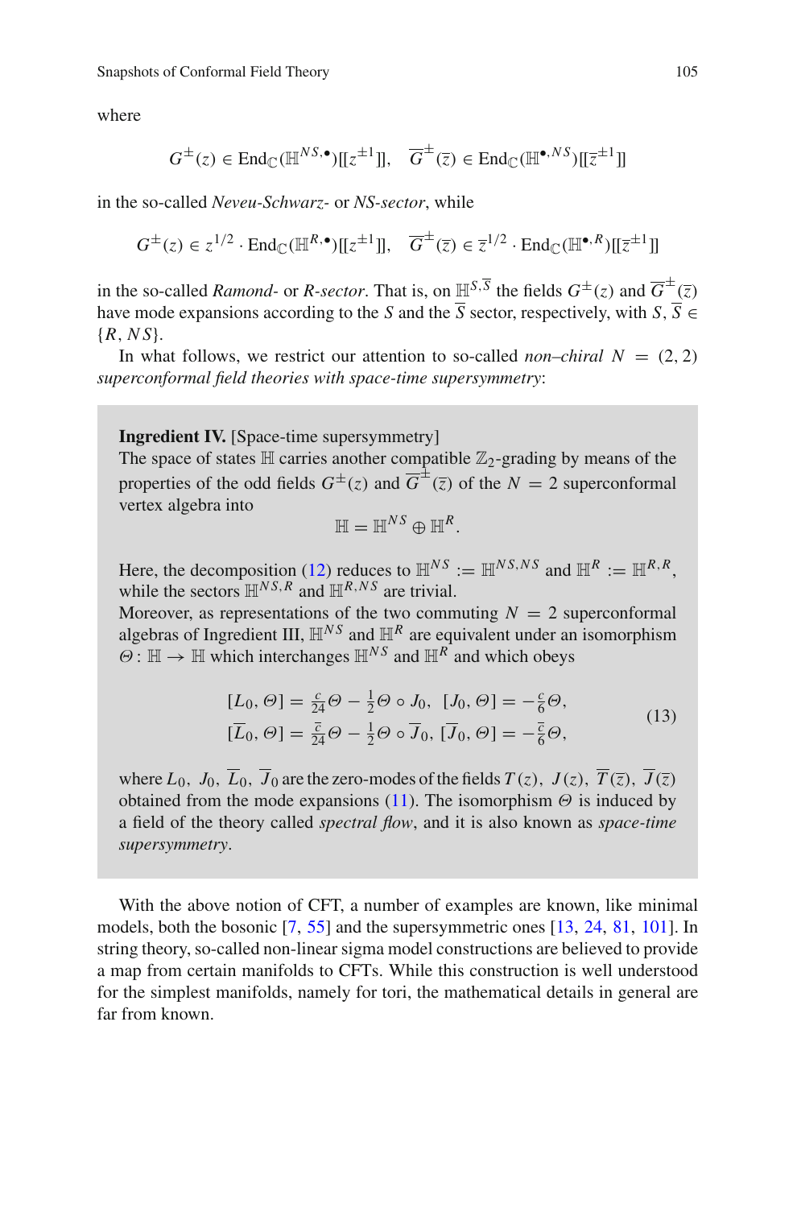where

$$G^{\pm}(z) \in \mathrm{End}_{\mathbb{C}}(\mathbb{H}^{NS,\bullet})[[z^{\pm 1}]], \quad \overline{G}^{\pm}(\overline{z}) \in \mathrm{End}_{\mathbb{C}}(\mathbb{H}^{\bullet,NS})[[\overline{z}^{\pm 1}]]$$

in the so-called *Neveu-Schwarz-* or *NS-sector*, while

$$G^{\pm}(z) \in z^{1/2} \cdot \mathrm{End}_{\mathbb{C}}(\mathbb{H}^{R,\bullet})[[z^{\pm 1}]], \quad \overline{G}^{\pm}(\overline{z}) \in \overline{z}^{1/2} \cdot \mathrm{End}_{\mathbb{C}}(\mathbb{H}^{\bullet,R})[[\overline{z}^{\pm 1}]]$$

in the so-called *Ramond-* or *R-sector*. That is, on $\mathbb{H}^{S,\overline{S}}$ the fields $G^{\pm}(z)$ and $\overline{G}^{\pm}(\overline{z})$ have mode expansions according to the $S$ and the $\overline{S}$ sector, respectively, with $S, \overline{S} \in \{R, NS\}$.

In what follows, we restrict our attention to so-called *non–chiral* $N = (2, 2)$ *superconformal field theories with space-time supersymmetry*:

**Ingredient IV.** [Space-time supersymmetry]
The space of states $\mathbb{H}$ carries another compatible $\mathbb{Z}_2$-grading by means of the properties of the odd fields $G^{\pm}(z)$ and $\overline{G}^{\pm}(\overline{z})$ of the $N = 2$ superconformal vertex algebra into

$$\mathbb{H} = \mathbb{H}^{NS} \oplus \mathbb{H}^{R}.$$

Here, the decomposition (12) reduces to $\mathbb{H}^{NS} := \mathbb{H}^{NS,NS}$ and $\mathbb{H}^{R} := \mathbb{H}^{R,R}$, while the sectors $\mathbb{H}^{NS,R}$ and $\mathbb{H}^{R,NS}$ are trivial.
Moreover, as representations of the two commuting $N = 2$ superconformal algebras of Ingredient III, $\mathbb{H}^{NS}$ and $\mathbb{H}^{R}$ are equivalent under an isomorphism $\Theta \colon \mathbb{H} \to \mathbb{H}$ which interchanges $\mathbb{H}^{NS}$ and $\mathbb{H}^{R}$ and which obeys

$$\begin{aligned} [L_0, \Theta] &= \tfrac{c}{24}\Theta - \tfrac{1}{2}\Theta \circ J_0, \quad [J_0, \Theta] = -\tfrac{c}{6}\Theta, \\ [\overline{L}_0, \Theta] &= \tfrac{\overline{c}}{24}\Theta - \tfrac{1}{2}\Theta \circ \overline{J}_0, \quad [\overline{J}_0, \Theta] = -\tfrac{\overline{c}}{6}\Theta, \end{aligned} \tag{13}$$

where $L_0,\ J_0,\ \overline{L}_0,\ \overline{J}_0$ are the zero-modes of the fields $T(z),\ J(z),\ \overline{T}(\overline{z}),\ \overline{J}(\overline{z})$ obtained from the mode expansions (11). The isomorphism $\Theta$ is induced by a field of the theory called *spectral flow*, and it is also known as *space-time supersymmetry*.

With the above notion of CFT, a number of examples are known, like minimal models, both the bosonic [7, 55] and the supersymmetric ones [13, 24, 81, 101]. In string theory, so-called non-linear sigma model constructions are believed to provide a map from certain manifolds to CFTs. While this construction is well understood for the simplest manifolds, namely for tori, the mathematical details in general are far from known.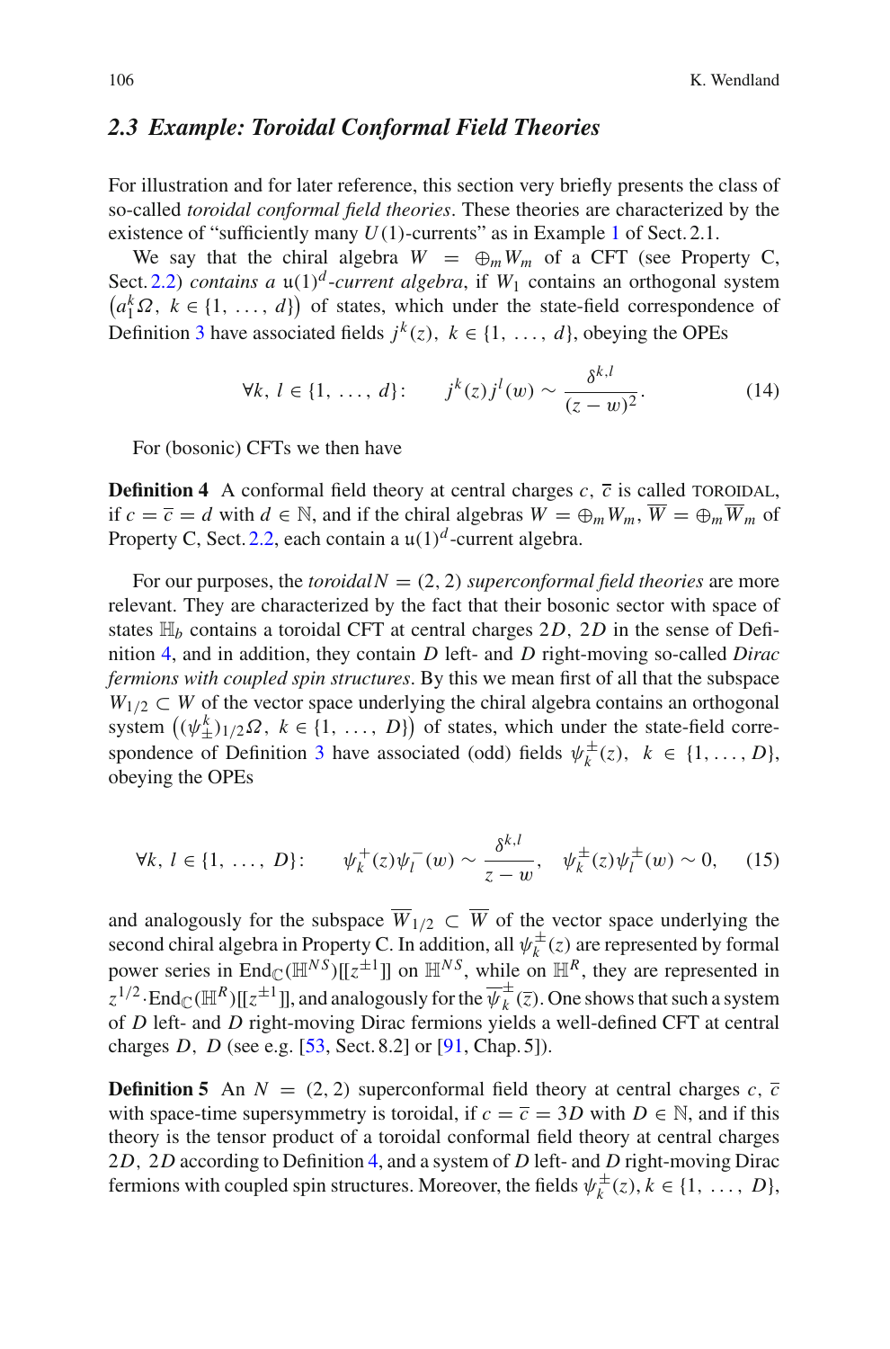### 2.3 Example: Toroidal Conformal Field Theories

For illustration and for later reference, this section very briefly presents the class of so-called *toroidal conformal field theories*. These theories are characterized by the existence of "sufficiently many $U(1)$-currents" as in Example 1 of Sect. 2.1.

We say that the chiral algebra $W = \oplus_m W_m$ of a CFT (see Property C, Sect. 2.2) *contains a* $\mathfrak{u}(1)^d$*-current algebra*, if $W_1$ contains an orthogonal system $\left(a_1^k \Omega,\ k \in \{1, \ldots, d\}\right)$ of states, which under the state-field correspondence of Definition 3 have associated fields $j^k(z),\ k \in \{1, \ldots, d\}$, obeying the OPEs

$$\forall k, l \in \{1, \ldots, d\}: \qquad j^k(z) j^l(w) \sim \frac{\delta^{k,l}}{(z-w)^2}. \tag{14}$$

For (bosonic) CFTs we then have

**Definition 4** A conformal field theory at central charges $c, \overline{c}$ is called TOROIDAL, if $c = \overline{c} = d$ with $d \in \mathbb{N}$, and if the chiral algebras $W = \oplus_m W_m$, $\overline{W} = \oplus_m \overline{W}_m$ of Property C, Sect. 2.2, each contain a $\mathfrak{u}(1)^d$-current algebra.

For our purposes, the *toroidal* $N = (2, 2)$ *superconformal field theories* are more relevant. They are characterized by the fact that their bosonic sector with space of states $\mathbb{H}_b$ contains a toroidal CFT at central charges $2D$, $2D$ in the sense of Definition 4, and in addition, they contain $D$ left- and $D$ right-moving so-called *Dirac fermions with coupled spin structures*. By this we mean first of all that the subspace $W_{1/2} \subset W$ of the vector space underlying the chiral algebra contains an orthogonal system $\left((\psi_\pm^k)_{1/2}\Omega,\ k \in \{1, \ldots, D\}\right)$ of states, which under the state-field correspondence of Definition 3 have associated (odd) fields $\psi_k^\pm(z),\ k \in \{1, \ldots, D\}$, obeying the OPEs

$$\forall k, l \in \{1, \ldots, D\}: \qquad \psi_k^+(z)\psi_l^-(w) \sim \frac{\delta^{k,l}}{z-w}, \quad \psi_k^\pm(z)\psi_l^\pm(w) \sim 0, \tag{15}$$

and analogously for the subspace $\overline{W}_{1/2} \subset \overline{W}$ of the vector space underlying the second chiral algebra in Property C. In addition, all $\psi_k^\pm(z)$ are represented by formal power series in $\mathrm{End}_\mathbb{C}(\mathbb{H}^{NS})[[z^{\pm 1}]]$ on $\mathbb{H}^{NS}$, while on $\mathbb{H}^R$, they are represented in $z^{1/2} \cdot \mathrm{End}_\mathbb{C}(\mathbb{H}^R)[[z^{\pm 1}]]$, and analogously for the $\overline{\psi}_k^\pm(\overline{z})$. One shows that such a system of $D$ left- and $D$ right-moving Dirac fermions yields a well-defined CFT at central charges $D$, $D$ (see e.g. [53, Sect. 8.2] or [91, Chap. 5]).

**Definition 5** An $N = (2, 2)$ superconformal field theory at central charges $c, \overline{c}$ with space-time supersymmetry is toroidal, if $c = \overline{c} = 3D$ with $D \in \mathbb{N}$, and if this theory is the tensor product of a toroidal conformal field theory at central charges $2D$, $2D$ according to Definition 4, and a system of $D$ left- and $D$ right-moving Dirac fermions with coupled spin structures. Moreover, the fields $\psi_k^\pm(z), k \in \{1, \ldots, D\}$,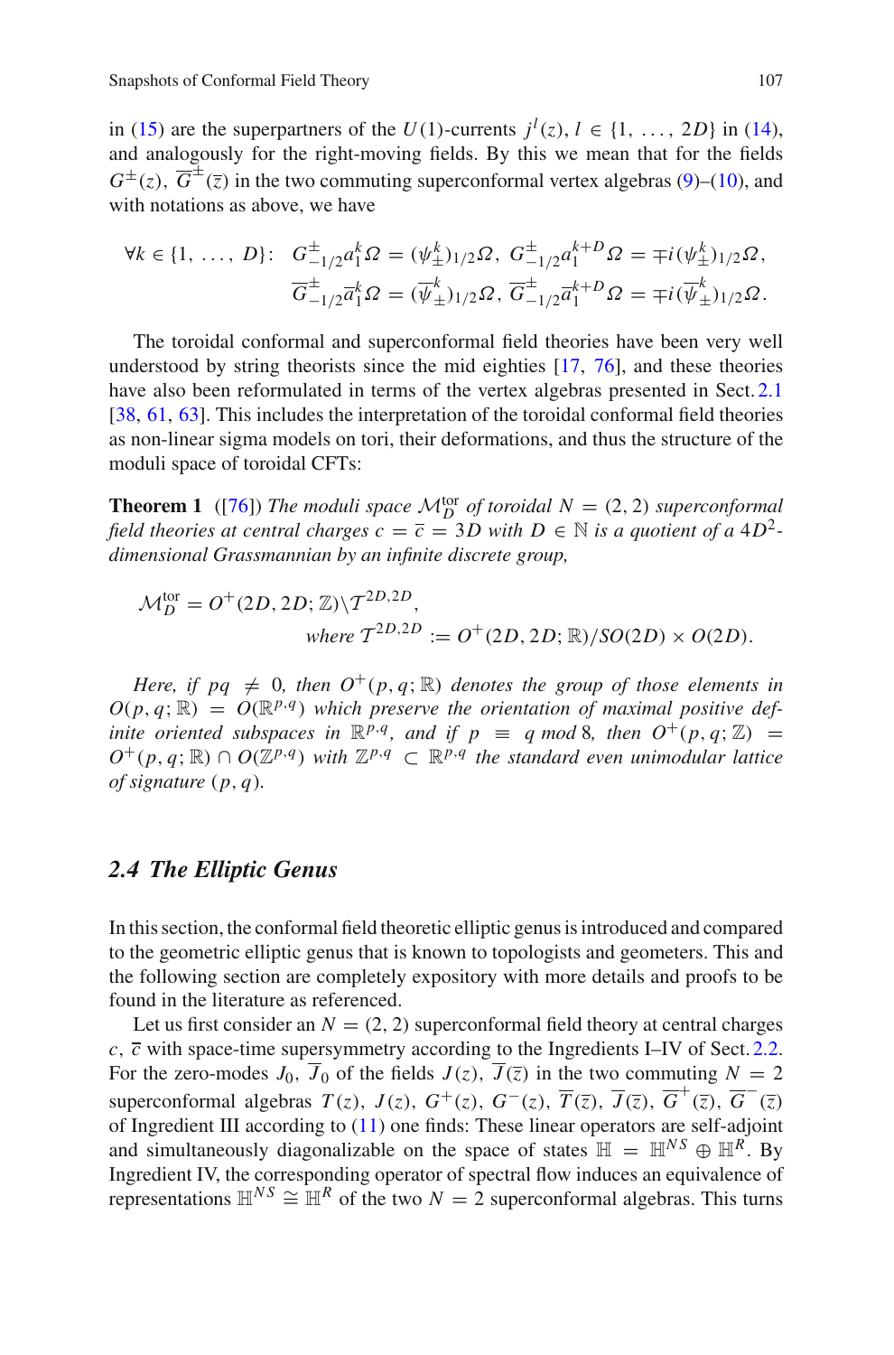in (15) are the superpartners of the $U(1)$-currents $j^l(z)$, $l \in \{1, \ldots, 2D\}$ in (14), and analogously for the right-moving fields. By this we mean that for the fields $G^\pm(z)$, $\overline{G}^\pm(\overline{z})$ in the two commuting superconformal vertex algebras (9)–(10), and with notations as above, we have

$$
\begin{aligned}
\forall k \in \{1, \ldots, D\}: \quad & G^\pm_{-1/2} a^k_1 \Omega = (\psi^k_\pm)_{1/2}\Omega, \; G^\pm_{-1/2} a^{k+D}_1 \Omega = \mp i (\psi^k_\pm)_{1/2}\Omega, \\
& \overline{G}^\pm_{-1/2} \overline{a}^k_1 \Omega = (\overline{\psi}^k_\pm)_{1/2}\Omega, \; \overline{G}^\pm_{-1/2} \overline{a}^{k+D}_1 \Omega = \mp i (\overline{\psi}^k_\pm)_{1/2}\Omega.
\end{aligned}
$$

The toroidal conformal and superconformal field theories have been very well understood by string theorists since the mid eighties [17, 76], and these theories have also been reformulated in terms of the vertex algebras presented in Sect. 2.1 [38, 61, 63]. This includes the interpretation of the toroidal conformal field theories as non-linear sigma models on tori, their deformations, and thus the structure of the moduli space of toroidal CFTs:

**Theorem 1** ([76]) *The moduli space $\mathcal{M}^{\text{tor}}_D$ of toroidal $N = (2, 2)$ superconformal field theories at central charges $c = \overline{c} = 3D$ with $D \in \mathbb{N}$ is a quotient of a $4D^2$-dimensional Grassmannian by an infinite discrete group,*

$$
\begin{aligned}
\mathcal{M}^{\text{tor}}_D = O^+(2D, 2D; \mathbb{Z}) \backslash \mathcal{T}^{2D,2D}, & \\
\text{where } \mathcal{T}^{2D,2D} &:= O^+(2D, 2D; \mathbb{R}) / SO(2D) \times O(2D).
\end{aligned}
$$

*Here, if $pq \neq 0$, then $O^+(p, q; \mathbb{R})$ denotes the group of those elements in $O(p, q; \mathbb{R}) = O(\mathbb{R}^{p,q})$ which preserve the orientation of maximal positive definite oriented subspaces in $\mathbb{R}^{p,q}$, and if $p \equiv q \bmod 8$, then $O^+(p, q; \mathbb{Z}) = O^+(p, q; \mathbb{R}) \cap O(\mathbb{Z}^{p,q})$ with $\mathbb{Z}^{p,q} \subset \mathbb{R}^{p,q}$ the standard even unimodular lattice of signature $(p, q)$.*

## *2.4 The Elliptic Genus*

In this section, the conformal field theoretic elliptic genus is introduced and compared to the geometric elliptic genus that is known to topologists and geometers. This and the following section are completely expository with more details and proofs to be found in the literature as referenced.

Let us first consider an $N = (2, 2)$ superconformal field theory at central charges $c$, $\overline{c}$ with space-time supersymmetry according to the Ingredients I–IV of Sect. 2.2. For the zero-modes $J_0$, $\overline{J}_0$ of the fields $J(z)$, $\overline{J}(\overline{z})$ in the two commuting $N = 2$ superconformal algebras $T(z)$, $J(z)$, $G^+(z)$, $G^-(z)$, $\overline{T}(\overline{z})$, $\overline{J}(\overline{z})$, $\overline{G}^+(\overline{z})$, $\overline{G}^-(\overline{z})$ of Ingredient III according to (11) one finds: These linear operators are self-adjoint and simultaneously diagonalizable on the space of states $\mathbb{H} = \mathbb{H}^{NS} \oplus \mathbb{H}^R$. By Ingredient IV, the corresponding operator of spectral flow induces an equivalence of representations $\mathbb{H}^{NS} \cong \mathbb{H}^R$ of the two $N = 2$ superconformal algebras. This turns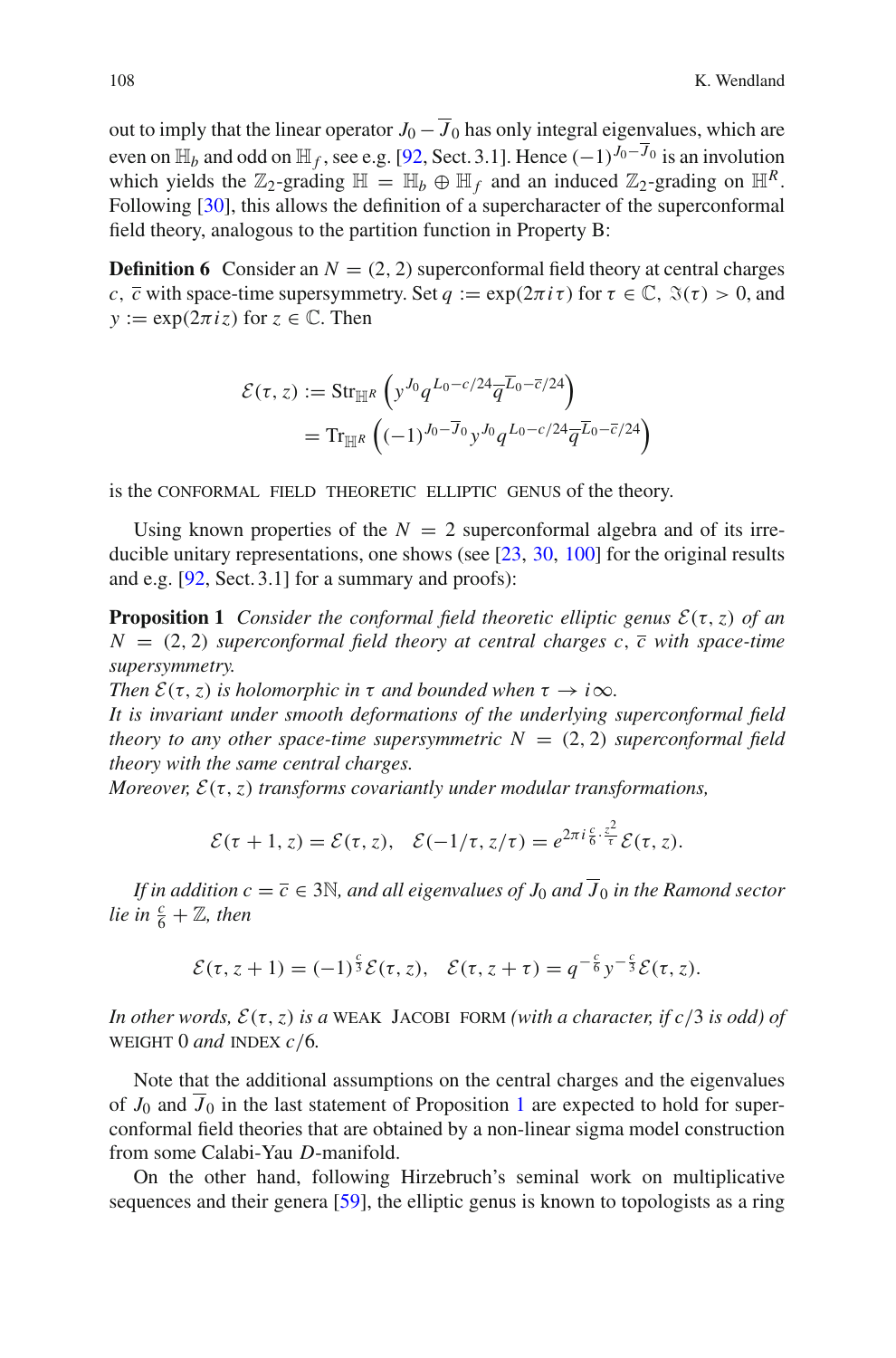out to imply that the linear operator $J_0 - \overline{J}_0$ has only integral eigenvalues, which are even on $\mathbb{H}_b$ and odd on $\mathbb{H}_f$, see e.g. [92, Sect. 3.1]. Hence $(-1)^{J_0 - \overline{J}_0}$ is an involution which yields the $\mathbb{Z}_2$-grading $\mathbb{H} = \mathbb{H}_b \oplus \mathbb{H}_f$ and an induced $\mathbb{Z}_2$-grading on $\mathbb{H}^R$. Following [30], this allows the definition of a supercharacter of the superconformal field theory, analogous to the partition function in Property B:

**Definition 6** Consider an $N = (2, 2)$ superconformal field theory at central charges $c$, $\overline{c}$ with space-time supersymmetry. Set $q := \exp(2\pi i \tau)$ for $\tau \in \mathbb{C}$, $\Im(\tau) > 0$, and $y := \exp(2\pi i z)$ for $z \in \mathbb{C}$. Then

$$
\begin{aligned}
\mathcal{E}(\tau, z) &:= \mathrm{Str}_{\mathbb{H}^R}\left(y^{J_0} q^{L_0 - c/24} \overline{q}^{\overline{L}_0 - \overline{c}/24}\right) \\
&= \mathrm{Tr}_{\mathbb{H}^R}\left((-1)^{J_0 - \overline{J}_0} y^{J_0} q^{L_0 - c/24} \overline{q}^{\overline{L}_0 - \overline{c}/24}\right)
\end{aligned}
$$

is the CONFORMAL FIELD THEORETIC ELLIPTIC GENUS of the theory.

Using known properties of the $N = 2$ superconformal algebra and of its irreducible unitary representations, one shows (see [23, 30, 100] for the original results and e.g. [92, Sect. 3.1] for a summary and proofs):

**Proposition 1** *Consider the conformal field theoretic elliptic genus $\mathcal{E}(\tau, z)$ of an $N = (2, 2)$ superconformal field theory at central charges $c$, $\overline{c}$ with space-time supersymmetry.*
*Then $\mathcal{E}(\tau, z)$ is holomorphic in $\tau$ and bounded when $\tau \to i\infty$.*
*It is invariant under smooth deformations of the underlying superconformal field theory to any other space-time supersymmetric $N = (2, 2)$ superconformal field theory with the same central charges.*
*Moreover, $\mathcal{E}(\tau, z)$ transforms covariantly under modular transformations,*

$$
\mathcal{E}(\tau + 1, z) = \mathcal{E}(\tau, z), \quad \mathcal{E}(-1/\tau, z/\tau) = e^{2\pi i \frac{c}{6} \cdot \frac{z^2}{\tau}} \mathcal{E}(\tau, z).
$$

*If in addition $c = \overline{c} \in 3\mathbb{N}$, and all eigenvalues of $J_0$ and $\overline{J}_0$ in the Ramond sector lie in $\frac{c}{6} + \mathbb{Z}$, then*

$$
\mathcal{E}(\tau, z + 1) = (-1)^{\frac{c}{3}} \mathcal{E}(\tau, z), \quad \mathcal{E}(\tau, z + \tau) = q^{-\frac{c}{6}} y^{-\frac{c}{3}} \mathcal{E}(\tau, z).
$$

*In other words, $\mathcal{E}(\tau, z)$ is a* WEAK JACOBI FORM *(with a character, if $c/3$ is odd) of* WEIGHT $0$ *and* INDEX $c/6$.

Note that the additional assumptions on the central charges and the eigenvalues of $J_0$ and $\overline{J}_0$ in the last statement of Proposition 1 are expected to hold for superconformal field theories that are obtained by a non-linear sigma model construction from some Calabi-Yau $D$-manifold.

On the other hand, following Hirzebruch's seminal work on multiplicative sequences and their genera [59], the elliptic genus is known to topologists as a ring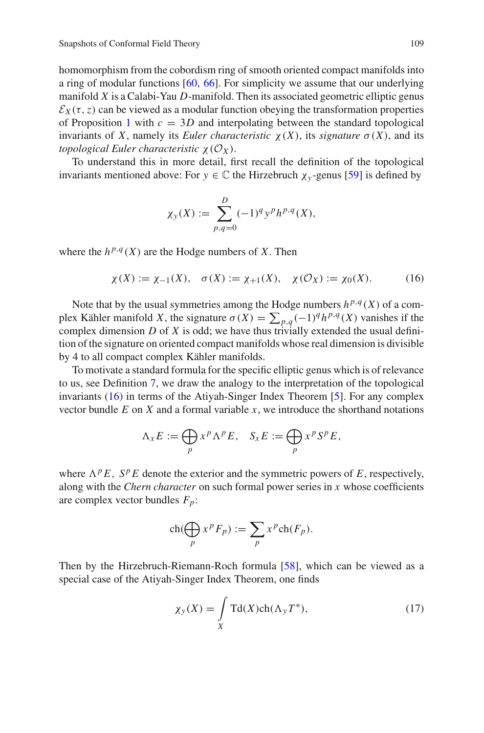homomorphism from the cobordism ring of smooth oriented compact manifolds into a ring of modular functions [60, 66]. For simplicity we assume that our underlying manifold $X$ is a Calabi-Yau $D$-manifold. Then its associated geometric elliptic genus $\mathcal{E}_X(\tau, z)$ can be viewed as a modular function obeying the transformation properties of Proposition 1 with $c = 3D$ and interpolating between the standard topological invariants of $X$, namely its *Euler characteristic* $\chi(X)$, its *signature* $\sigma(X)$, and its *topological Euler characteristic* $\chi(\mathcal{O}_X)$.

To understand this in more detail, first recall the definition of the topological invariants mentioned above: For $y \in \mathbb{C}$ the Hirzebruch $\chi_y$-genus [59] is defined by

$$\chi_y(X) := \sum_{p,q=0}^{D} (-1)^q y^p h^{p,q}(X),$$

where the $h^{p,q}(X)$ are the Hodge numbers of $X$. Then

$$\chi(X) := \chi_{-1}(X), \quad \sigma(X) := \chi_{+1}(X), \quad \chi(\mathcal{O}_X) := \chi_0(X). \tag{16}$$

Note that by the usual symmetries among the Hodge numbers $h^{p,q}(X)$ of a complex Kähler manifold $X$, the signature $\sigma(X) = \sum_{p,q}(-1)^q h^{p,q}(X)$ vanishes if the complex dimension $D$ of $X$ is odd; we have thus trivially extended the usual definition of the signature on oriented compact manifolds whose real dimension is divisible by 4 to all compact complex Kähler manifolds.

To motivate a standard formula for the specific elliptic genus which is of relevance to us, see Definition 7, we draw the analogy to the interpretation of the topological invariants (16) in terms of the Atiyah-Singer Index Theorem [5]. For any complex vector bundle $E$ on $X$ and a formal variable $x$, we introduce the shorthand notations

$$\Lambda_x E := \bigoplus_p x^p \Lambda^p E, \quad S_x E := \bigoplus_p x^p S^p E,$$

where $\Lambda^p E$, $S^p E$ denote the exterior and the symmetric powers of $E$, respectively, along with the *Chern character* on such formal power series in $x$ whose coefficients are complex vector bundles $F_p$:

$$\mathrm{ch}\Big(\bigoplus_p x^p F_p\Big) := \sum_p x^p \mathrm{ch}(F_p).$$

Then by the Hirzebruch-Riemann-Roch formula [58], which can be viewed as a special case of the Atiyah-Singer Index Theorem, one finds

$$\chi_y(X) = \int_X \mathrm{Td}(X)\mathrm{ch}(\Lambda_y T^*), \tag{17}$$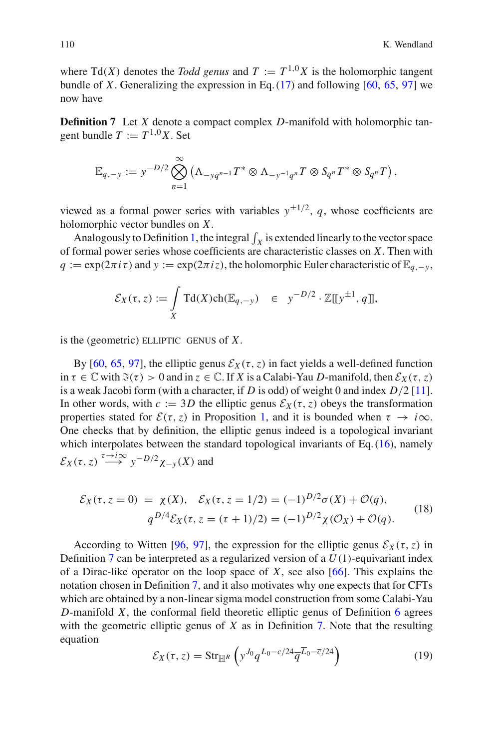where $\mathrm{Td}(X)$ denotes the *Todd genus* and $T := T^{1,0}X$ is the holomorphic tangent bundle of $X$. Generalizing the expression in Eq. (17) and following [60, 65, 97] we now have

**Definition 7** Let $X$ denote a compact complex $D$-manifold with holomorphic tangent bundle $T := T^{1,0}X$. Set

$$\mathbb{E}_{q,-y} := y^{-D/2} \bigotimes_{n=1}^{\infty} \left( \Lambda_{-yq^{n-1}} T^* \otimes \Lambda_{-y^{-1}q^n} T \otimes S_{q^n} T^* \otimes S_{q^n} T \right),$$

viewed as a formal power series with variables $y^{\pm 1/2}$, $q$, whose coefficients are holomorphic vector bundles on $X$.

Analogously to Definition 1, the integral $\int_X$ is extended linearly to the vector space of formal power series whose coefficients are characteristic classes on $X$. Then with $q := \exp(2\pi i \tau)$ and $y := \exp(2\pi i z)$, the holomorphic Euler characteristic of $\mathbb{E}_{q,-y}$,

$$\mathcal{E}_X(\tau, z) := \int_X \mathrm{Td}(X)\mathrm{ch}(\mathbb{E}_{q,-y}) \quad \in \quad y^{-D/2} \cdot \mathbb{Z}[[y^{\pm 1}, q]],$$

is the (geometric) ELLIPTIC GENUS of $X$.

By [60, 65, 97], the elliptic genus $\mathcal{E}_X(\tau, z)$ in fact yields a well-defined function in $\tau \in \mathbb{C}$ with $\Im(\tau) > 0$ and in $z \in \mathbb{C}$. If $X$ is a Calabi-Yau $D$-manifold, then $\mathcal{E}_X(\tau, z)$ is a weak Jacobi form (with a character, if $D$ is odd) of weight 0 and index $D/2$ [11]. In other words, with $c := 3D$ the elliptic genus $\mathcal{E}_X(\tau, z)$ obeys the transformation properties stated for $\mathcal{E}(\tau, z)$ in Proposition 1, and it is bounded when $\tau \to i\infty$. One checks that by definition, the elliptic genus indeed is a topological invariant which interpolates between the standard topological invariants of Eq. (16), namely $\mathcal{E}_X(\tau, z) \stackrel{\tau \to i\infty}{\longrightarrow} y^{-D/2}\chi_{-y}(X)$ and

$$\begin{aligned} \mathcal{E}_X(\tau, z = 0) &= \chi(X), \quad \mathcal{E}_X(\tau, z = 1/2) = (-1)^{D/2}\sigma(X) + \mathcal{O}(q), \\ q^{D/4}\mathcal{E}_X(\tau, z &= (\tau + 1)/2) = (-1)^{D/2}\chi(\mathcal{O}_X) + \mathcal{O}(q). \end{aligned} \tag{18}$$

According to Witten [96, 97], the expression for the elliptic genus $\mathcal{E}_X(\tau, z)$ in Definition 7 can be interpreted as a regularized version of a $U(1)$-equivariant index of a Dirac-like operator on the loop space of $X$, see also [66]. This explains the notation chosen in Definition 7, and it also motivates why one expects that for CFTs which are obtained by a non-linear sigma model construction from some Calabi-Yau $D$-manifold $X$, the conformal field theoretic elliptic genus of Definition 6 agrees with the geometric elliptic genus of $X$ as in Definition 7. Note that the resulting equation

$$\mathcal{E}_X(\tau, z) = \mathrm{Str}_{\mathbb{H}^R}\left( y^{J_0} q^{L_0 - c/24} \overline{q}^{\overline{L}_0 - \overline{c}/24} \right) \tag{19}$$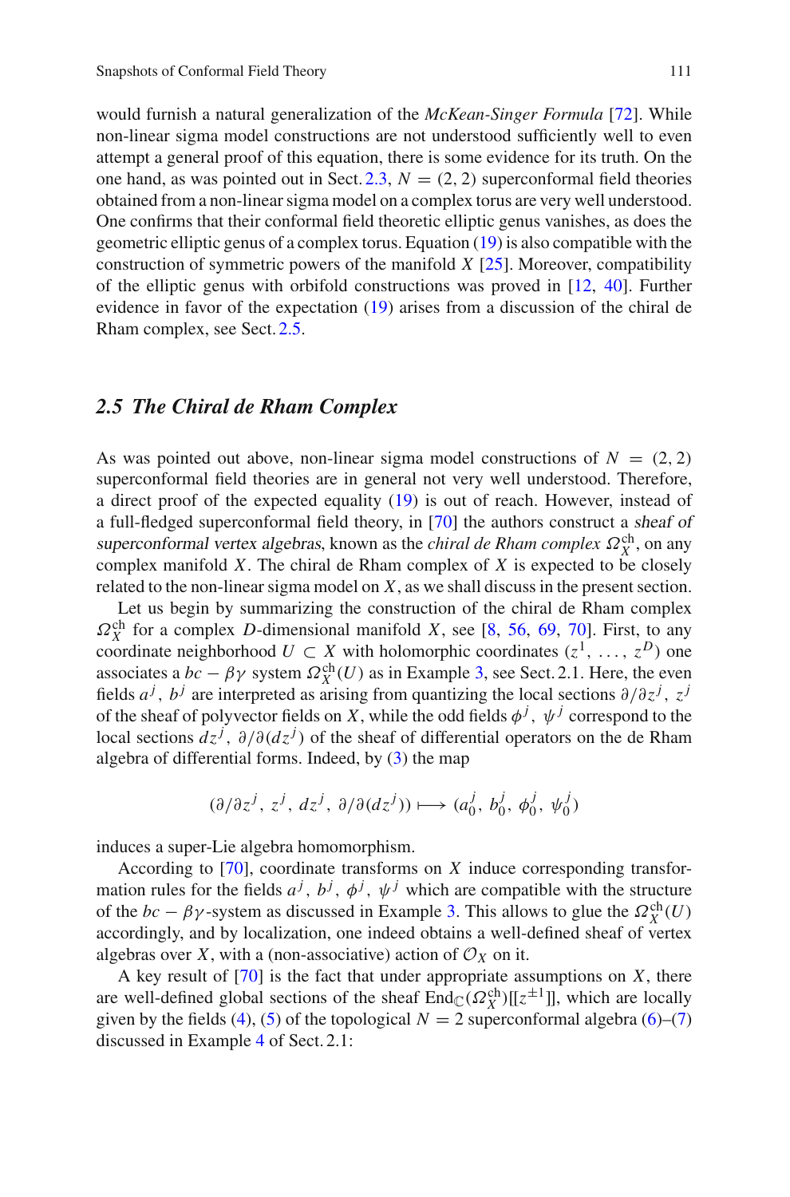would furnish a natural generalization of the *McKean-Singer Formula* [72]. While non-linear sigma model constructions are not understood sufficiently well to even attempt a general proof of this equation, there is some evidence for its truth. On the one hand, as was pointed out in Sect. 2.3, $N = (2, 2)$ superconformal field theories obtained from a non-linear sigma model on a complex torus are very well understood. One confirms that their conformal field theoretic elliptic genus vanishes, as does the geometric elliptic genus of a complex torus. Equation (19) is also compatible with the construction of symmetric powers of the manifold $X$ [25]. Moreover, compatibility of the elliptic genus with orbifold constructions was proved in [12, 40]. Further evidence in favor of the expectation (19) arises from a discussion of the chiral de Rham complex, see Sect. 2.5.

### *2.5 The Chiral de Rham Complex*

As was pointed out above, non-linear sigma model constructions of $N = (2, 2)$ superconformal field theories are in general not very well understood. Therefore, a direct proof of the expected equality (19) is out of reach. However, instead of a full-fledged superconformal field theory, in [70] the authors construct a *sheaf of superconformal vertex algebras*, known as the *chiral de Rham complex* $\Omega^{\mathrm{ch}}_X$, on any complex manifold $X$. The chiral de Rham complex of $X$ is expected to be closely related to the non-linear sigma model on $X$, as we shall discuss in the present section.

Let us begin by summarizing the construction of the chiral de Rham complex $\Omega^{\mathrm{ch}}_X$ for a complex $D$-dimensional manifold $X$, see [8, 56, 69, 70]. First, to any coordinate neighborhood $U \subset X$ with holomorphic coordinates $(z^1, \ldots, z^D)$ one associates a $bc - \beta\gamma$ system $\Omega^{\mathrm{ch}}_X(U)$ as in Example 3, see Sect. 2.1. Here, the even fields $a^j$, $b^j$ are interpreted as arising from quantizing the local sections $\partial/\partial z^j$, $z^j$ of the sheaf of polyvector fields on $X$, while the odd fields $\phi^j$, $\psi^j$ correspond to the local sections $dz^j$, $\partial/\partial(dz^j)$ of the sheaf of differential operators on the de Rham algebra of differential forms. Indeed, by (3) the map

$$(\partial/\partial z^j,\, z^j,\, dz^j,\, \partial/\partial(dz^j)) \longmapsto (a^j_0,\, b^j_0,\, \phi^j_0,\, \psi^j_0)$$

induces a super-Lie algebra homomorphism.

According to [70], coordinate transforms on $X$ induce corresponding transformation rules for the fields $a^j$, $b^j$, $\phi^j$, $\psi^j$ which are compatible with the structure of the $bc - \beta\gamma$-system as discussed in Example 3. This allows to glue the $\Omega^{\mathrm{ch}}_X(U)$ accordingly, and by localization, one indeed obtains a well-defined sheaf of vertex algebras over $X$, with a (non-associative) action of $\mathcal{O}_X$ on it.

A key result of [70] is the fact that under appropriate assumptions on $X$, there are well-defined global sections of the sheaf $\mathrm{End}_{\mathbb{C}}(\Omega^{\mathrm{ch}}_X)[[z^{\pm 1}]]$, which are locally given by the fields (4), (5) of the topological $N = 2$ superconformal algebra (6)–(7) discussed in Example 4 of Sect. 2.1: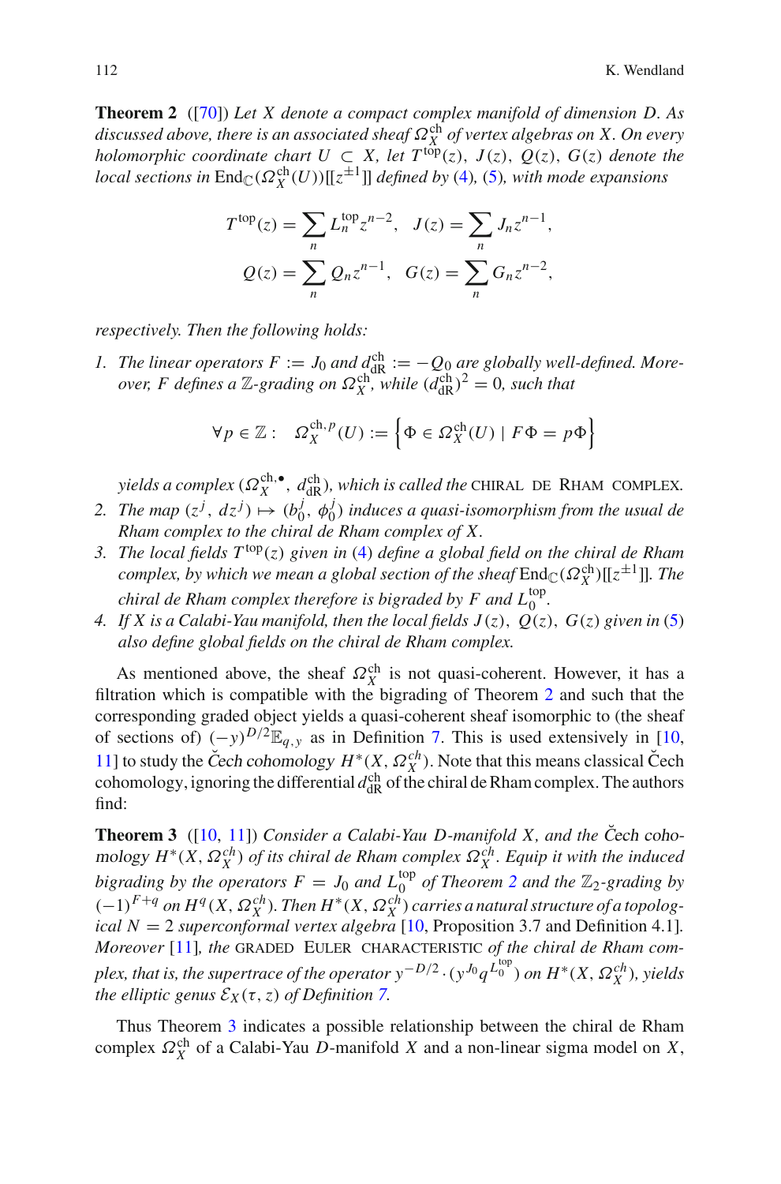**Theorem 2** ([70]) *Let $X$ denote a compact complex manifold of dimension $D$. As discussed above, there is an associated sheaf $\Omega_X^{\text{ch}}$ of vertex algebras on $X$. On every holomorphic coordinate chart $U \subset X$, let $T^{\text{top}}(z)$, $J(z)$, $Q(z)$, $G(z)$ denote the local sections in $\text{End}_{\mathbb{C}}(\Omega_X^{\text{ch}}(U))[[z^{\pm 1}]]$ defined by (4), (5), with mode expansions*

$$T^{\text{top}}(z) = \sum_n L_n^{\text{top}} z^{n-2}, \quad J(z) = \sum_n J_n z^{n-1},$$
$$Q(z) = \sum_n Q_n z^{n-1}, \quad G(z) = \sum_n G_n z^{n-2},$$

*respectively. Then the following holds:*

1. *The linear operators $F := J_0$ and $d_{\text{dR}}^{\text{ch}} := -Q_0$ are globally well-defined. Moreover, $F$ defines a $\mathbb{Z}$-grading on $\Omega_X^{\text{ch}}$, while $(d_{\text{dR}}^{\text{ch}})^2 = 0$, such that*

$$\forall p \in \mathbb{Z}: \quad \Omega_X^{\text{ch},p}(U) := \left\{ \Phi \in \Omega_X^{\text{ch}}(U) \mid F\Phi = p\Phi \right\}$$

   *yields a complex $(\Omega_X^{\text{ch},\bullet}, d_{\text{dR}}^{\text{ch}})$, which is called the* CHIRAL DE RHAM COMPLEX.
2. *The map $(z^j, dz^j) \mapsto (b_0^j, \phi_0^j)$ induces a quasi-isomorphism from the usual de Rham complex to the chiral de Rham complex of $X$.*
3. *The local fields $T^{\text{top}}(z)$ given in (4) define a global field on the chiral de Rham complex, by which we mean a global section of the sheaf $\text{End}_{\mathbb{C}}(\Omega_X^{\text{ch}})[[z^{\pm 1}]]$. The chiral de Rham complex therefore is bigraded by $F$ and $L_0^{\text{top}}$.*
4. *If $X$ is a Calabi-Yau manifold, then the local fields $J(z)$, $Q(z)$, $G(z)$ given in (5) also define global fields on the chiral de Rham complex.*

As mentioned above, the sheaf $\Omega_X^{\text{ch}}$ is not quasi-coherent. However, it has a filtration which is compatible with the bigrading of Theorem 2 and such that the corresponding graded object yields a quasi-coherent sheaf isomorphic to (the sheaf of sections of) $(-y)^{D/2}\mathbb{E}_{q,y}$ as in Definition 7. This is used extensively in [10, 11] to study the *Čech cohomology* $H^*(X, \Omega_X^{ch})$. Note that this means classical Čech cohomology, ignoring the differential $d_{\text{dR}}^{\text{ch}}$ of the chiral de Rham complex. The authors find:

**Theorem 3** ([10, 11]) *Consider a Calabi-Yau $D$-manifold $X$, and the Čech cohomology $H^*(X, \Omega_X^{ch})$ of its chiral de Rham complex $\Omega_X^{ch}$. Equip it with the induced bigrading by the operators $F = J_0$ and $L_0^{\text{top}}$ of Theorem 2 and the $\mathbb{Z}_2$-grading by $(-1)^{F+q}$ on $H^q(X, \Omega_X^{ch})$. Then $H^*(X, \Omega_X^{ch})$ carries a natural structure of a topological $N = 2$ superconformal vertex algebra* [10, Proposition 3.7 and Definition 4.1]. *Moreover* [11]*, the* GRADED EULER CHARACTERISTIC *of the chiral de Rham complex, that is, the supertrace of the operator $y^{-D/2} \cdot (y^{J_0} q^{L_0^{\text{top}}})$ on $H^*(X, \Omega_X^{ch})$, yields the elliptic genus $\mathcal{E}_X(\tau, z)$ of Definition 7.*

Thus Theorem 3 indicates a possible relationship between the chiral de Rham complex $\Omega_X^{\text{ch}}$ of a Calabi-Yau $D$-manifold $X$ and a non-linear sigma model on $X$,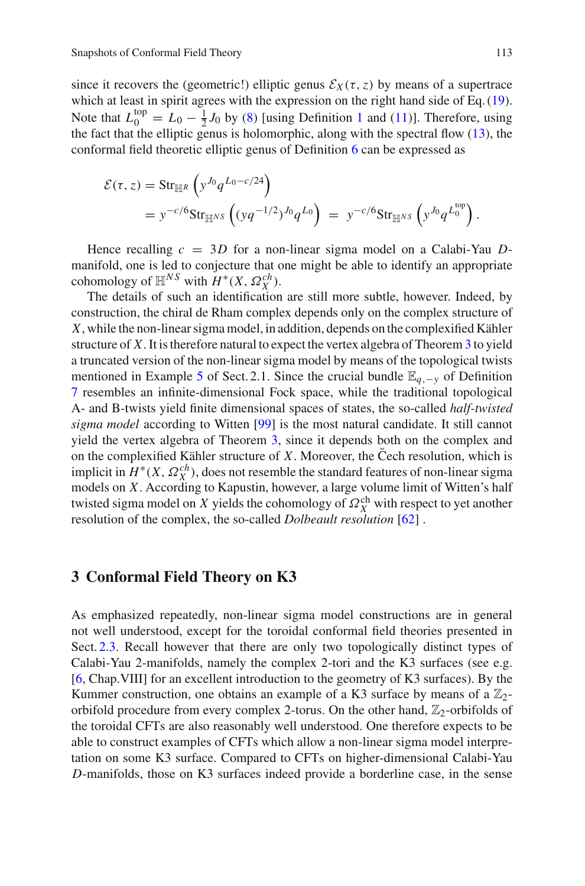since it recovers the (geometric!) elliptic genus $\mathcal{E}_X(\tau, z)$ by means of a supertrace which at least in spirit agrees with the expression on the right hand side of Eq. (19). Note that $L_0^{\text{top}} = L_0 - \frac{1}{2} J_0$ by (8) [using Definition 1 and (11)]. Therefore, using the fact that the elliptic genus is holomorphic, along with the spectral flow (13), the conformal field theoretic elliptic genus of Definition 6 can be expressed as

$$\begin{aligned}
\mathcal{E}(\tau, z) &= \text{Str}_{\mathbb{H}^R}\left(y^{J_0} q^{L_0 - c/24}\right) \\
&= y^{-c/6}\text{Str}_{\mathbb{H}^{NS}}\left((yq^{-1/2})^{J_0} q^{L_0}\right) \;=\; y^{-c/6}\text{Str}_{\mathbb{H}^{NS}}\left(y^{J_0} q^{L_0^{\text{top}}}\right).
\end{aligned}$$

Hence recalling $c = 3D$ for a non-linear sigma model on a Calabi-Yau $D$-manifold, one is led to conjecture that one might be able to identify an appropriate cohomology of $\mathbb{H}^{NS}$ with $H^*(X, \Omega_X^{ch})$.

The details of such an identification are still more subtle, however. Indeed, by construction, the chiral de Rham complex depends only on the complex structure of $X$, while the non-linear sigma model, in addition, depends on the complexified Kähler structure of $X$. It is therefore natural to expect the vertex algebra of Theorem 3 to yield a truncated version of the non-linear sigma model by means of the topological twists mentioned in Example 5 of Sect. 2.1. Since the crucial bundle $\mathbb{E}_{q,-y}$ of Definition 7 resembles an infinite-dimensional Fock space, while the traditional topological A- and B-twists yield finite dimensional spaces of states, the so-called *half-twisted sigma model* according to Witten [99] is the most natural candidate. It still cannot yield the vertex algebra of Theorem 3, since it depends both on the complex and on the complexified Kähler structure of $X$. Moreover, the Čech resolution, which is implicit in $H^*(X, \Omega_X^{ch})$, does not resemble the standard features of non-linear sigma models on $X$. According to Kapustin, however, a large volume limit of Witten's half twisted sigma model on $X$ yields the cohomology of $\Omega_X^{\text{ch}}$ with respect to yet another resolution of the complex, the so-called *Dolbeault resolution* [62] .

## 3 Conformal Field Theory on K3

As emphasized repeatedly, non-linear sigma model constructions are in general not well understood, except for the toroidal conformal field theories presented in Sect. 2.3. Recall however that there are only two topologically distinct types of Calabi-Yau 2-manifolds, namely the complex 2-tori and the K3 surfaces (see e.g. [6, Chap. VIII] for an excellent introduction to the geometry of K3 surfaces). By the Kummer construction, one obtains an example of a K3 surface by means of a $\mathbb{Z}_2$-orbifold procedure from every complex 2-torus. On the other hand, $\mathbb{Z}_2$-orbifolds of the toroidal CFTs are also reasonably well understood. One therefore expects to be able to construct examples of CFTs which allow a non-linear sigma model interpretation on some K3 surface. Compared to CFTs on higher-dimensional Calabi-Yau $D$-manifolds, those on K3 surfaces indeed provide a borderline case, in the sense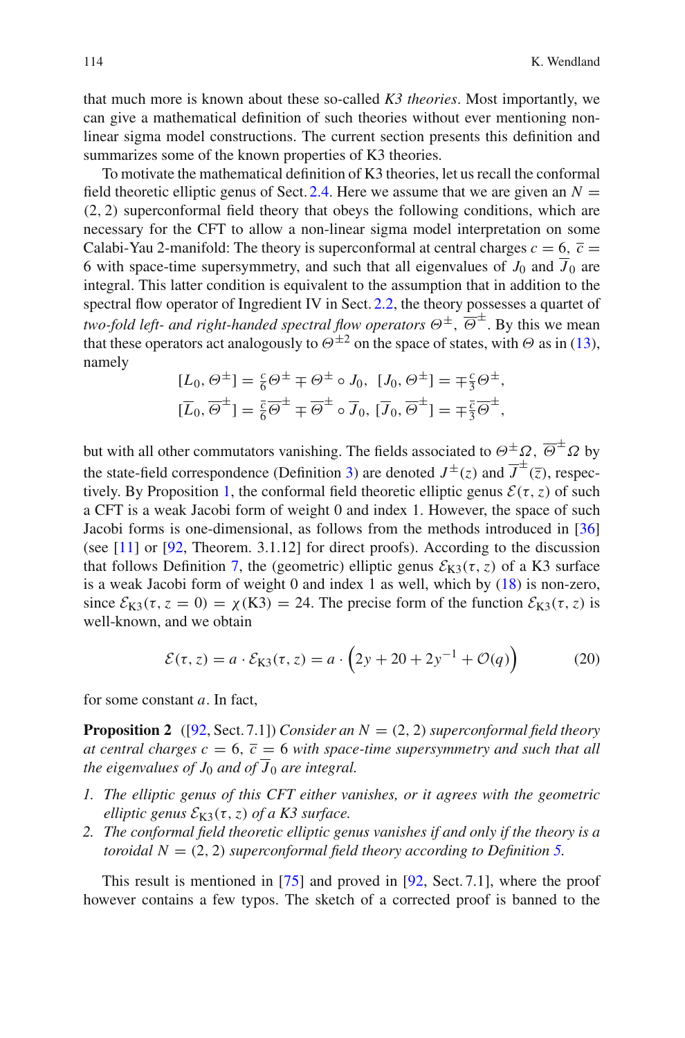that much more is known about these so-called *K3 theories*. Most importantly, we can give a mathematical definition of such theories without ever mentioning non-linear sigma model constructions. The current section presents this definition and summarizes some of the known properties of K3 theories.

To motivate the mathematical definition of K3 theories, let us recall the conformal field theoretic elliptic genus of Sect. 2.4. Here we assume that we are given an $N = (2, 2)$ superconformal field theory that obeys the following conditions, which are necessary for the CFT to allow a non-linear sigma model interpretation on some Calabi-Yau 2-manifold: The theory is superconformal at central charges $c = 6$, $\overline{c} = 6$ with space-time supersymmetry, and such that all eigenvalues of $J_0$ and $\overline{J}_0$ are integral. This latter condition is equivalent to the assumption that in addition to the spectral flow operator of Ingredient IV in Sect. 2.2, the theory possesses a quartet of *two-fold left- and right-handed spectral flow operators* $\Theta^{\pm}$, $\overline{\Theta}^{\pm}$. By this we mean that these operators act analogously to $\Theta^{\pm 2}$ on the space of states, with $\Theta$ as in (13), namely

$$[L_0, \Theta^{\pm}] = \tfrac{c}{6}\Theta^{\pm} \mp \Theta^{\pm} \circ J_0, \;\; [J_0, \Theta^{\pm}] = \mp\tfrac{c}{3}\Theta^{\pm},$$
$$[\overline{L}_0, \overline{\Theta}^{\pm}] = \tfrac{\overline{c}}{6}\overline{\Theta}^{\pm} \mp \overline{\Theta}^{\pm} \circ \overline{J}_0, \;\; [\overline{J}_0, \overline{\Theta}^{\pm}] = \mp\tfrac{\overline{c}}{3}\overline{\Theta}^{\pm},$$

but with all other commutators vanishing. The fields associated to $\Theta^{\pm}\Omega$, $\overline{\Theta}^{\pm}\Omega$ by the state-field correspondence (Definition 3) are denoted $J^{\pm}(z)$ and $\overline{J}^{\pm}(\overline{z})$, respectively. By Proposition 1, the conformal field theoretic elliptic genus $\mathcal{E}(\tau, z)$ of such a CFT is a weak Jacobi form of weight 0 and index 1. However, the space of such Jacobi forms is one-dimensional, as follows from the methods introduced in [36] (see [11] or [92, Theorem. 3.1.12] for direct proofs). According to the discussion that follows Definition 7, the (geometric) elliptic genus $\mathcal{E}_{\mathrm{K3}}(\tau, z)$ of a K3 surface is a weak Jacobi form of weight 0 and index 1 as well, which by (18) is non-zero, since $\mathcal{E}_{\mathrm{K3}}(\tau, z = 0) = \chi(\mathrm{K3}) = 24$. The precise form of the function $\mathcal{E}_{\mathrm{K3}}(\tau, z)$ is well-known, and we obtain

$$\mathcal{E}(\tau, z) = a \cdot \mathcal{E}_{\mathrm{K3}}(\tau, z) = a \cdot \Big(2y + 20 + 2y^{-1} + \mathcal{O}(q)\Big) \tag{20}$$

for some constant $a$. In fact,

**Proposition 2** ([92, Sect. 7.1]) *Consider an $N = (2, 2)$ superconformal field theory at central charges $c = 6$, $\overline{c} = 6$ with space-time supersymmetry and such that all the eigenvalues of $J_0$ and of $\overline{J}_0$ are integral.*

1. *The elliptic genus of this CFT either vanishes, or it agrees with the geometric elliptic genus $\mathcal{E}_{\mathrm{K3}}(\tau, z)$ of a K3 surface.*
2. *The conformal field theoretic elliptic genus vanishes if and only if the theory is a toroidal $N = (2, 2)$ superconformal field theory according to Definition 5.*

This result is mentioned in [75] and proved in [92, Sect. 7.1], where the proof however contains a few typos. The sketch of a corrected proof is banned to the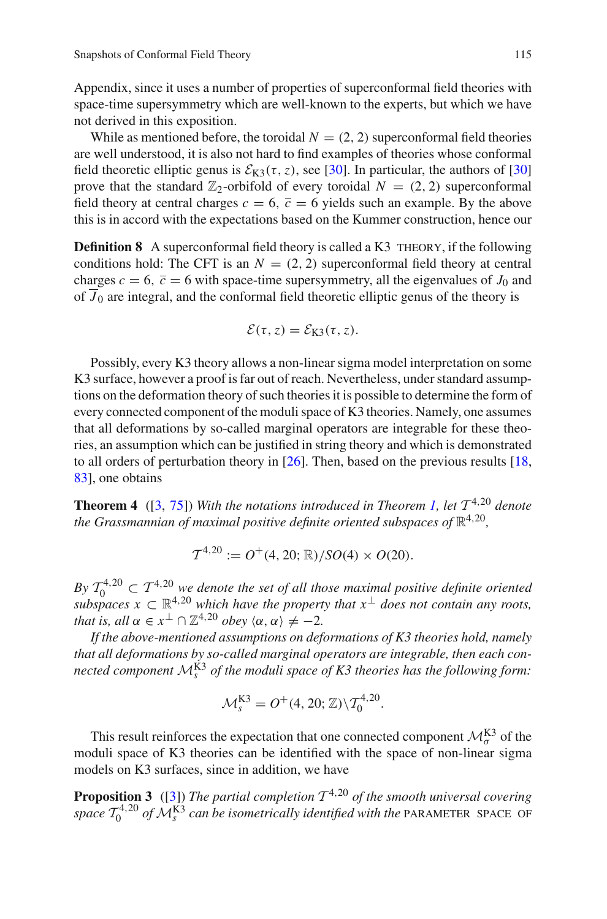Appendix, since it uses a number of properties of superconformal field theories with space-time supersymmetry which are well-known to the experts, but which we have not derived in this exposition.

While as mentioned before, the toroidal $N = (2, 2)$ superconformal field theories are well understood, it is also not hard to find examples of theories whose conformal field theoretic elliptic genus is $\mathcal{E}_{\text{K3}}(\tau, z)$, see [30]. In particular, the authors of [30] prove that the standard $\mathbb{Z}_2$-orbifold of every toroidal $N = (2, 2)$ superconformal field theory at central charges $c = 6$, $\overline{c} = 6$ yields such an example. By the above this is in accord with the expectations based on the Kummer construction, hence our

**Definition 8** A superconformal field theory is called a K3 THEORY, if the following conditions hold: The CFT is an $N = (2, 2)$ superconformal field theory at central charges $c = 6$, $\overline{c} = 6$ with space-time supersymmetry, all the eigenvalues of $J_0$ and of $\overline{J}_0$ are integral, and the conformal field theoretic elliptic genus of the theory is

$$\mathcal{E}(\tau, z) = \mathcal{E}_{\text{K3}}(\tau, z).$$

Possibly, every K3 theory allows a non-linear sigma model interpretation on some K3 surface, however a proof is far out of reach. Nevertheless, under standard assumptions on the deformation theory of such theories it is possible to determine the form of every connected component of the moduli space of K3 theories. Namely, one assumes that all deformations by so-called marginal operators are integrable for these theories, an assumption which can be justified in string theory and which is demonstrated to all orders of perturbation theory in [26]. Then, based on the previous results [18, 83], one obtains

**Theorem 4** ([3, 75]) *With the notations introduced in Theorem 1, let $\mathcal{T}^{4,20}$ denote the Grassmannian of maximal positive definite oriented subspaces of $\mathbb{R}^{4,20}$,*

$$\mathcal{T}^{4,20} := O^+(4, 20; \mathbb{R})/SO(4) \times O(20).$$

*By $\mathcal{T}_0^{4,20} \subset \mathcal{T}^{4,20}$ we denote the set of all those maximal positive definite oriented subspaces $x \subset \mathbb{R}^{4,20}$ which have the property that $x^\perp$ does not contain any roots, that is, all $\alpha \in x^\perp \cap \mathbb{Z}^{4,20}$ obey $\langle \alpha, \alpha \rangle \neq -2$.*

*If the above-mentioned assumptions on deformations of K3 theories hold, namely that all deformations by so-called marginal operators are integrable, then each connected component $\mathcal{M}_s^{\text{K3}}$ of the moduli space of K3 theories has the following form:*

$$\mathcal{M}_s^{\text{K3}} = O^+(4, 20; \mathbb{Z})\backslash\mathcal{T}_0^{4,20}.$$

This result reinforces the expectation that one connected component $\mathcal{M}_\sigma^{\text{K3}}$ of the moduli space of K3 theories can be identified with the space of non-linear sigma models on K3 surfaces, since in addition, we have

**Proposition 3** ([3]) *The partial completion $\mathcal{T}^{4,20}$ of the smooth universal covering space $\mathcal{T}_0^{4,20}$ of $\mathcal{M}_s^{\text{K3}}$ can be isometrically identified with the* PARAMETER SPACE OF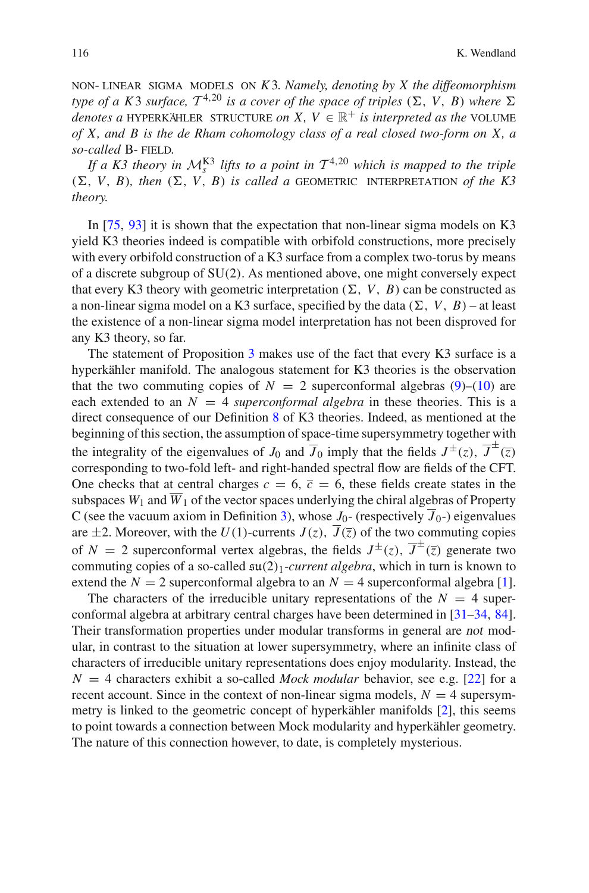NON- LINEAR SIGMA MODELS ON $K3$. *Namely, denoting by $X$ the diffeomorphism type of a $K3$ surface, $\mathcal{T}^{4,20}$ is a cover of the space of triples $(\Sigma, V, B)$ where $\Sigma$ denotes a* HYPERKÄHLER STRUCTURE *on $X$, $V \in \mathbb{R}^+$ is interpreted as the* VOLUME *of $X$, and $B$ is the de Rham cohomology class of a real closed two-form on $X$, a so-called* B- FIELD.

*If a K3 theory in $\mathcal{M}^{\mathrm{K3}}_s$ lifts to a point in $\mathcal{T}^{4,20}$ which is mapped to the triple $(\Sigma, V, B)$, then $(\Sigma, V, B)$ is called a* GEOMETRIC INTERPRETATION *of the K3 theory.*

In [75, 93] it is shown that the expectation that non-linear sigma models on K3 yield K3 theories indeed is compatible with orbifold constructions, more precisely with every orbifold construction of a K3 surface from a complex two-torus by means of a discrete subgroup of SU(2). As mentioned above, one might conversely expect that every K3 theory with geometric interpretation $(\Sigma, V, B)$ can be constructed as a non-linear sigma model on a K3 surface, specified by the data $(\Sigma, V, B)$ – at least the existence of a non-linear sigma model interpretation has not been disproved for any K3 theory, so far.

The statement of Proposition 3 makes use of the fact that every K3 surface is a hyperkähler manifold. The analogous statement for K3 theories is the observation that the two commuting copies of $N = 2$ superconformal algebras (9)–(10) are each extended to an $N = 4$ *superconformal algebra* in these theories. This is a direct consequence of our Definition 8 of K3 theories. Indeed, as mentioned at the beginning of this section, the assumption of space-time supersymmetry together with the integrality of the eigenvalues of $J_0$ and $\overline{J}_0$ imply that the fields $J^{\pm}(z)$, $\overline{J}^{\pm}(\overline{z})$ corresponding to two-fold left- and right-handed spectral flow are fields of the CFT. One checks that at central charges $c = 6$, $\overline{c} = 6$, these fields create states in the subspaces $W_1$ and $\overline{W}_1$ of the vector spaces underlying the chiral algebras of Property C (see the vacuum axiom in Definition 3), whose $J_0$- (respectively $\overline{J}_0$-) eigenvalues are $\pm 2$. Moreover, with the $U(1)$-currents $J(z)$, $\overline{J}(\overline{z})$ of the two commuting copies of $N = 2$ superconformal vertex algebras, the fields $J^{\pm}(z)$, $\overline{J}^{\pm}(\overline{z})$ generate two commuting copies of a so-called $\mathfrak{su}(2)_1$-*current algebra*, which in turn is known to extend the $N = 2$ superconformal algebra to an $N = 4$ superconformal algebra [1].

The characters of the irreducible unitary representations of the $N = 4$ superconformal algebra at arbitrary central charges have been determined in [31–34, 84]. Their transformation properties under modular transforms in general are *not* modular, in contrast to the situation at lower supersymmetry, where an infinite class of characters of irreducible unitary representations does enjoy modularity. Instead, the $N = 4$ characters exhibit a so-called *Mock modular* behavior, see e.g. [22] for a recent account. Since in the context of non-linear sigma models, $N = 4$ supersymmetry is linked to the geometric concept of hyperkähler manifolds [2], this seems to point towards a connection between Mock modularity and hyperkähler geometry. The nature of this connection however, to date, is completely mysterious.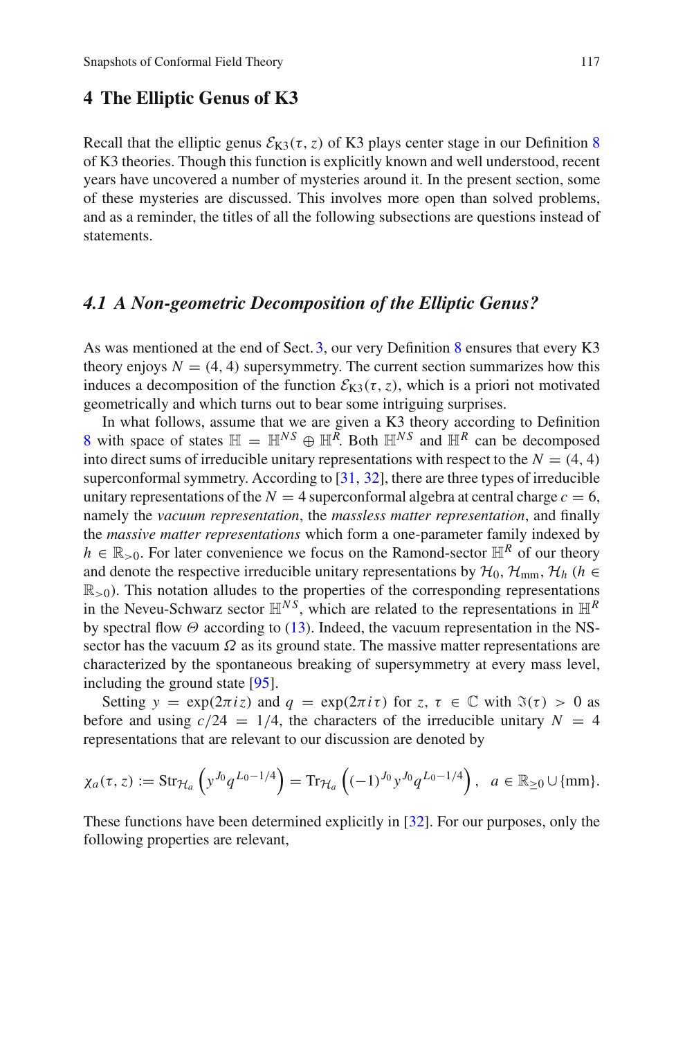# 4 The Elliptic Genus of K3

Recall that the elliptic genus $\mathcal{E}_{\mathrm{K3}}(\tau, z)$ of K3 plays center stage in our Definition 8 of K3 theories. Though this function is explicitly known and well understood, recent years have uncovered a number of mysteries around it. In the present section, some of these mysteries are discussed. This involves more open than solved problems, and as a reminder, the titles of all the following subsections are questions instead of statements.

## *4.1 A Non-geometric Decomposition of the Elliptic Genus?*

As was mentioned at the end of Sect. 3, our very Definition 8 ensures that every K3 theory enjoys $N = (4, 4)$ supersymmetry. The current section summarizes how this induces a decomposition of the function $\mathcal{E}_{\mathrm{K3}}(\tau, z)$, which is a priori not motivated geometrically and which turns out to bear some intriguing surprises.

In what follows, assume that we are given a K3 theory according to Definition 8 with space of states $\mathbb{H} = \mathbb{H}^{NS} \oplus \mathbb{H}^{R}$. Both $\mathbb{H}^{NS}$ and $\mathbb{H}^{R}$ can be decomposed into direct sums of irreducible unitary representations with respect to the $N = (4, 4)$ superconformal symmetry. According to [31, 32], there are three types of irreducible unitary representations of the $N = 4$ superconformal algebra at central charge $c = 6$, namely the *vacuum representation*, the *massless matter representation*, and finally the *massive matter representations* which form a one-parameter family indexed by $h \in \mathbb{R}_{>0}$. For later convenience we focus on the Ramond-sector $\mathbb{H}^{R}$ of our theory and denote the respective irreducible unitary representations by $\mathcal{H}_0, \mathcal{H}_{\mathrm{mm}}, \mathcal{H}_h$ ($h \in \mathbb{R}_{>0}$). This notation alludes to the properties of the corresponding representations in the Neveu-Schwarz sector $\mathbb{H}^{NS}$, which are related to the representations in $\mathbb{H}^{R}$ by spectral flow $\Theta$ according to (13). Indeed, the vacuum representation in the NS-sector has the vacuum $\Omega$ as its ground state. The massive matter representations are characterized by the spontaneous breaking of supersymmetry at every mass level, including the ground state [95].

Setting $y = \exp(2\pi i z)$ and $q = \exp(2\pi i \tau)$ for $z, \tau \in \mathbb{C}$ with $\Im(\tau) > 0$ as before and using $c/24 = 1/4$, the characters of the irreducible unitary $N = 4$ representations that are relevant to our discussion are denoted by

$$\chi_a(\tau, z) := \mathrm{Str}_{\mathcal{H}_a}\left(y^{J_0} q^{L_0 - 1/4}\right) = \mathrm{Tr}_{\mathcal{H}_a}\left((-1)^{J_0} y^{J_0} q^{L_0 - 1/4}\right), \quad a \in \mathbb{R}_{\geq 0} \cup \{\mathrm{mm}\}.$$

These functions have been determined explicitly in [32]. For our purposes, only the following properties are relevant,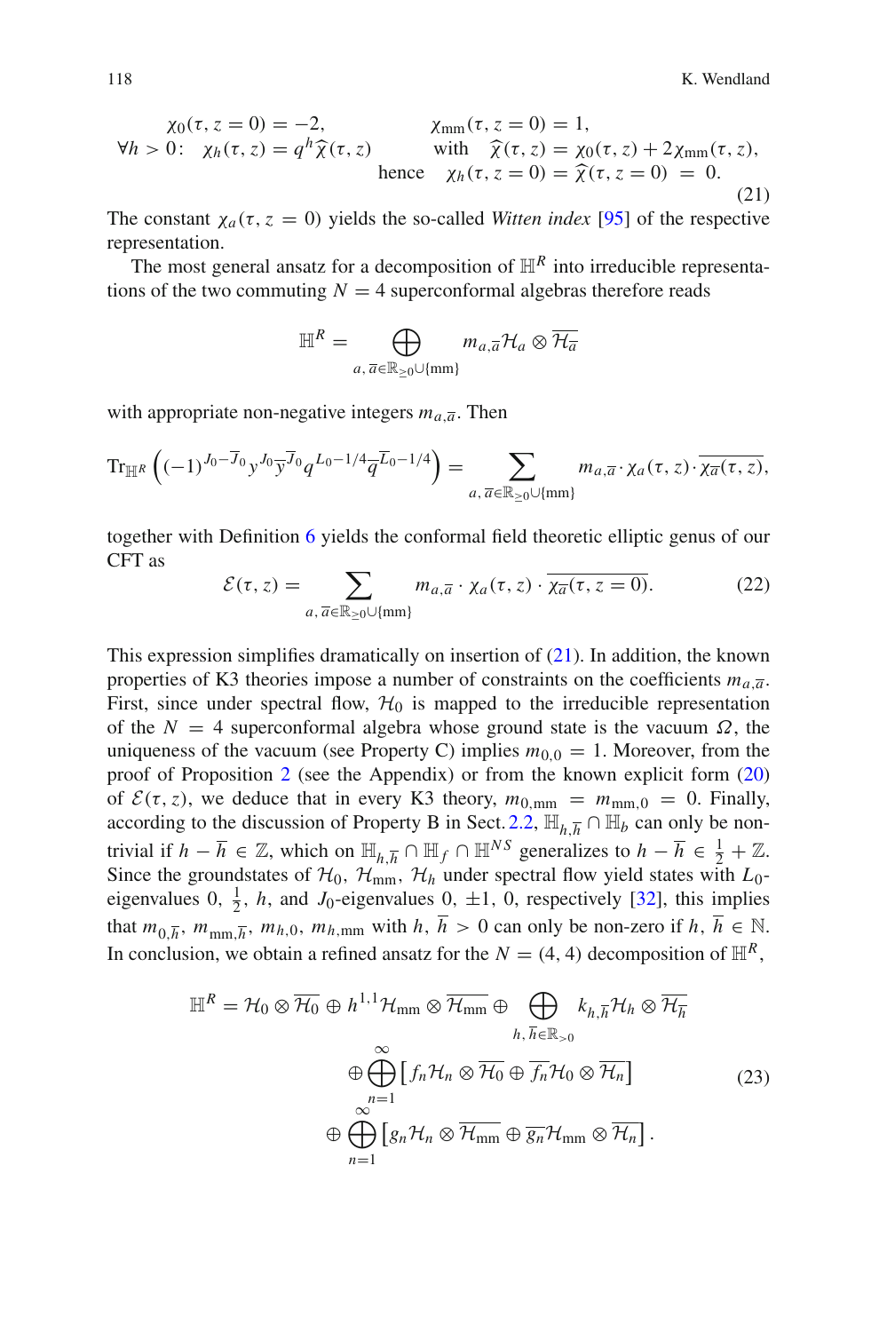$$
\begin{aligned}
&\chi_0(\tau, z=0) = -2, && \chi_{\rm mm}(\tau, z=0) = 1,\\
\forall h>0:\quad &\chi_h(\tau, z) = q^h \widehat{\chi}(\tau, z) && \text{with} \quad \widehat{\chi}(\tau, z) = \chi_0(\tau, z) + 2\chi_{\rm mm}(\tau, z),\\
& && \text{hence} \quad \chi_h(\tau, z=0) = \widehat{\chi}(\tau, z=0) \;=\; 0.
\end{aligned}
\tag{21}
$$

The constant $\chi_a(\tau, z=0)$ yields the so-called *Witten index* [95] of the respective representation.

The most general ansatz for a decomposition of $\mathbb{H}^R$ into irreducible representations of the two commuting $N=4$ superconformal algebras therefore reads

$$
\mathbb{H}^R = \bigoplus_{a,\overline{a}\in\mathbb{R}_{\geq 0}\cup\{\rm mm\}} m_{a,\overline{a}} \mathcal{H}_a \otimes \overline{\mathcal{H}_{\overline{a}}}
$$

with appropriate non-negative integers $m_{a,\overline{a}}$. Then

$$
\mathrm{Tr}_{\mathbb{H}^R}\left((-1)^{J_0-\overline{J}_0} y^{J_0} \overline{y}^{\overline{J}_0} q^{L_0-1/4} \overline{q}^{\overline{L}_0-1/4}\right) = \sum_{a,\overline{a}\in\mathbb{R}_{\geq 0}\cup\{\rm mm\}} m_{a,\overline{a}} \cdot \chi_a(\tau, z) \cdot \overline{\chi_{\overline{a}}(\tau, z)},
$$

together with Definition 6 yields the conformal field theoretic elliptic genus of our CFT as

$$
\mathcal{E}(\tau, z) = \sum_{a,\overline{a}\in\mathbb{R}_{\geq 0}\cup\{\rm mm\}} m_{a,\overline{a}} \cdot \chi_a(\tau, z) \cdot \overline{\chi_{\overline{a}}(\tau, z=0)}. \tag{22}
$$

This expression simplifies dramatically on insertion of (21). In addition, the known properties of K3 theories impose a number of constraints on the coefficients $m_{a,\overline{a}}$. First, since under spectral flow, $\mathcal{H}_0$ is mapped to the irreducible representation of the $N=4$ superconformal algebra whose ground state is the vacuum $\Omega$, the uniqueness of the vacuum (see Property C) implies $m_{0,0}=1$. Moreover, from the proof of Proposition 2 (see the Appendix) or from the known explicit form (20) of $\mathcal{E}(\tau, z)$, we deduce that in every K3 theory, $m_{0,\rm mm} = m_{\rm mm,0} = 0$. Finally, according to the discussion of Property B in Sect. 2.2, $\mathbb{H}_{h,\overline{h}} \cap \mathbb{H}_b$ can only be non-trivial if $h-\overline{h}\in\mathbb{Z}$, which on $\mathbb{H}_{h,\overline{h}} \cap \mathbb{H}_f \cap \mathbb{H}^{NS}$ generalizes to $h-\overline{h}\in\frac{1}{2}+\mathbb{Z}$. Since the groundstates of $\mathcal{H}_0$, $\mathcal{H}_{\rm mm}$, $\mathcal{H}_h$ under spectral flow yield states with $L_0$-eigenvalues $0$, $\frac{1}{2}$, $h$, and $J_0$-eigenvalues $0$, $\pm 1$, $0$, respectively [32], this implies that $m_{0,\overline{h}}$, $m_{\rm mm,\overline{h}}$, $m_{h,0}$, $m_{h,\rm mm}$ with $h,\overline{h}>0$ can only be non-zero if $h,\overline{h}\in\mathbb{N}$. In conclusion, we obtain a refined ansatz for the $N=(4,4)$ decomposition of $\mathbb{H}^R$,

$$
\begin{aligned}
\mathbb{H}^R = \mathcal{H}_0 \otimes \overline{\mathcal{H}_0} \oplus h^{1,1} \mathcal{H}_{\rm mm} \otimes \overline{\mathcal{H}_{\rm mm}} \oplus \bigoplus_{h,\overline{h}\in\mathbb{R}_{>0}} k_{h,\overline{h}} \mathcal{H}_h \otimes \overline{\mathcal{H}_{\overline{h}}}\\
\oplus \bigoplus_{n=1}^{\infty} \left[ f_n \mathcal{H}_n \otimes \overline{\mathcal{H}_0} \oplus \overline{f_n} \mathcal{H}_0 \otimes \overline{\mathcal{H}_n} \right]\\
\oplus \bigoplus_{n=1}^{\infty} \left[ g_n \mathcal{H}_n \otimes \overline{\mathcal{H}_{\rm mm}} \oplus \overline{g_n} \mathcal{H}_{\rm mm} \otimes \overline{\mathcal{H}_n} \right].
\end{aligned}
\tag{23}
$$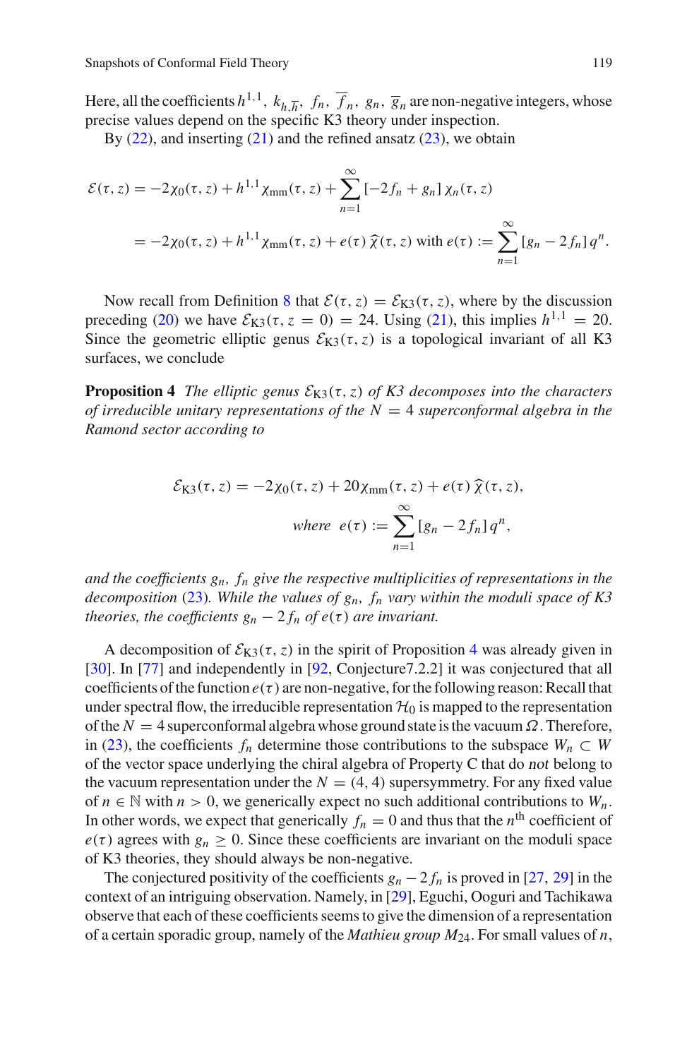Here, all the coefficients $h^{1,1}$, $k_{h,\overline{h}}$, $f_n$, $\overline{f}_n$, $g_n$, $\overline{g}_n$ are non-negative integers, whose precise values depend on the specific K3 theory under inspection.

By (22), and inserting (21) and the refined ansatz (23), we obtain

$$
\begin{aligned}
\mathcal{E}(\tau, z) &= -2\chi_0(\tau, z) + h^{1,1}\chi_{\mathrm{mm}}(\tau, z) + \sum_{n=1}^{\infty} [-2f_n + g_n]\,\chi_n(\tau, z) \\
&= -2\chi_0(\tau, z) + h^{1,1}\chi_{\mathrm{mm}}(\tau, z) + e(\tau)\,\widehat{\chi}(\tau, z) \text{ with } e(\tau) := \sum_{n=1}^{\infty} [g_n - 2f_n]\,q^n.
\end{aligned}
$$

Now recall from Definition 8 that $\mathcal{E}(\tau, z) = \mathcal{E}_{\mathrm{K3}}(\tau, z)$, where by the discussion preceding (20) we have $\mathcal{E}_{\mathrm{K3}}(\tau, z = 0) = 24$. Using (21), this implies $h^{1,1} = 20$. Since the geometric elliptic genus $\mathcal{E}_{\mathrm{K3}}(\tau, z)$ is a topological invariant of all K3 surfaces, we conclude

**Proposition 4** *The elliptic genus $\mathcal{E}_{\mathrm{K3}}(\tau, z)$ of K3 decomposes into the characters of irreducible unitary representations of the $N = 4$ superconformal algebra in the Ramond sector according to*

$$
\mathcal{E}_{\mathrm{K3}}(\tau, z) = -2\chi_0(\tau, z) + 20\chi_{\mathrm{mm}}(\tau, z) + e(\tau)\,\widehat{\chi}(\tau, z),
$$

$$
\text{where } \; e(\tau) := \sum_{n=1}^{\infty} [g_n - 2f_n]\,q^n,
$$

*and the coefficients $g_n$, $f_n$ give the respective multiplicities of representations in the decomposition (23). While the values of $g_n$, $f_n$ vary within the moduli space of K3 theories, the coefficients $g_n - 2f_n$ of $e(\tau)$ are invariant.*

A decomposition of $\mathcal{E}_{\mathrm{K3}}(\tau, z)$ in the spirit of Proposition 4 was already given in [30]. In [77] and independently in [92, Conjecture7.2.2] it was conjectured that all coefficients of the function $e(\tau)$ are non-negative, for the following reason: Recall that under spectral flow, the irreducible representation $\mathcal{H}_0$ is mapped to the representation of the $N = 4$ superconformal algebra whose ground state is the vacuum $\Omega$. Therefore, in (23), the coefficients $f_n$ determine those contributions to the subspace $W_n \subset W$ of the vector space underlying the chiral algebra of Property C that do *not* belong to the vacuum representation under the $N = (4, 4)$ supersymmetry. For any fixed value of $n \in \mathbb{N}$ with $n > 0$, we generically expect no such additional contributions to $W_n$. In other words, we expect that generically $f_n = 0$ and thus that the $n^{\text{th}}$ coefficient of $e(\tau)$ agrees with $g_n \geq 0$. Since these coefficients are invariant on the moduli space of K3 theories, they should always be non-negative.

The conjectured positivity of the coefficients $g_n - 2f_n$ is proved in [27, 29] in the context of an intriguing observation. Namely, in [29], Eguchi, Ooguri and Tachikawa observe that each of these coefficients seems to give the dimension of a representation of a certain sporadic group, namely of the *Mathieu group* $M_{24}$. For small values of $n$,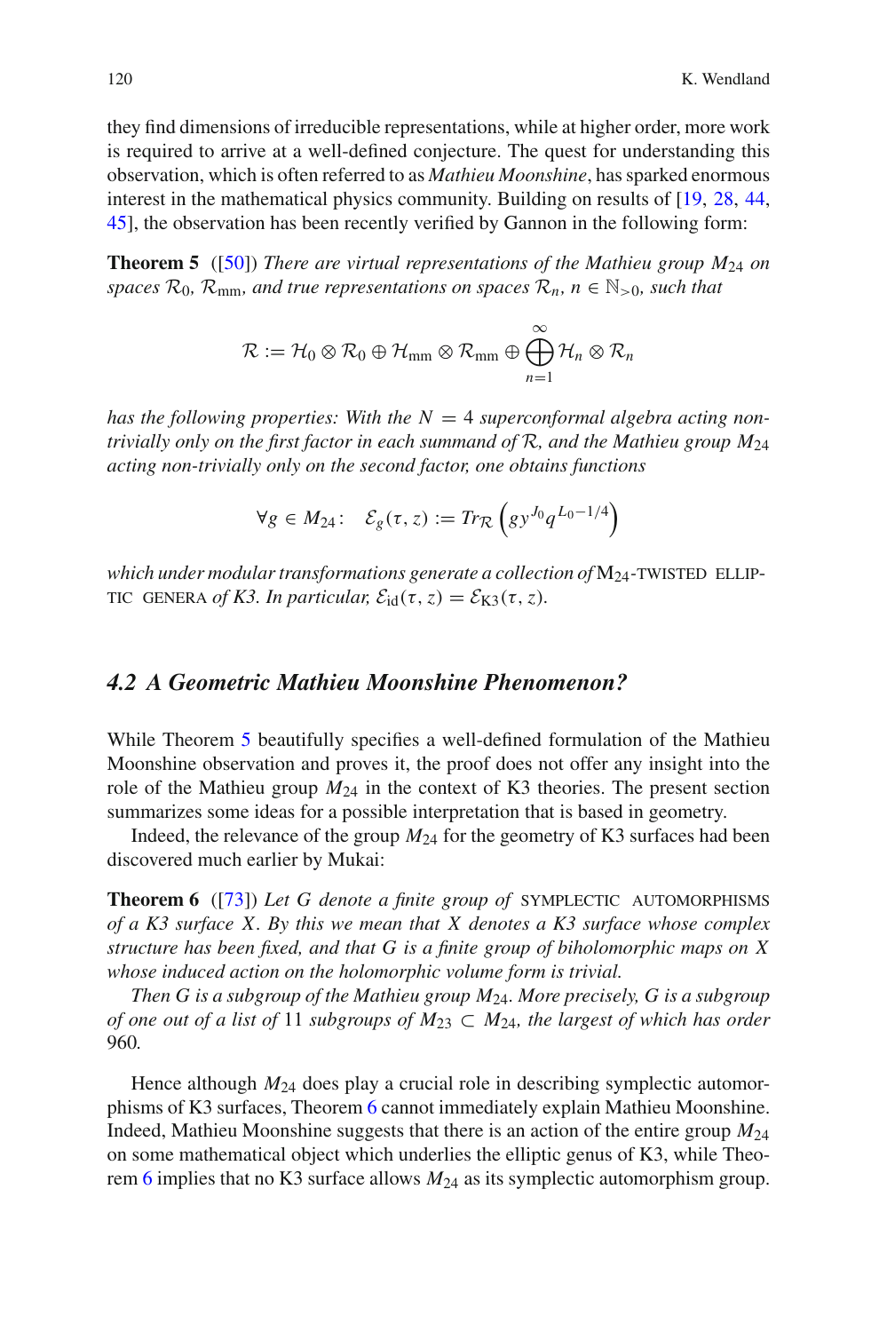they find dimensions of irreducible representations, while at higher order, more work is required to arrive at a well-defined conjecture. The quest for understanding this observation, which is often referred to as *Mathieu Moonshine*, has sparked enormous interest in the mathematical physics community. Building on results of [19, 28, 44, 45], the observation has been recently verified by Gannon in the following form:

**Theorem 5** ([50]) *There are virtual representations of the Mathieu group $M_{24}$ on spaces $\mathcal{R}_0$, $\mathcal{R}_{\text{mm}}$, and true representations on spaces $\mathcal{R}_n$, $n \in \mathbb{N}_{>0}$, such that*

$$\mathcal{R} := \mathcal{H}_0 \otimes \mathcal{R}_0 \oplus \mathcal{H}_{\text{mm}} \otimes \mathcal{R}_{\text{mm}} \oplus \bigoplus_{n=1}^{\infty} \mathcal{H}_n \otimes \mathcal{R}_n$$

*has the following properties: With the $N = 4$ superconformal algebra acting non-trivially only on the first factor in each summand of $\mathcal{R}$, and the Mathieu group $M_{24}$ acting non-trivially only on the second factor, one obtains functions*

$$\forall g \in M_{24}\colon \quad \mathcal{E}_g(\tau, z) := Tr_{\mathcal{R}}\left(g y^{J_0} q^{L_0 - 1/4}\right)$$

*which under modular transformations generate a collection of* $\text{M}_{24}$-TWISTED ELLIPTIC GENERA *of K3. In particular, $\mathcal{E}_{\text{id}}(\tau, z) = \mathcal{E}_{\text{K3}}(\tau, z)$.*

## 4.2 A Geometric Mathieu Moonshine Phenomenon?

While Theorem 5 beautifully specifies a well-defined formulation of the Mathieu Moonshine observation and proves it, the proof does not offer any insight into the role of the Mathieu group $M_{24}$ in the context of K3 theories. The present section summarizes some ideas for a possible interpretation that is based in geometry.

Indeed, the relevance of the group $M_{24}$ for the geometry of K3 surfaces had been discovered much earlier by Mukai:

**Theorem 6** ([73]) *Let $G$ denote a finite group of* SYMPLECTIC AUTOMORPHISMS *of a K3 surface $X$. By this we mean that $X$ denotes a K3 surface whose complex structure has been fixed, and that $G$ is a finite group of biholomorphic maps on $X$ whose induced action on the holomorphic volume form is trivial.*

*Then $G$ is a subgroup of the Mathieu group $M_{24}$. More precisely, $G$ is a subgroup of one out of a list of 11 subgroups of $M_{23} \subset M_{24}$, the largest of which has order 960.*

Hence although $M_{24}$ does play a crucial role in describing symplectic automorphisms of K3 surfaces, Theorem 6 cannot immediately explain Mathieu Moonshine. Indeed, Mathieu Moonshine suggests that there is an action of the entire group $M_{24}$ on some mathematical object which underlies the elliptic genus of K3, while Theorem 6 implies that no K3 surface allows $M_{24}$ as its symplectic automorphism group.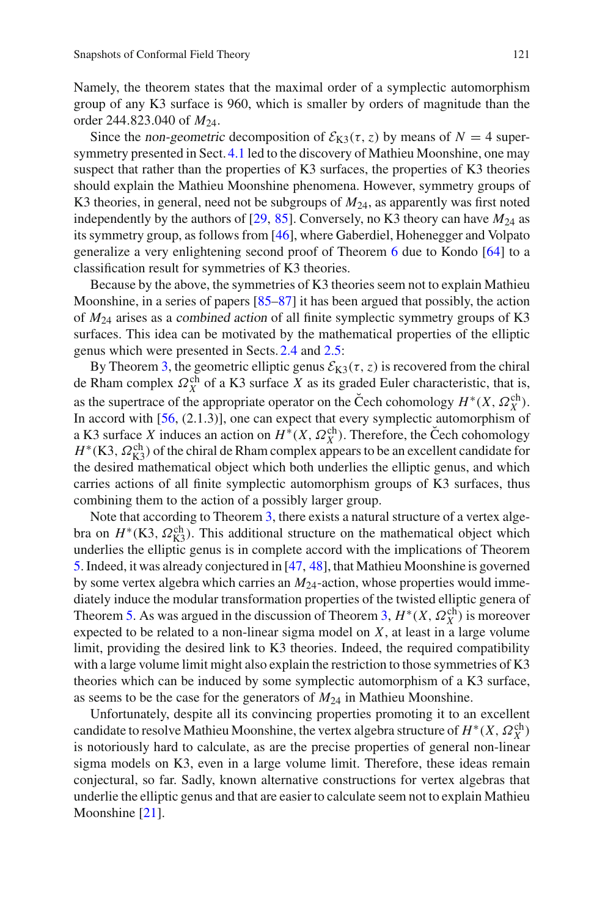Namely, the theorem states that the maximal order of a symplectic automorphism group of any K3 surface is 960, which is smaller by orders of magnitude than the order 244.823.040 of $M_{24}$.

Since the *non-geometric* decomposition of $\mathcal{E}_{\mathrm{K3}}(\tau, z)$ by means of $N = 4$ supersymmetry presented in Sect. 4.1 led to the discovery of Mathieu Moonshine, one may suspect that rather than the properties of K3 surfaces, the properties of K3 theories should explain the Mathieu Moonshine phenomena. However, symmetry groups of K3 theories, in general, need not be subgroups of $M_{24}$, as apparently was first noted independently by the authors of [29, 85]. Conversely, no K3 theory can have $M_{24}$ as its symmetry group, as follows from [46], where Gaberdiel, Hohenegger and Volpato generalize a very enlightening second proof of Theorem 6 due to Kondo [64] to a classification result for symmetries of K3 theories.

Because by the above, the symmetries of K3 theories seem not to explain Mathieu Moonshine, in a series of papers [85–87] it has been argued that possibly, the action of $M_{24}$ arises as a *combined action* of all finite symplectic symmetry groups of K3 surfaces. This idea can be motivated by the mathematical properties of the elliptic genus which were presented in Sects. 2.4 and 2.5:

By Theorem 3, the geometric elliptic genus $\mathcal{E}_{\mathrm{K3}}(\tau, z)$ is recovered from the chiral de Rham complex $\Omega^{\mathrm{ch}}_X$ of a K3 surface $X$ as its graded Euler characteristic, that is, as the supertrace of the appropriate operator on the Čech cohomology $H^*(X, \Omega^{\mathrm{ch}}_X)$. In accord with [56, (2.1.3)], one can expect that every symplectic automorphism of a K3 surface $X$ induces an action on $H^*(X, \Omega^{\mathrm{ch}}_X)$. Therefore, the Čech cohomology $H^*(\mathrm{K3}, \Omega^{\mathrm{ch}}_{\mathrm{K3}})$ of the chiral de Rham complex appears to be an excellent candidate for the desired mathematical object which both underlies the elliptic genus, and which carries actions of all finite symplectic automorphism groups of K3 surfaces, thus combining them to the action of a possibly larger group.

Note that according to Theorem 3, there exists a natural structure of a vertex algebra on $H^*(\mathrm{K3}, \Omega^{\mathrm{ch}}_{\mathrm{K3}})$. This additional structure on the mathematical object which underlies the elliptic genus is in complete accord with the implications of Theorem 5. Indeed, it was already conjectured in [47, 48], that Mathieu Moonshine is governed by some vertex algebra which carries an $M_{24}$-action, whose properties would immediately induce the modular transformation properties of the twisted elliptic genera of Theorem 5. As was argued in the discussion of Theorem 3, $H^*(X, \Omega^{\mathrm{ch}}_X)$ is moreover expected to be related to a non-linear sigma model on $X$, at least in a large volume limit, providing the desired link to K3 theories. Indeed, the required compatibility with a large volume limit might also explain the restriction to those symmetries of K3 theories which can be induced by some symplectic automorphism of a K3 surface, as seems to be the case for the generators of $M_{24}$ in Mathieu Moonshine.

Unfortunately, despite all its convincing properties promoting it to an excellent candidate to resolve Mathieu Moonshine, the vertex algebra structure of $H^*(X, \Omega^{\mathrm{ch}}_X)$ is notoriously hard to calculate, as are the precise properties of general non-linear sigma models on K3, even in a large volume limit. Therefore, these ideas remain conjectural, so far. Sadly, known alternative constructions for vertex algebras that underlie the elliptic genus and that are easier to calculate seem not to explain Mathieu Moonshine [21].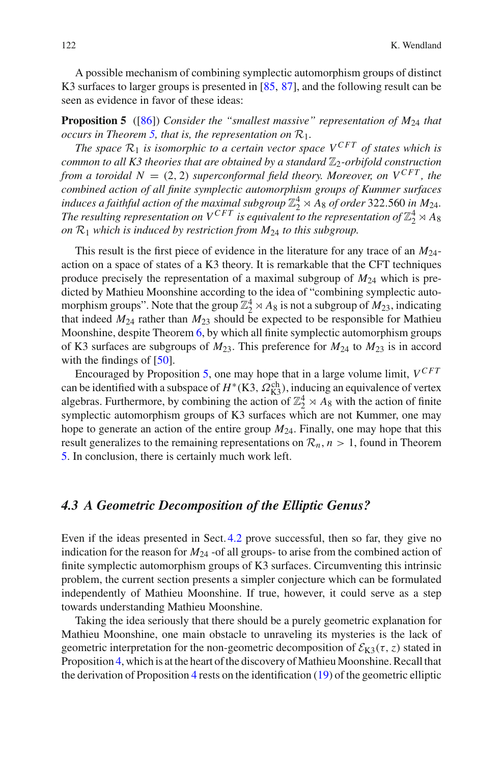A possible mechanism of combining symplectic automorphism groups of distinct K3 surfaces to larger groups is presented in [85, 87], and the following result can be seen as evidence in favor of these ideas:

**Proposition 5** ([86]) *Consider the "smallest massive" representation of $M_{24}$ that occurs in Theorem 5, that is, the representation on $\mathcal{R}_1$.*

*The space $\mathcal{R}_1$ is isomorphic to a certain vector space $V^{CFT}$ of states which is common to all K3 theories that are obtained by a standard $\mathbb{Z}_2$-orbifold construction from a toroidal $N = (2, 2)$ superconformal field theory. Moreover, on $V^{CFT}$, the combined action of all finite symplectic automorphism groups of Kummer surfaces induces a faithful action of the maximal subgroup $\mathbb{Z}_2^4 \rtimes A_8$ of order* 322.560 *in $M_{24}$. The resulting representation on $V^{CFT}$ is equivalent to the representation of $\mathbb{Z}_2^4 \rtimes A_8$ on $\mathcal{R}_1$ which is induced by restriction from $M_{24}$ to this subgroup.*

This result is the first piece of evidence in the literature for any trace of an $M_{24}$-action on a space of states of a K3 theory. It is remarkable that the CFT techniques produce precisely the representation of a maximal subgroup of $M_{24}$ which is predicted by Mathieu Moonshine according to the idea of "combining symplectic automorphism groups". Note that the group $\mathbb{Z}_2^4 \rtimes A_8$ is not a subgroup of $M_{23}$, indicating that indeed $M_{24}$ rather than $M_{23}$ should be expected to be responsible for Mathieu Moonshine, despite Theorem 6, by which all finite symplectic automorphism groups of K3 surfaces are subgroups of $M_{23}$. This preference for $M_{24}$ to $M_{23}$ is in accord with the findings of [50].

Encouraged by Proposition 5, one may hope that in a large volume limit, $V^{CFT}$ can be identified with a subspace of $H^*(\text{K3}, \Omega^{\text{ch}}_{\text{K3}})$, inducing an equivalence of vertex algebras. Furthermore, by combining the action of $\mathbb{Z}_2^4 \rtimes A_8$ with the action of finite symplectic automorphism groups of K3 surfaces which are not Kummer, one may hope to generate an action of the entire group $M_{24}$. Finally, one may hope that this result generalizes to the remaining representations on $\mathcal{R}_n$, $n > 1$, found in Theorem 5. In conclusion, there is certainly much work left.

### *4.3 A Geometric Decomposition of the Elliptic Genus?*

Even if the ideas presented in Sect. 4.2 prove successful, then so far, they give no indication for the reason for $M_{24}$ -of all groups- to arise from the combined action of finite symplectic automorphism groups of K3 surfaces. Circumventing this intrinsic problem, the current section presents a simpler conjecture which can be formulated independently of Mathieu Moonshine. If true, however, it could serve as a step towards understanding Mathieu Moonshine.

Taking the idea seriously that there should be a purely geometric explanation for Mathieu Moonshine, one main obstacle to unraveling its mysteries is the lack of geometric interpretation for the non-geometric decomposition of $\mathcal{E}_{\text{K3}}(\tau, z)$ stated in Proposition 4, which is at the heart of the discovery of Mathieu Moonshine. Recall that the derivation of Proposition 4 rests on the identification (19) of the geometric elliptic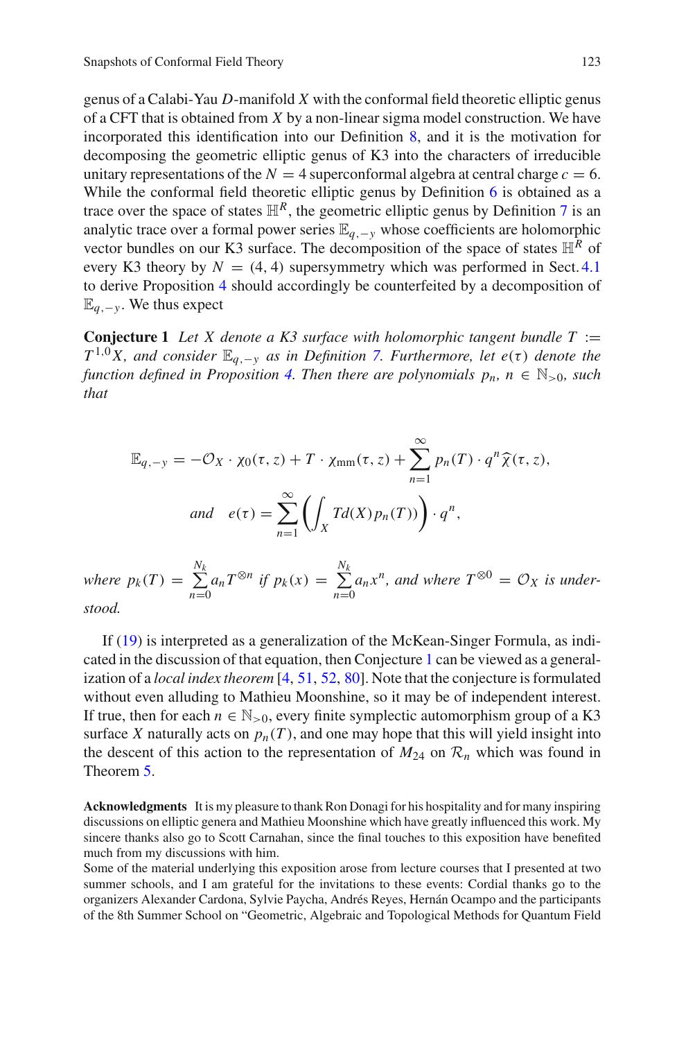genus of a Calabi-Yau $D$-manifold $X$ with the conformal field theoretic elliptic genus of a CFT that is obtained from $X$ by a non-linear sigma model construction. We have incorporated this identification into our Definition 8, and it is the motivation for decomposing the geometric elliptic genus of K3 into the characters of irreducible unitary representations of the $N = 4$ superconformal algebra at central charge $c = 6$. While the conformal field theoretic elliptic genus by Definition 6 is obtained as a trace over the space of states $\mathbb{H}^R$, the geometric elliptic genus by Definition 7 is an analytic trace over a formal power series $\mathbb{E}_{q,-y}$ whose coefficients are holomorphic vector bundles on our K3 surface. The decomposition of the space of states $\mathbb{H}^R$ of every K3 theory by $N = (4, 4)$ supersymmetry which was performed in Sect. 4.1 to derive Proposition 4 should accordingly be counterfeited by a decomposition of $\mathbb{E}_{q,-y}$. We thus expect

**Conjecture 1** *Let $X$ denote a K3 surface with holomorphic tangent bundle $T := T^{1,0}X$, and consider $\mathbb{E}_{q,-y}$ as in Definition 7. Furthermore, let $e(\tau)$ denote the function defined in Proposition 4. Then there are polynomials $p_n$, $n \in \mathbb{N}_{>0}$, such that*

$$\mathbb{E}_{q,-y} = -\mathcal{O}_X \cdot \chi_0(\tau, z) + T \cdot \chi_{\mathrm{mm}}(\tau, z) + \sum_{n=1}^{\infty} p_n(T) \cdot q^n \widehat{\chi}(\tau, z),$$

$$\textit{and} \quad e(\tau) = \sum_{n=1}^{\infty} \left( \int_X Td(X) p_n(T) \right) \cdot q^n,$$

*where $p_k(T) = \sum_{n=0}^{N_k} a_n T^{\otimes n}$ if $p_k(x) = \sum_{n=0}^{N_k} a_n x^n$, and where $T^{\otimes 0} = \mathcal{O}_X$ is understood.*

If (19) is interpreted as a generalization of the McKean-Singer Formula, as indicated in the discussion of that equation, then Conjecture 1 can be viewed as a generalization of a *local index theorem* [4, 51, 52, 80]. Note that the conjecture is formulated without even alluding to Mathieu Moonshine, so it may be of independent interest. If true, then for each $n \in \mathbb{N}_{>0}$, every finite symplectic automorphism group of a K3 surface $X$ naturally acts on $p_n(T)$, and one may hope that this will yield insight into the descent of this action to the representation of $M_{24}$ on $\mathcal{R}_n$ which was found in Theorem 5.

**Acknowledgments** It is my pleasure to thank Ron Donagi for his hospitality and for many inspiring discussions on elliptic genera and Mathieu Moonshine which have greatly influenced this work. My sincere thanks also go to Scott Carnahan, since the final touches to this exposition have benefited much from my discussions with him.
Some of the material underlying this exposition arose from lecture courses that I presented at two summer schools, and I am grateful for the invitations to these events: Cordial thanks go to the organizers Alexander Cardona, Sylvie Paycha, Andrés Reyes, Hernán Ocampo and the participants of the 8th Summer School on "Geometric, Algebraic and Topological Methods for Quantum Field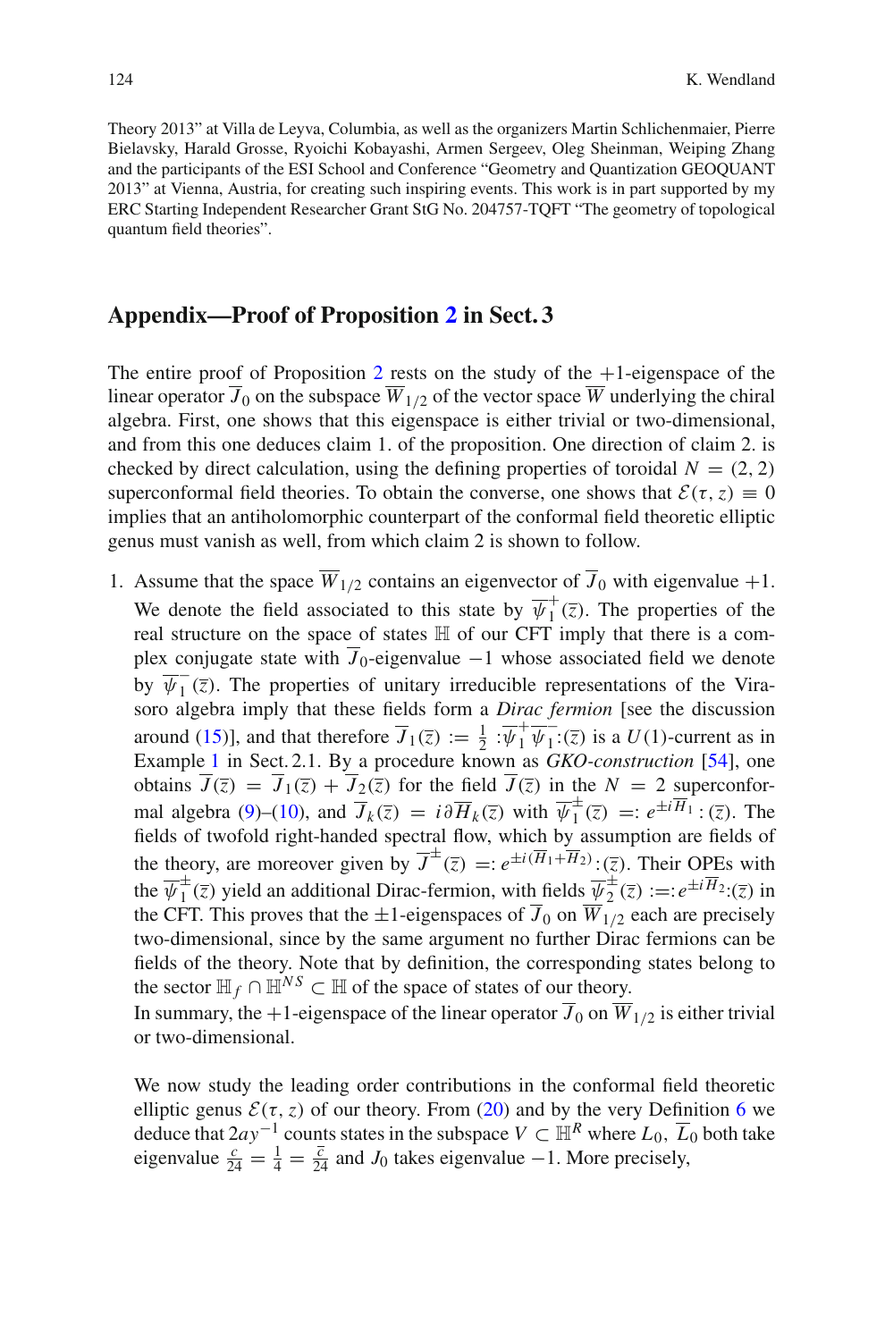Theory 2013" at Villa de Leyva, Columbia, as well as the organizers Martin Schlichenmaier, Pierre Bielavsky, Harald Grosse, Ryoichi Kobayashi, Armen Sergeev, Oleg Sheinman, Weiping Zhang and the participants of the ESI School and Conference "Geometry and Quantization GEOQUANT 2013" at Vienna, Austria, for creating such inspiring events. This work is in part supported by my ERC Starting Independent Researcher Grant StG No. 204757-TQFT "The geometry of topological quantum field theories".

## Appendix—Proof of Proposition 2 in Sect. 3

The entire proof of Proposition 2 rests on the study of the $+1$-eigenspace of the linear operator $\overline{J}_0$ on the subspace $\overline{W}_{1/2}$ of the vector space $\overline{W}$ underlying the chiral algebra. First, one shows that this eigenspace is either trivial or two-dimensional, and from this one deduces claim 1. of the proposition. One direction of claim 2. is checked by direct calculation, using the defining properties of toroidal $N = (2, 2)$ superconformal field theories. To obtain the converse, one shows that $\mathcal{E}(\tau, z) \equiv 0$ implies that an antiholomorphic counterpart of the conformal field theoretic elliptic genus must vanish as well, from which claim 2 is shown to follow.

1. Assume that the space $\overline{W}_{1/2}$ contains an eigenvector of $\overline{J}_0$ with eigenvalue $+1$. We denote the field associated to this state by $\overline{\psi}_1^+(\overline{z})$. The properties of the real structure on the space of states $\mathbb{H}$ of our CFT imply that there is a complex conjugate state with $\overline{J}_0$-eigenvalue $-1$ whose associated field we denote by $\overline{\psi}_1^-(\overline{z})$. The properties of unitary irreducible representations of the Virasoro algebra imply that these fields form a *Dirac fermion* [see the discussion around (15)], and that therefore $\overline{J}_1(\overline{z}) := \frac{1}{2} :\overline{\psi}_1^+ \overline{\psi}_1^-:(\overline{z})$ is a $U(1)$-current as in Example 1 in Sect. 2.1. By a procedure known as *GKO-construction* [54], one obtains $\overline{J}(\overline{z}) = \overline{J}_1(\overline{z}) + \overline{J}_2(\overline{z})$ for the field $\overline{J}(\overline{z})$ in the $N = 2$ superconformal algebra (9)–(10), and $\overline{J}_k(\overline{z}) = i\partial \overline{H}_k(\overline{z})$ with $\overline{\psi}_1^\pm(\overline{z}) =: e^{\pm i\overline{H}_1} : (\overline{z})$. The fields of twofold right-handed spectral flow, which by assumption are fields of the theory, are moreover given by $\overline{J}^\pm(\overline{z}) =: e^{\pm i(\overline{H}_1 + \overline{H}_2)} : (\overline{z})$. Their OPEs with the $\overline{\psi}_1^\pm(\overline{z})$ yield an additional Dirac-fermion, with fields $\overline{\psi}_2^\pm(\overline{z}) :=: e^{\pm i\overline{H}_2}:(\overline{z})$ in the CFT. This proves that the $\pm 1$-eigenspaces of $\overline{J}_0$ on $\overline{W}_{1/2}$ each are precisely two-dimensional, since by the same argument no further Dirac fermions can be fields of the theory. Note that by definition, the corresponding states belong to the sector $\mathbb{H}_f \cap \mathbb{H}^{NS} \subset \mathbb{H}$ of the space of states of our theory.
   In summary, the $+1$-eigenspace of the linear operator $\overline{J}_0$ on $\overline{W}_{1/2}$ is either trivial or two-dimensional.

   We now study the leading order contributions in the conformal field theoretic elliptic genus $\mathcal{E}(\tau, z)$ of our theory. From (20) and by the very Definition 6 we deduce that $2ay^{-1}$ counts states in the subspace $V \subset \mathbb{H}^R$ where $L_0$, $\overline{L}_0$ both take eigenvalue $\frac{c}{24} = \frac{1}{4} = \frac{\overline{c}}{24}$ and $J_0$ takes eigenvalue $-1$. More precisely,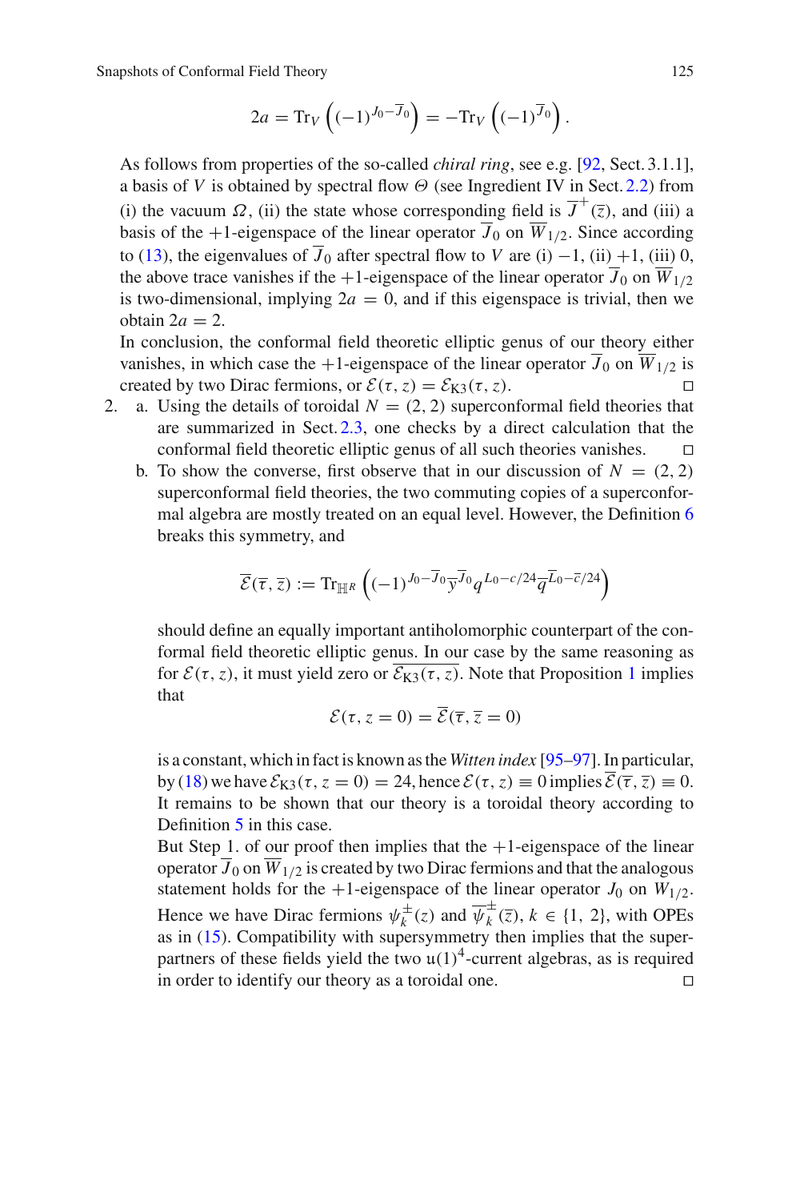$$2a = \mathrm{Tr}_V\left((-1)^{J_0 - \overline{J}_0}\right) = -\mathrm{Tr}_V\left((-1)^{\overline{J}_0}\right).$$

As follows from properties of the so-called *chiral ring*, see e.g. [92, Sect. 3.1.1], a basis of $V$ is obtained by spectral flow $\Theta$ (see Ingredient IV in Sect. 2.2) from (i) the vacuum $\Omega$, (ii) the state whose corresponding field is $\overline{J}^+(\overline{z})$, and (iii) a basis of the $+1$-eigenspace of the linear operator $\overline{J}_0$ on $\overline{W}_{1/2}$. Since according to (13), the eigenvalues of $\overline{J}_0$ after spectral flow to $V$ are (i) $-1$, (ii) $+1$, (iii) 0, the above trace vanishes if the $+1$-eigenspace of the linear operator $\overline{J}_0$ on $\overline{W}_{1/2}$ is two-dimensional, implying $2a = 0$, and if this eigenspace is trivial, then we obtain $2a = 2$.

In conclusion, the conformal field theoretic elliptic genus of our theory either vanishes, in which case the $+1$-eigenspace of the linear operator $\overline{J}_0$ on $\overline{W}_{1/2}$ is created by two Dirac fermions, or $\mathcal{E}(\tau, z) = \mathcal{E}_{\mathrm{K3}}(\tau, z)$. □

2. a. Using the details of toroidal $N = (2, 2)$ superconformal field theories that are summarized in Sect. 2.3, one checks by a direct calculation that the conformal field theoretic elliptic genus of all such theories vanishes. □

   b. To show the converse, first observe that in our discussion of $N = (2, 2)$ superconformal field theories, the two commuting copies of a superconformal algebra are mostly treated on an equal level. However, the Definition 6 breaks this symmetry, and

$$\overline{\mathcal{E}}(\overline{\tau}, \overline{z}) := \mathrm{Tr}_{\mathbb{H}^R}\left((-1)^{J_0 - \overline{J}_0}\overline{y}^{\overline{J}_0} q^{L_0 - c/24}\overline{q}^{\overline{L}_0 - \overline{c}/24}\right)$$

   should define an equally important antiholomorphic counterpart of the conformal field theoretic elliptic genus. In our case by the same reasoning as for $\mathcal{E}(\tau, z)$, it must yield zero or $\overline{\mathcal{E}_{\mathrm{K3}}(\tau, z)}$. Note that Proposition 1 implies that

$$\mathcal{E}(\tau, z = 0) = \overline{\mathcal{E}}(\overline{\tau}, \overline{z} = 0)$$

   is a constant, which in fact is known as the *Witten index* [95–97]. In particular, by (18) we have $\mathcal{E}_{\mathrm{K3}}(\tau, z = 0) = 24$, hence $\mathcal{E}(\tau, z) \equiv 0$ implies $\overline{\mathcal{E}}(\overline{\tau}, \overline{z}) \equiv 0$. It remains to be shown that our theory is a toroidal theory according to Definition 5 in this case.

   But Step 1. of our proof then implies that the $+1$-eigenspace of the linear operator $\overline{J}_0$ on $\overline{W}_{1/2}$ is created by two Dirac fermions and that the analogous statement holds for the $+1$-eigenspace of the linear operator $J_0$ on $W_{1/2}$. Hence we have Dirac fermions $\psi_k^{\pm}(z)$ and $\overline{\psi}_k^{\pm}(\overline{z})$, $k \in \{1, 2\}$, with OPEs as in (15). Compatibility with supersymmetry then implies that the superpartners of these fields yield the two $\mathfrak{u}(1)^4$-current algebras, as is required in order to identify our theory as a toroidal one. □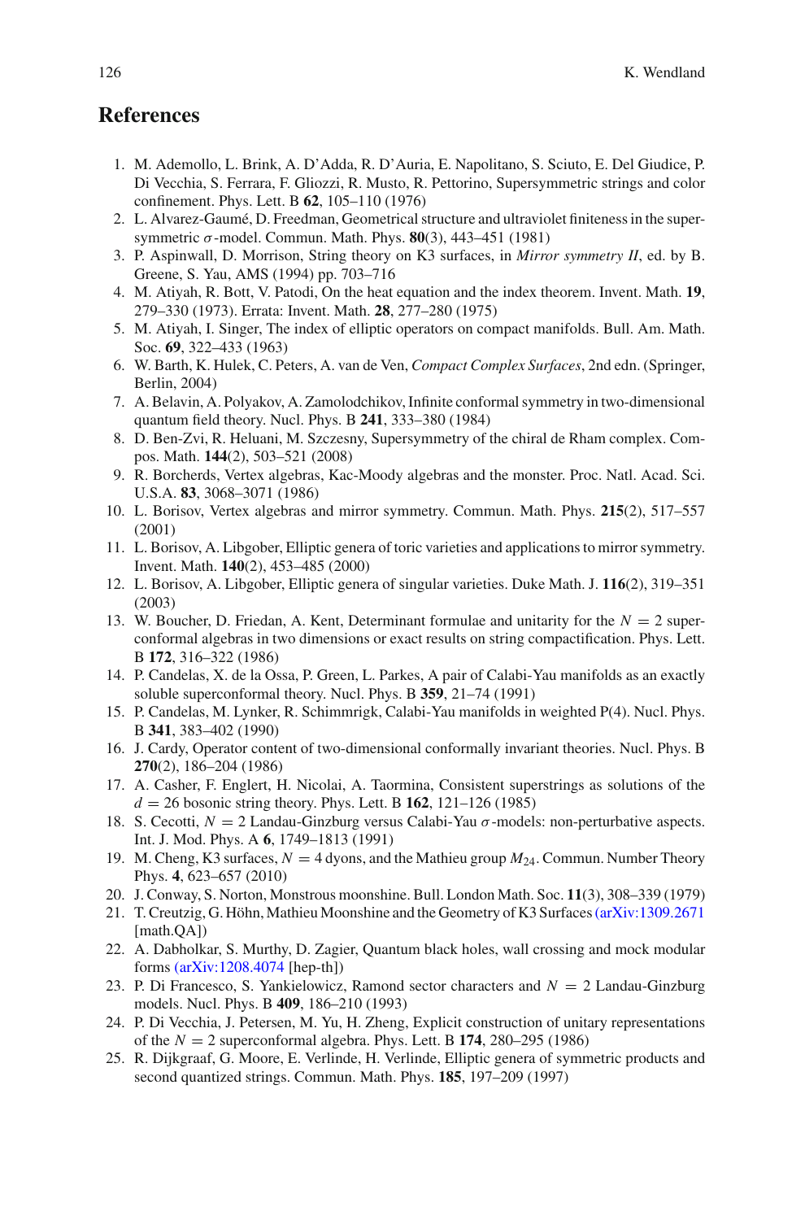## References

1. M. Ademollo, L. Brink, A. D'Adda, R. D'Auria, E. Napolitano, S. Sciuto, E. Del Giudice, P. Di Vecchia, S. Ferrara, F. Gliozzi, R. Musto, R. Pettorino, Supersymmetric strings and color confinement. Phys. Lett. B **62**, 105–110 (1976)
2. L. Alvarez-Gaumé, D. Freedman, Geometrical structure and ultraviolet finiteness in the supersymmetric $\sigma$-model. Commun. Math. Phys. **80**(3), 443–451 (1981)
3. P. Aspinwall, D. Morrison, String theory on K3 surfaces, in *Mirror symmetry II*, ed. by B. Greene, S. Yau, AMS (1994) pp. 703–716
4. M. Atiyah, R. Bott, V. Patodi, On the heat equation and the index theorem. Invent. Math. **19**, 279–330 (1973). Errata: Invent. Math. **28**, 277–280 (1975)
5. M. Atiyah, I. Singer, The index of elliptic operators on compact manifolds. Bull. Am. Math. Soc. **69**, 322–433 (1963)
6. W. Barth, K. Hulek, C. Peters, A. van de Ven, *Compact Complex Surfaces*, 2nd edn. (Springer, Berlin, 2004)
7. A. Belavin, A. Polyakov, A. Zamolodchikov, Infinite conformal symmetry in two-dimensional quantum field theory. Nucl. Phys. B **241**, 333–380 (1984)
8. D. Ben-Zvi, R. Heluani, M. Szczesny, Supersymmetry of the chiral de Rham complex. Compos. Math. **144**(2), 503–521 (2008)
9. R. Borcherds, Vertex algebras, Kac-Moody algebras and the monster. Proc. Natl. Acad. Sci. U.S.A. **83**, 3068–3071 (1986)
10. L. Borisov, Vertex algebras and mirror symmetry. Commun. Math. Phys. **215**(2), 517–557 (2001)
11. L. Borisov, A. Libgober, Elliptic genera of toric varieties and applications to mirror symmetry. Invent. Math. **140**(2), 453–485 (2000)
12. L. Borisov, A. Libgober, Elliptic genera of singular varieties. Duke Math. J. **116**(2), 319–351 (2003)
13. W. Boucher, D. Friedan, A. Kent, Determinant formulae and unitarity for the $N = 2$ superconformal algebras in two dimensions or exact results on string compactification. Phys. Lett. B **172**, 316–322 (1986)
14. P. Candelas, X. de la Ossa, P. Green, L. Parkes, A pair of Calabi-Yau manifolds as an exactly soluble superconformal theory. Nucl. Phys. B **359**, 21–74 (1991)
15. P. Candelas, M. Lynker, R. Schimmrigk, Calabi-Yau manifolds in weighted P(4). Nucl. Phys. B **341**, 383–402 (1990)
16. J. Cardy, Operator content of two-dimensional conformally invariant theories. Nucl. Phys. B **270**(2), 186–204 (1986)
17. A. Casher, F. Englert, H. Nicolai, A. Taormina, Consistent superstrings as solutions of the $d = 26$ bosonic string theory. Phys. Lett. B **162**, 121–126 (1985)
18. S. Cecotti, $N = 2$ Landau-Ginzburg versus Calabi-Yau $\sigma$-models: non-perturbative aspects. Int. J. Mod. Phys. A **6**, 1749–1813 (1991)
19. M. Cheng, K3 surfaces, $N = 4$ dyons, and the Mathieu group $M_{24}$. Commun. Number Theory Phys. **4**, 623–657 (2010)
20. J. Conway, S. Norton, Monstrous moonshine. Bull. London Math. Soc. **11**(3), 308–339 (1979)
21. T. Creutzig, G. Höhn, Mathieu Moonshine and the Geometry of K3 Surfaces (arXiv:1309.2671 [math.QA])
22. A. Dabholkar, S. Murthy, D. Zagier, Quantum black holes, wall crossing and mock modular forms (arXiv:1208.4074 [hep-th])
23. P. Di Francesco, S. Yankielowicz, Ramond sector characters and $N = 2$ Landau-Ginzburg models. Nucl. Phys. B **409**, 186–210 (1993)
24. P. Di Vecchia, J. Petersen, M. Yu, H. Zheng, Explicit construction of unitary representations of the $N = 2$ superconformal algebra. Phys. Lett. B **174**, 280–295 (1986)
25. R. Dijkgraaf, G. Moore, E. Verlinde, H. Verlinde, Elliptic genera of symmetric products and second quantized strings. Commun. Math. Phys. **185**, 197–209 (1997)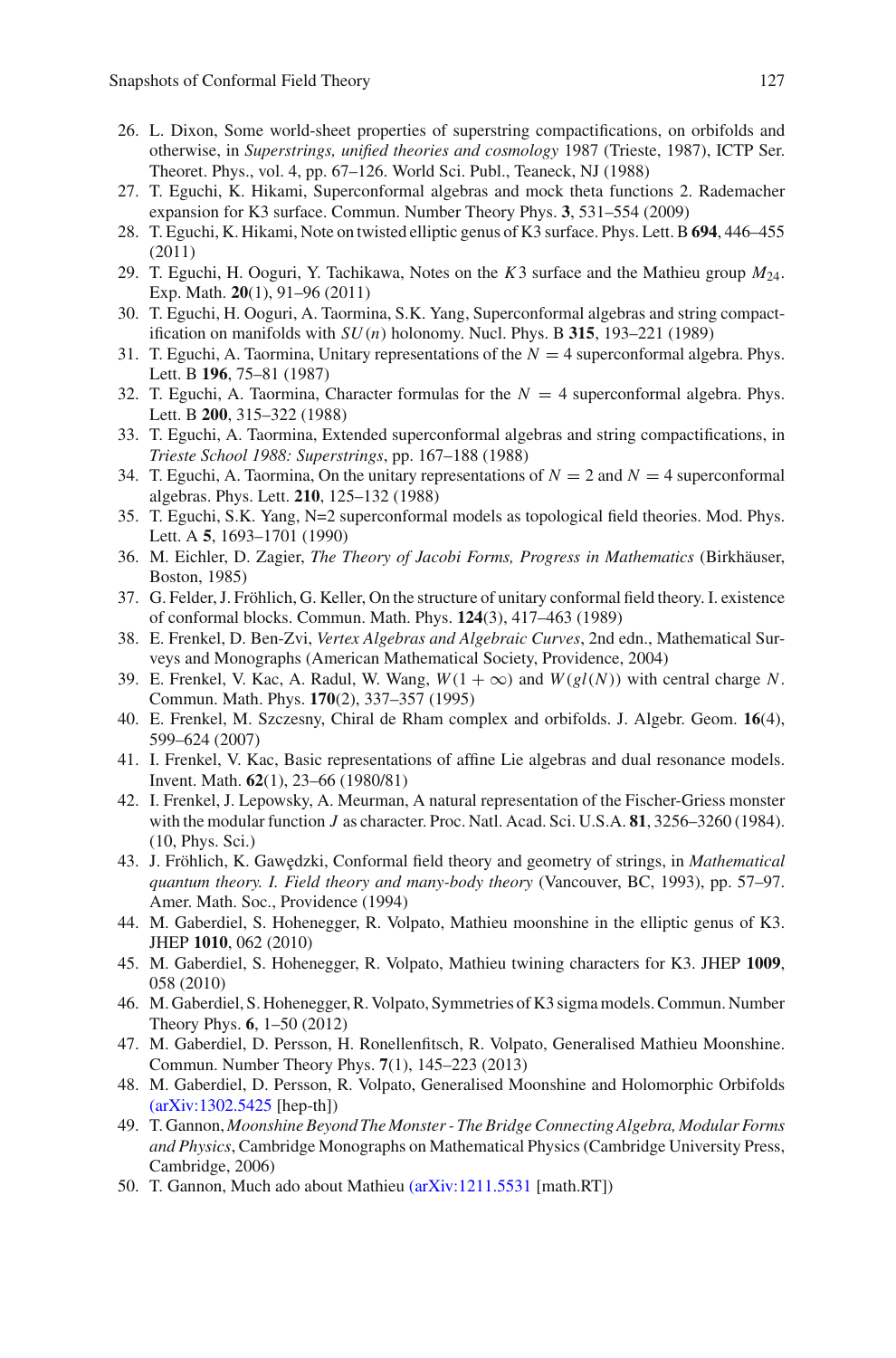26. L. Dixon, Some world-sheet properties of superstring compactifications, on orbifolds and otherwise, in *Superstrings, unified theories and cosmology* 1987 (Trieste, 1987), ICTP Ser. Theoret. Phys., vol. 4, pp. 67–126. World Sci. Publ., Teaneck, NJ (1988)
27. T. Eguchi, K. Hikami, Superconformal algebras and mock theta functions 2. Rademacher expansion for K3 surface. Commun. Number Theory Phys. **3**, 531–554 (2009)
28. T. Eguchi, K. Hikami, Note on twisted elliptic genus of K3 surface. Phys. Lett. B **694**, 446–455 (2011)
29. T. Eguchi, H. Ooguri, Y. Tachikawa, Notes on the $K3$ surface and the Mathieu group $M_{24}$. Exp. Math. **20**(1), 91–96 (2011)
30. T. Eguchi, H. Ooguri, A. Taormina, S.K. Yang, Superconformal algebras and string compactification on manifolds with $SU(n)$ holonomy. Nucl. Phys. B **315**, 193–221 (1989)
31. T. Eguchi, A. Taormina, Unitary representations of the $N = 4$ superconformal algebra. Phys. Lett. B **196**, 75–81 (1987)
32. T. Eguchi, A. Taormina, Character formulas for the $N = 4$ superconformal algebra. Phys. Lett. B **200**, 315–322 (1988)
33. T. Eguchi, A. Taormina, Extended superconformal algebras and string compactifications, in *Trieste School 1988: Superstrings*, pp. 167–188 (1988)
34. T. Eguchi, A. Taormina, On the unitary representations of $N = 2$ and $N = 4$ superconformal algebras. Phys. Lett. **210**, 125–132 (1988)
35. T. Eguchi, S.K. Yang, N=2 superconformal models as topological field theories. Mod. Phys. Lett. A **5**, 1693–1701 (1990)
36. M. Eichler, D. Zagier, *The Theory of Jacobi Forms, Progress in Mathematics* (Birkhäuser, Boston, 1985)
37. G. Felder, J. Fröhlich, G. Keller, On the structure of unitary conformal field theory. I. existence of conformal blocks. Commun. Math. Phys. **124**(3), 417–463 (1989)
38. E. Frenkel, D. Ben-Zvi, *Vertex Algebras and Algebraic Curves*, 2nd edn., Mathematical Surveys and Monographs (American Mathematical Society, Providence, 2004)
39. E. Frenkel, V. Kac, A. Radul, W. Wang, $W(1 + \infty)$ and $W(gl(N))$ with central charge $N$. Commun. Math. Phys. **170**(2), 337–357 (1995)
40. E. Frenkel, M. Szczesny, Chiral de Rham complex and orbifolds. J. Algebr. Geom. **16**(4), 599–624 (2007)
41. I. Frenkel, V. Kac, Basic representations of affine Lie algebras and dual resonance models. Invent. Math. **62**(1), 23–66 (1980/81)
42. I. Frenkel, J. Lepowsky, A. Meurman, A natural representation of the Fischer-Griess monster with the modular function $J$ as character. Proc. Natl. Acad. Sci. U.S.A. **81**, 3256–3260 (1984). (10, Phys. Sci.)
43. J. Fröhlich, K. Gawędzki, Conformal field theory and geometry of strings, in *Mathematical quantum theory. I. Field theory and many-body theory* (Vancouver, BC, 1993), pp. 57–97. Amer. Math. Soc., Providence (1994)
44. M. Gaberdiel, S. Hohenegger, R. Volpato, Mathieu moonshine in the elliptic genus of K3. JHEP **1010**, 062 (2010)
45. M. Gaberdiel, S. Hohenegger, R. Volpato, Mathieu twining characters for K3. JHEP **1009**, 058 (2010)
46. M. Gaberdiel, S. Hohenegger, R. Volpato, Symmetries of K3 sigma models. Commun. Number Theory Phys. **6**, 1–50 (2012)
47. M. Gaberdiel, D. Persson, H. Ronellenfitsch, R. Volpato, Generalised Mathieu Moonshine. Commun. Number Theory Phys. **7**(1), 145–223 (2013)
48. M. Gaberdiel, D. Persson, R. Volpato, Generalised Moonshine and Holomorphic Orbifolds (arXiv:1302.5425 [hep-th])
49. T. Gannon, *Moonshine Beyond The Monster - The Bridge Connecting Algebra, Modular Forms and Physics*, Cambridge Monographs on Mathematical Physics (Cambridge University Press, Cambridge, 2006)
50. T. Gannon, Much ado about Mathieu (arXiv:1211.5531 [math.RT])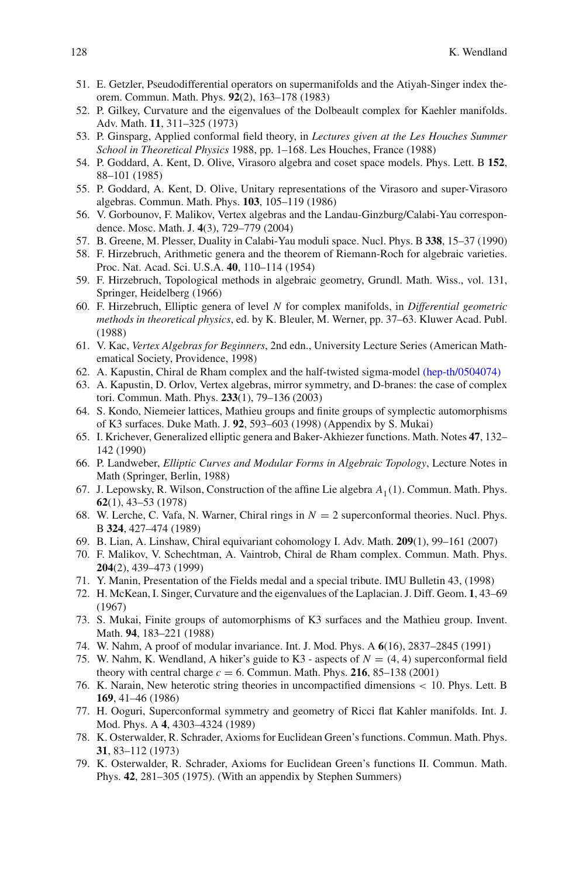51. E. Getzler, Pseudodifferential operators on supermanifolds and the Atiyah-Singer index theorem. Commun. Math. Phys. **92**(2), 163–178 (1983)
52. P. Gilkey, Curvature and the eigenvalues of the Dolbeault complex for Kaehler manifolds. Adv. Math. **11**, 311–325 (1973)
53. P. Ginsparg, Applied conformal field theory, in *Lectures given at the Les Houches Summer School in Theoretical Physics* 1988, pp. 1–168. Les Houches, France (1988)
54. P. Goddard, A. Kent, D. Olive, Virasoro algebra and coset space models. Phys. Lett. B **152**, 88–101 (1985)
55. P. Goddard, A. Kent, D. Olive, Unitary representations of the Virasoro and super-Virasoro algebras. Commun. Math. Phys. **103**, 105–119 (1986)
56. V. Gorbounov, F. Malikov, Vertex algebras and the Landau-Ginzburg/Calabi-Yau correspondence. Mosc. Math. J. **4**(3), 729–779 (2004)
57. B. Greene, M. Plesser, Duality in Calabi-Yau moduli space. Nucl. Phys. B **338**, 15–37 (1990)
58. F. Hirzebruch, Arithmetic genera and the theorem of Riemann-Roch for algebraic varieties. Proc. Nat. Acad. Sci. U.S.A. **40**, 110–114 (1954)
59. F. Hirzebruch, Topological methods in algebraic geometry, Grundl. Math. Wiss., vol. 131, Springer, Heidelberg (1966)
60. F. Hirzebruch, Elliptic genera of level $N$ for complex manifolds, in *Differential geometric methods in theoretical physics*, ed. by K. Bleuler, M. Werner, pp. 37–63. Kluwer Acad. Publ. (1988)
61. V. Kac, *Vertex Algebras for Beginners*, 2nd edn., University Lecture Series (American Mathematical Society, Providence, 1998)
62. A. Kapustin, Chiral de Rham complex and the half-twisted sigma-model (hep-th/0504074)
63. A. Kapustin, D. Orlov, Vertex algebras, mirror symmetry, and D-branes: the case of complex tori. Commun. Math. Phys. **233**(1), 79–136 (2003)
64. S. Kondo, Niemeier lattices, Mathieu groups and finite groups of symplectic automorphisms of K3 surfaces. Duke Math. J. **92**, 593–603 (1998) (Appendix by S. Mukai)
65. I. Krichever, Generalized elliptic genera and Baker-Akhiezer functions. Math. Notes **47**, 132–142 (1990)
66. P. Landweber, *Elliptic Curves and Modular Forms in Algebraic Topology*, Lecture Notes in Math (Springer, Berlin, 1988)
67. J. Lepowsky, R. Wilson, Construction of the affine Lie algebra $A_1(1)$. Commun. Math. Phys. **62**(1), 43–53 (1978)
68. W. Lerche, C. Vafa, N. Warner, Chiral rings in $N = 2$ superconformal theories. Nucl. Phys. B **324**, 427–474 (1989)
69. B. Lian, A. Linshaw, Chiral equivariant cohomology I. Adv. Math. **209**(1), 99–161 (2007)
70. F. Malikov, V. Schechtman, A. Vaintrob, Chiral de Rham complex. Commun. Math. Phys. **204**(2), 439–473 (1999)
71. Y. Manin, Presentation of the Fields medal and a special tribute. IMU Bulletin 43, (1998)
72. H. McKean, I. Singer, Curvature and the eigenvalues of the Laplacian. J. Diff. Geom. **1**, 43–69 (1967)
73. S. Mukai, Finite groups of automorphisms of K3 surfaces and the Mathieu group. Invent. Math. **94**, 183–221 (1988)
74. W. Nahm, A proof of modular invariance. Int. J. Mod. Phys. A **6**(16), 2837–2845 (1991)
75. W. Nahm, K. Wendland, A hiker's guide to K3 - aspects of $N = (4, 4)$ superconformal field theory with central charge $c = 6$. Commun. Math. Phys. **216**, 85–138 (2001)
76. K. Narain, New heterotic string theories in uncompactified dimensions $< 10$. Phys. Lett. B **169**, 41–46 (1986)
77. H. Ooguri, Superconformal symmetry and geometry of Ricci flat Kahler manifolds. Int. J. Mod. Phys. A **4**, 4303–4324 (1989)
78. K. Osterwalder, R. Schrader, Axioms for Euclidean Green's functions. Commun. Math. Phys. **31**, 83–112 (1973)
79. K. Osterwalder, R. Schrader, Axioms for Euclidean Green's functions II. Commun. Math. Phys. **42**, 281–305 (1975). (With an appendix by Stephen Summers)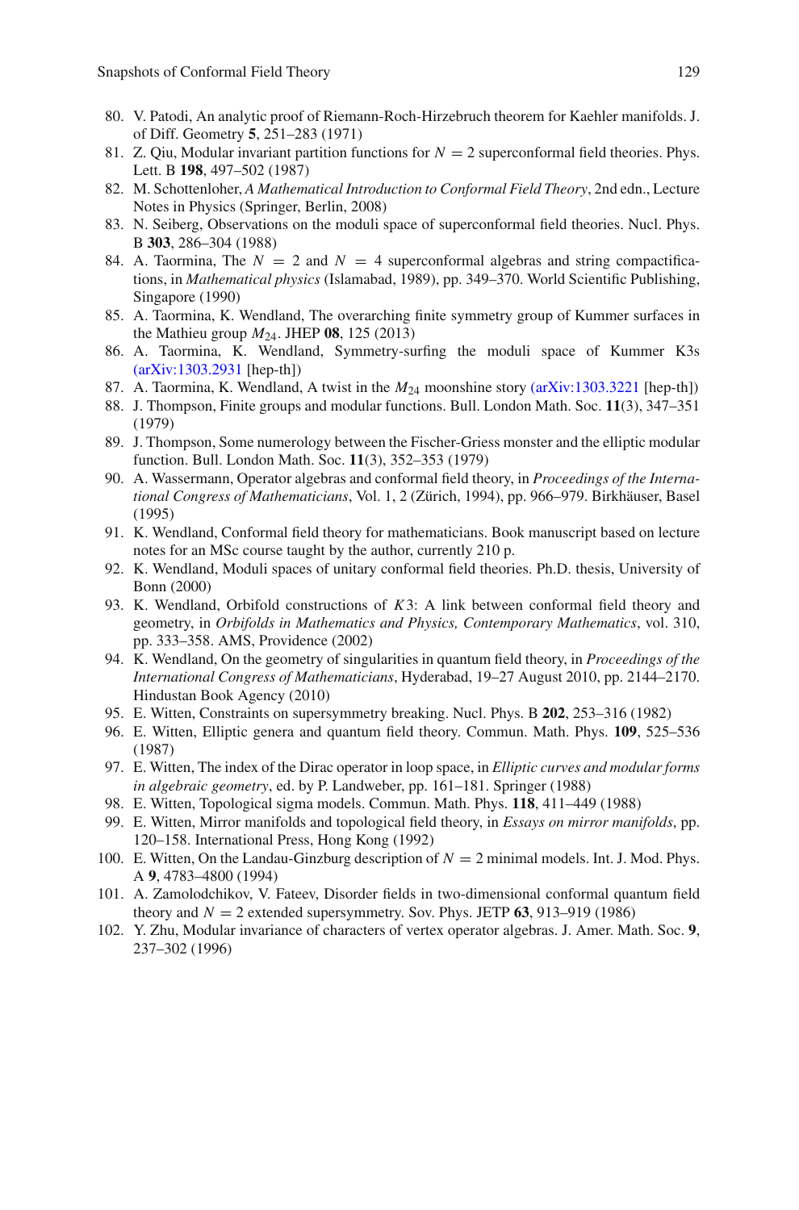80. V. Patodi, An analytic proof of Riemann-Roch-Hirzebruch theorem for Kaehler manifolds. J. of Diff. Geometry **5**, 251–283 (1971)
81. Z. Qiu, Modular invariant partition functions for $N = 2$ superconformal field theories. Phys. Lett. B **198**, 497–502 (1987)
82. M. Schottenloher, *A Mathematical Introduction to Conformal Field Theory*, 2nd edn., Lecture Notes in Physics (Springer, Berlin, 2008)
83. N. Seiberg, Observations on the moduli space of superconformal field theories. Nucl. Phys. B **303**, 286–304 (1988)
84. A. Taormina, The $N = 2$ and $N = 4$ superconformal algebras and string compactifications, in *Mathematical physics* (Islamabad, 1989), pp. 349–370. World Scientific Publishing, Singapore (1990)
85. A. Taormina, K. Wendland, The overarching finite symmetry group of Kummer surfaces in the Mathieu group $M_{24}$. JHEP **08**, 125 (2013)
86. A. Taormina, K. Wendland, Symmetry-surfing the moduli space of Kummer K3s (arXiv:1303.2931 [hep-th])
87. A. Taormina, K. Wendland, A twist in the $M_{24}$ moonshine story (arXiv:1303.3221 [hep-th])
88. J. Thompson, Finite groups and modular functions. Bull. London Math. Soc. **11**(3), 347–351 (1979)
89. J. Thompson, Some numerology between the Fischer-Griess monster and the elliptic modular function. Bull. London Math. Soc. **11**(3), 352–353 (1979)
90. A. Wassermann, Operator algebras and conformal field theory, in *Proceedings of the International Congress of Mathematicians*, Vol. 1, 2 (Zürich, 1994), pp. 966–979. Birkhäuser, Basel (1995)
91. K. Wendland, Conformal field theory for mathematicians. Book manuscript based on lecture notes for an MSc course taught by the author, currently 210 p.
92. K. Wendland, Moduli spaces of unitary conformal field theories. Ph.D. thesis, University of Bonn (2000)
93. K. Wendland, Orbifold constructions of $K3$: A link between conformal field theory and geometry, in *Orbifolds in Mathematics and Physics, Contemporary Mathematics*, vol. 310, pp. 333–358. AMS, Providence (2002)
94. K. Wendland, On the geometry of singularities in quantum field theory, in *Proceedings of the International Congress of Mathematicians*, Hyderabad, 19–27 August 2010, pp. 2144–2170. Hindustan Book Agency (2010)
95. E. Witten, Constraints on supersymmetry breaking. Nucl. Phys. B **202**, 253–316 (1982)
96. E. Witten, Elliptic genera and quantum field theory. Commun. Math. Phys. **109**, 525–536 (1987)
97. E. Witten, The index of the Dirac operator in loop space, in *Elliptic curves and modular forms in algebraic geometry*, ed. by P. Landweber, pp. 161–181. Springer (1988)
98. E. Witten, Topological sigma models. Commun. Math. Phys. **118**, 411–449 (1988)
99. E. Witten, Mirror manifolds and topological field theory, in *Essays on mirror manifolds*, pp. 120–158. International Press, Hong Kong (1992)
100. E. Witten, On the Landau-Ginzburg description of $N = 2$ minimal models. Int. J. Mod. Phys. A **9**, 4783–4800 (1994)
101. A. Zamolodchikov, V. Fateev, Disorder fields in two-dimensional conformal quantum field theory and $N = 2$ extended supersymmetry. Sov. Phys. JETP **63**, 913–919 (1986)
102. Y. Zhu, Modular invariance of characters of vertex operator algebras. J. Amer. Math. Soc. **9**, 237–302 (1996)